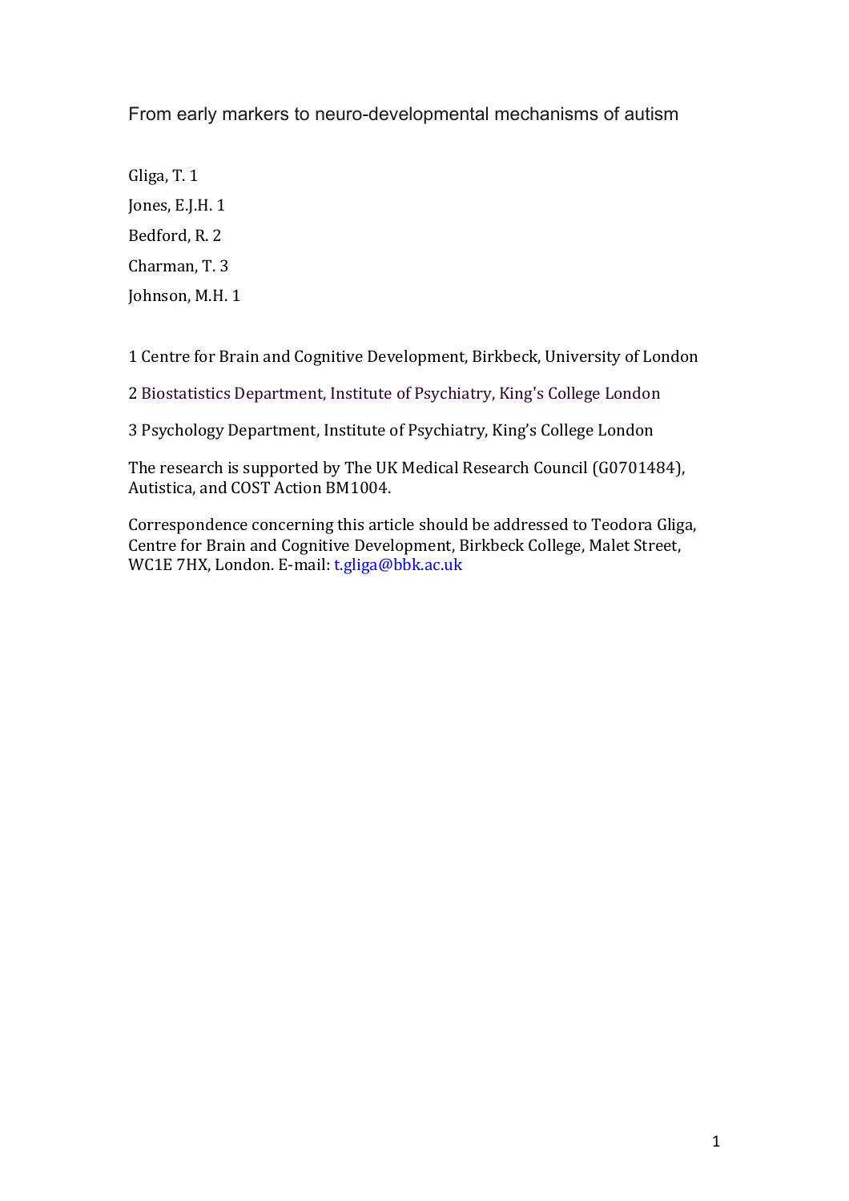# From early markers to neuro-developmental mechanisms of autism

Gliga, T. 1

Jones, E.J.H. 1

Bedford, R. 2

Charman, T. 3

Johnson, M.H. 1

1 Centre for Brain and Cognitive Development, Birkbeck, University of London

2 Biostatistics Department, Institute of Psychiatry, King's College London

3 Psychology Department, Institute of Psychiatry, King's College London

The research is supported by The UK Medical Research Council (G0701484), Autistica, and COST Action BM1004.

Correspondence concerning this article should be addressed to Teodora Gliga, Centre for Brain and Cognitive Development, Birkbeck College, Malet Street, WC1E 7HX, London. E-mail: t.gliga@bbk.ac.uk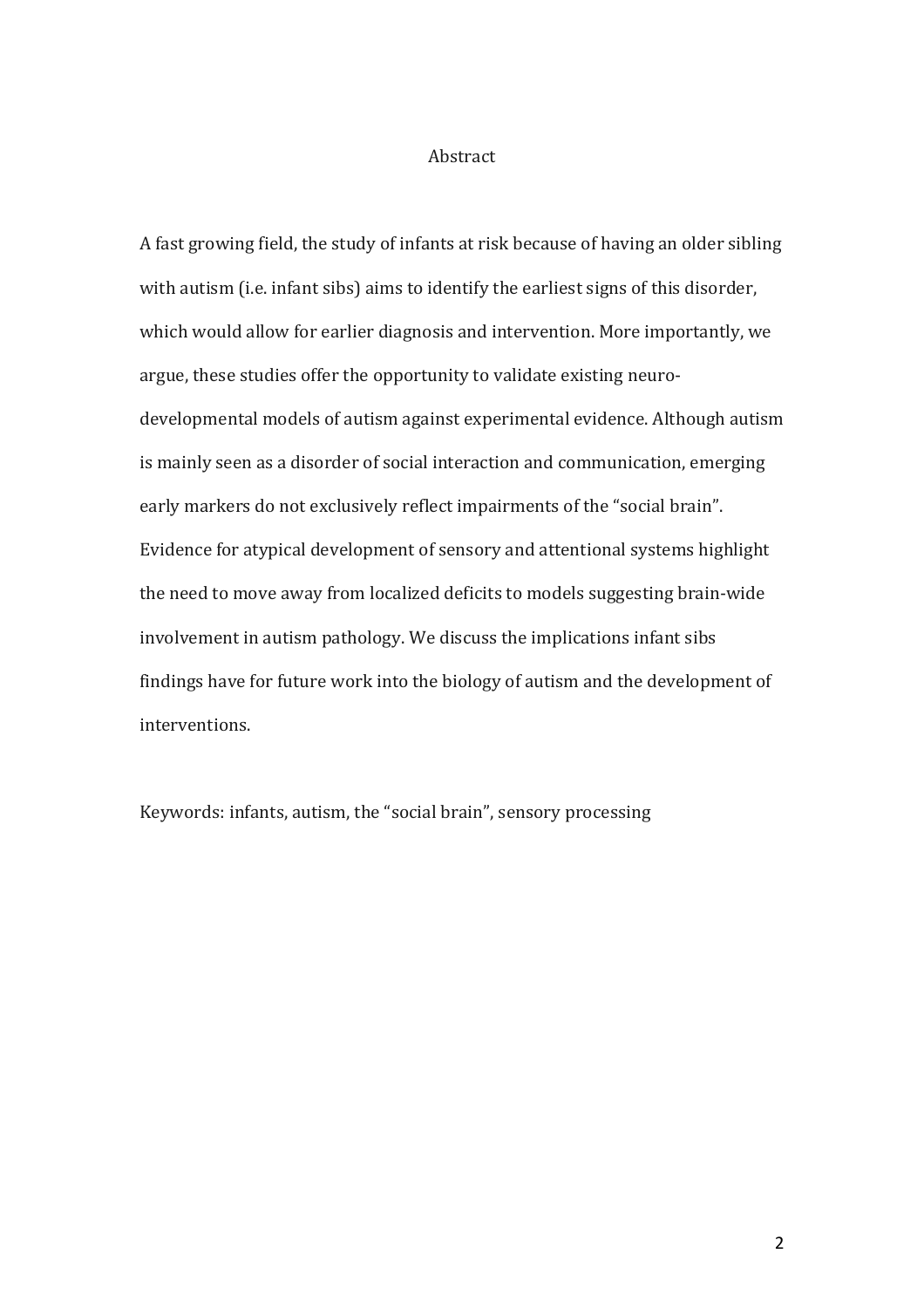# Abstract

A fast growing field, the study of infants at risk because of having an older sibling with autism (i.e. infant sibs) aims to identify the earliest signs of this disorder, which would allow for earlier diagnosis and intervention. More importantly, we argue, these studies offer the opportunity to validate existing neuro-developmental models of autism against experimental evidence. Although autism is mainly seen as a disorder of social interaction and communication, emerging early markers do not exclusively reflect impairments of the "social brain". Evidence for atypical development of sensory and attentional systems highlight the need to move away from localized deficits to models suggesting brain-wide involvement in autism pathology. We discuss the implications infant sibs findings have for future work into the biology of autism and the development of interventions.

Keywords: infants, autism, the "social brain", sensory processing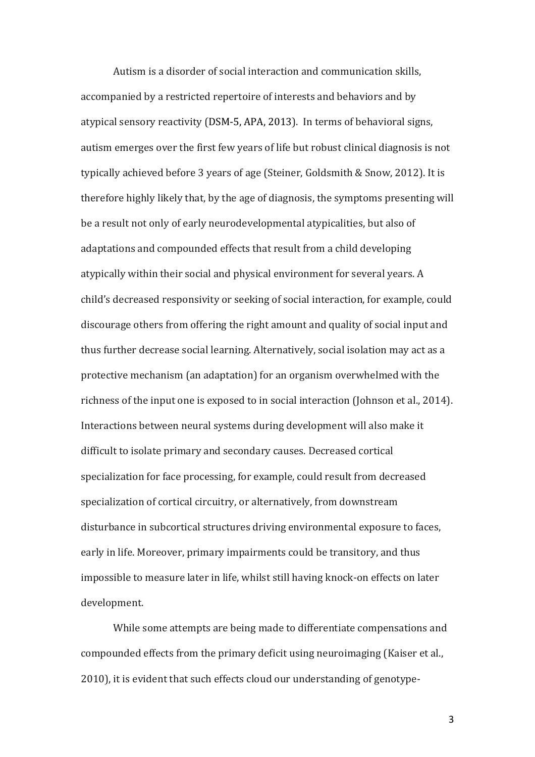Autism is a disorder of social interaction and communication skills, accompanied by a restricted repertoire of interests and behaviors and by atypical sensory reactivity (DSM-5, APA, 2013). In terms of behavioral signs, autism emerges over the first few years of life but robust clinical diagnosis is not typically achieved before 3 years of age (Steiner, Goldsmith & Snow, 2012). It is therefore highly likely that, by the age of diagnosis, the symptoms presenting will be a result not only of early neurodevelopmental atypicalities, but also of adaptations and compounded effects that result from a child developing atypically within their social and physical environment for several years. A child's decreased responsivity or seeking of social interaction, for example, could discourage others from offering the right amount and quality of social input and thus further decrease social learning. Alternatively, social isolation may act as a protective mechanism (an adaptation) for an organism overwhelmed with the richness of the input one is exposed to in social interaction (Johnson et al., 2014). Interactions between neural systems during development will also make it difficult to isolate primary and secondary causes. Decreased cortical specialization for face processing, for example, could result from decreased specialization of cortical circuitry, or alternatively, from downstream disturbance in subcortical structures driving environmental exposure to faces, early in life. Moreover, primary impairments could be transitory, and thus impossible to measure later in life, whilst still having knock-on effects on later development.

While some attempts are being made to differentiate compensations and compounded effects from the primary deficit using neuroimaging (Kaiser et al., 2010), it is evident that such effects cloud our understanding of genotype-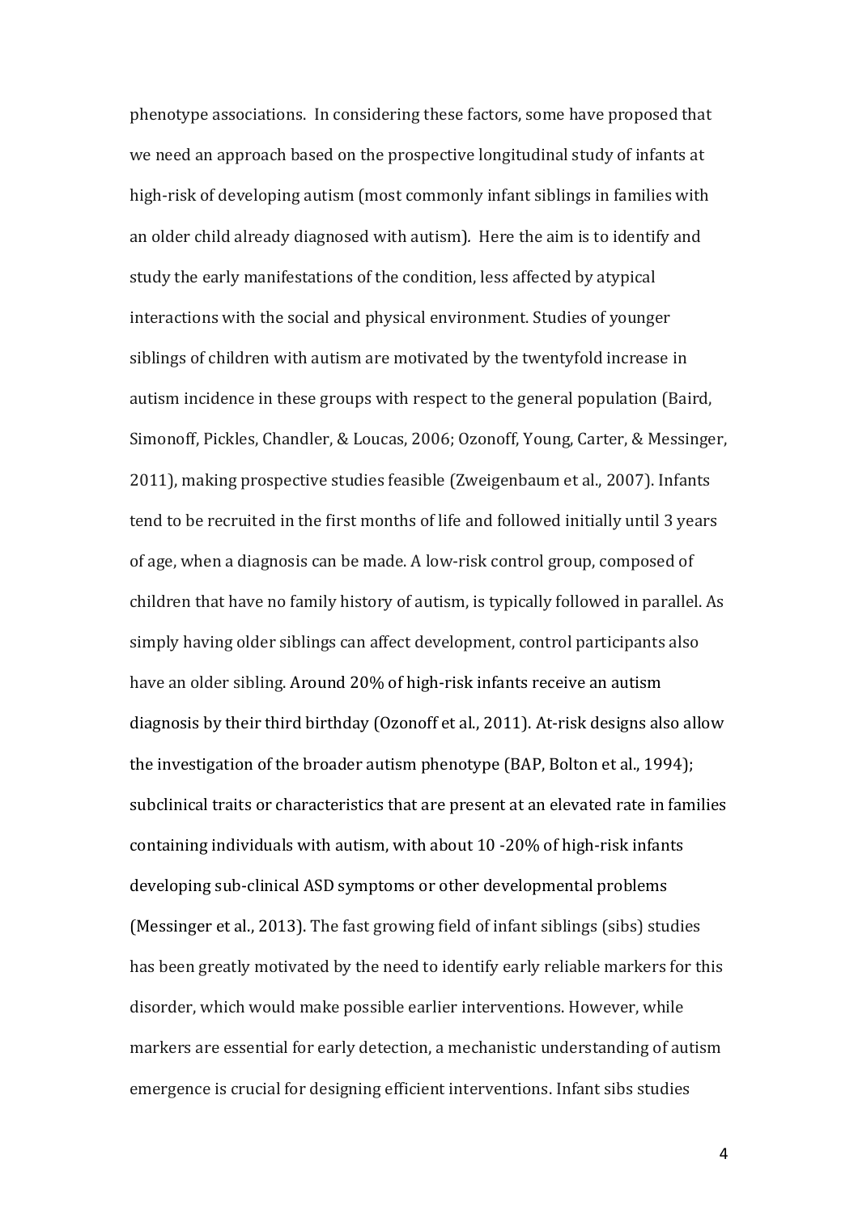phenotype associations. In considering these factors, some have proposed that we need an approach based on the prospective longitudinal study of infants at high-risk of developing autism (most commonly infant siblings in families with an older child already diagnosed with autism). Here the aim is to identify and study the early manifestations of the condition, less affected by atypical interactions with the social and physical environment. Studies of younger siblings of children with autism are motivated by the twentyfold increase in autism incidence in these groups with respect to the general population (Baird, Simonoff, Pickles, Chandler, & Loucas, 2006; Ozonoff, Young, Carter, & Messinger, 2011), making prospective studies feasible (Zweigenbaum et al., 2007). Infants tend to be recruited in the first months of life and followed initially until 3 years of age, when a diagnosis can be made. A low-risk control group, composed of children that have no family history of autism, is typically followed in parallel. As simply having older siblings can affect development, control participants also have an older sibling. Around 20% of high-risk infants receive an autism diagnosis by their third birthday (Ozonoff et al., 2011). At-risk designs also allow the investigation of the broader autism phenotype (BAP, Bolton et al., 1994); subclinical traits or characteristics that are present at an elevated rate in families containing individuals with autism, with about 10 -20% of high-risk infants developing sub-clinical ASD symptoms or other developmental problems (Messinger et al., 2013). The fast growing field of infant siblings (sibs) studies has been greatly motivated by the need to identify early reliable markers for this disorder, which would make possible earlier interventions. However, while markers are essential for early detection, a mechanistic understanding of autism emergence is crucial for designing efficient interventions. Infant sibs studies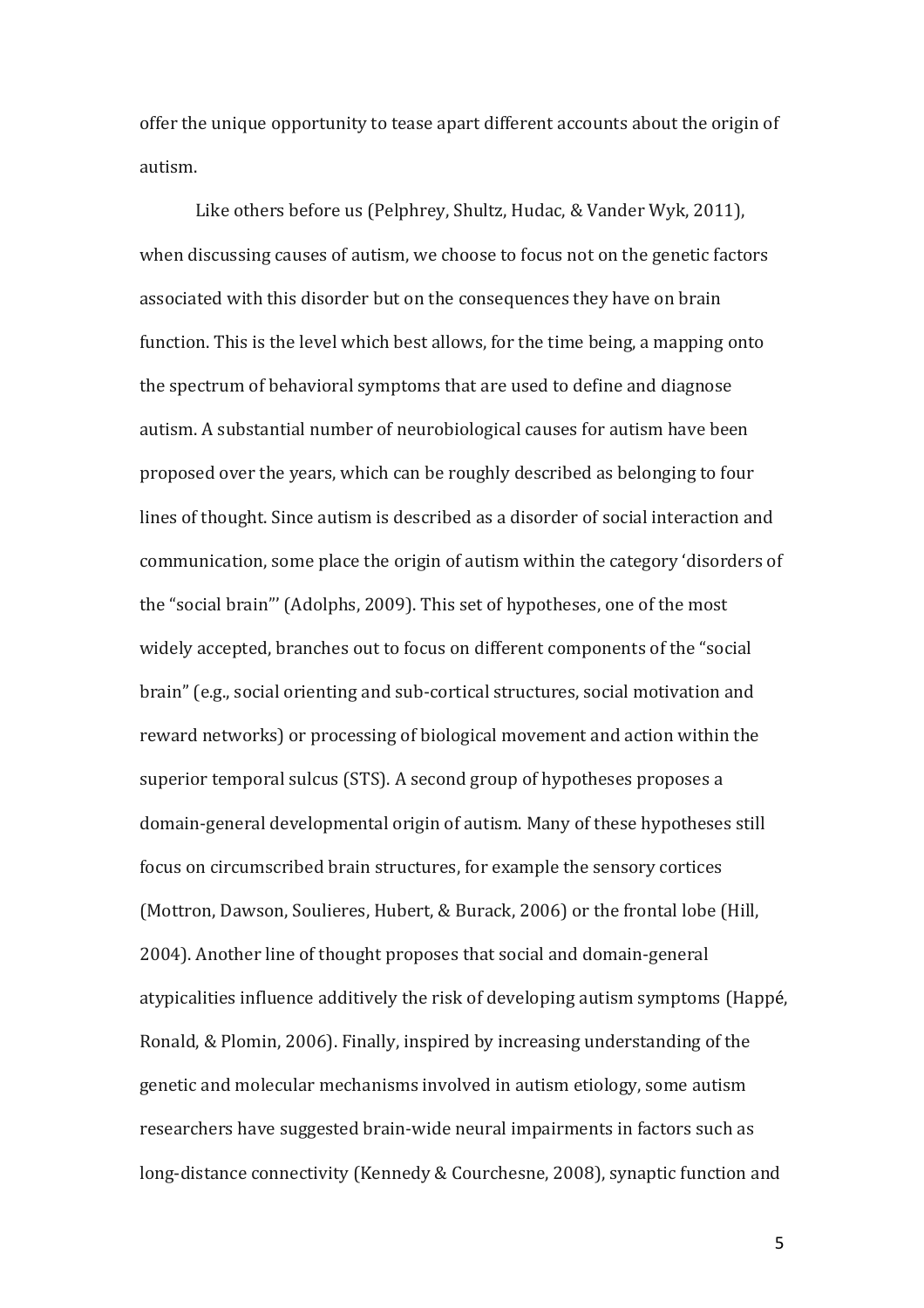offer the unique opportunity to tease apart different accounts about the origin of autism.

Like others before us (Pelphrey, Shultz, Hudac, & Vander Wyk, 2011), when discussing causes of autism, we choose to focus not on the genetic factors associated with this disorder but on the consequences they have on brain function. This is the level which best allows, for the time being, a mapping onto the spectrum of behavioral symptoms that are used to define and diagnose autism. A substantial number of neurobiological causes for autism have been proposed over the years, which can be roughly described as belonging to four lines of thought. Since autism is described as a disorder of social interaction and communication, some place the origin of autism within the category 'disorders of the "social brain"' (Adolphs, 2009). This set of hypotheses, one of the most widely accepted, branches out to focus on different components of the "social brain" (e.g., social orienting and sub-cortical structures, social motivation and reward networks) or processing of biological movement and action within the superior temporal sulcus (STS). A second group of hypotheses proposes a domain-general developmental origin of autism. Many of these hypotheses still focus on circumscribed brain structures, for example the sensory cortices (Mottron, Dawson, Soulieres, Hubert, & Burack, 2006) or the frontal lobe (Hill, 2004). Another line of thought proposes that social and domain-general atypicalities influence additively the risk of developing autism symptoms (Happé, Ronald, & Plomin, 2006). Finally, inspired by increasing understanding of the genetic and molecular mechanisms involved in autism etiology, some autism researchers have suggested brain-wide neural impairments in factors such as long-distance connectivity (Kennedy & Courchesne, 2008), synaptic function and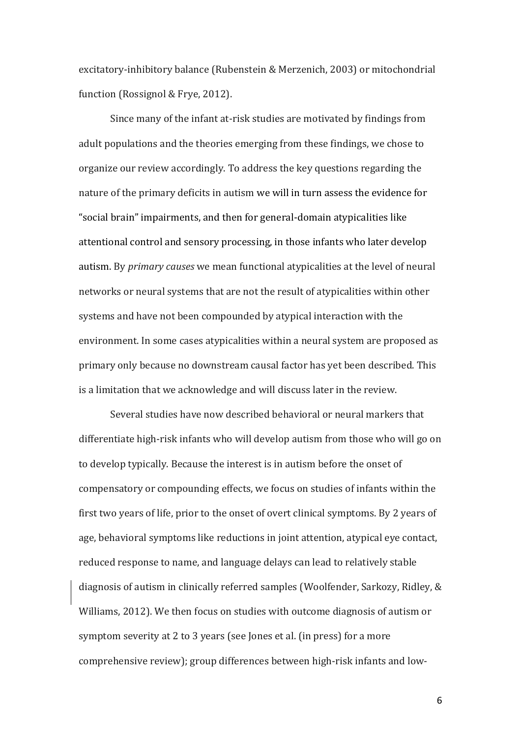excitatory-inhibitory balance (Rubenstein & Merzenich, 2003) or mitochondrial function (Rossignol & Frye, 2012).

Since many of the infant at-risk studies are motivated by findings from adult populations and the theories emerging from these findings, we chose to organize our review accordingly. To address the key questions regarding the nature of the primary deficits in autism we will in turn assess the evidence for "social brain" impairments, and then for general-domain atypicalities like attentional control and sensory processing, in those infants who later develop autism. By *primary causes* we mean functional atypicalities at the level of neural networks or neural systems that are not the result of atypicalities within other systems and have not been compounded by atypical interaction with the environment. In some cases atypicalities within a neural system are proposed as primary only because no downstream causal factor has yet been described. This is a limitation that we acknowledge and will discuss later in the review.

Several studies have now described behavioral or neural markers that differentiate high-risk infants who will develop autism from those who will go on to develop typically. Because the interest is in autism before the onset of compensatory or compounding effects, we focus on studies of infants within the first two years of life, prior to the onset of overt clinical symptoms. By 2 years of age, behavioral symptoms like reductions in joint attention, atypical eye contact, reduced response to name, and language delays can lead to relatively stable diagnosis of autism in clinically referred samples (Woolfender, Sarkozy, Ridley, & Williams, 2012). We then focus on studies with outcome diagnosis of autism or symptom severity at 2 to 3 years (see Jones et al. (in press) for a more comprehensive review); group differences between high-risk infants and low-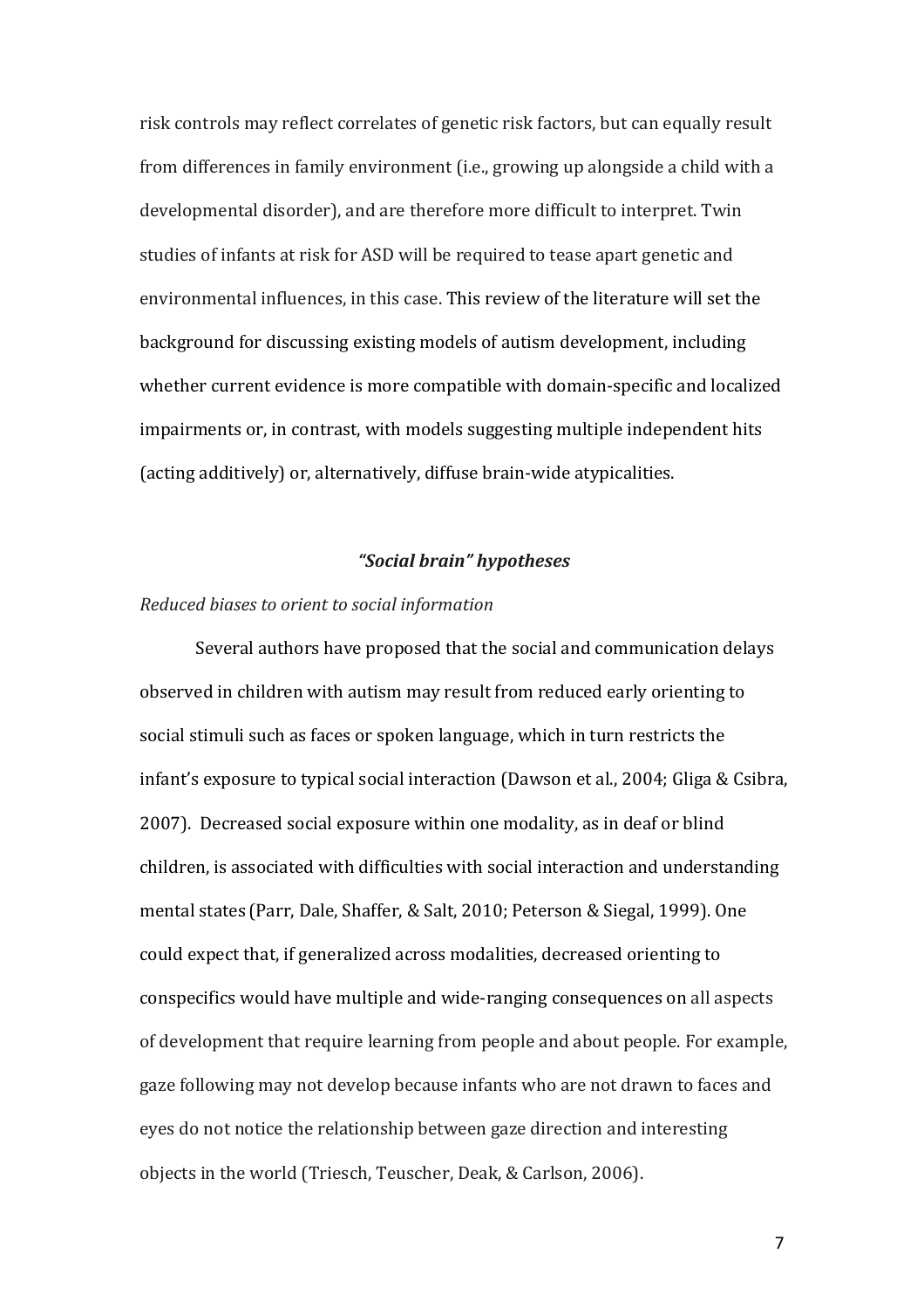risk controls may reflect correlates of genetic risk factors, but can equally result from differences in family environment (i.e., growing up alongside a child with a developmental disorder), and are therefore more difficult to interpret. Twin studies of infants at risk for ASD will be required to tease apart genetic and environmental influences, in this case. This review of the literature will set the background for discussing existing models of autism development, including whether current evidence is more compatible with domain-specific and localized impairments or, in contrast, with models suggesting multiple independent hits (acting additively) or, alternatively, diffuse brain-wide atypicalities.

## *"Social brain" hypotheses*

*Reduced biases to orient to social information*

Several authors have proposed that the social and communication delays observed in children with autism may result from reduced early orienting to social stimuli such as faces or spoken language, which in turn restricts the infant's exposure to typical social interaction (Dawson et al., 2004; Gliga & Csibra, 2007). Decreased social exposure within one modality, as in deaf or blind children, is associated with difficulties with social interaction and understanding mental states (Parr, Dale, Shaffer, & Salt, 2010; Peterson & Siegal, 1999). One could expect that, if generalized across modalities, decreased orienting to conspecifics would have multiple and wide-ranging consequences on all aspects of development that require learning from people and about people. For example, gaze following may not develop because infants who are not drawn to faces and eyes do not notice the relationship between gaze direction and interesting objects in the world (Triesch, Teuscher, Deak, & Carlson, 2006).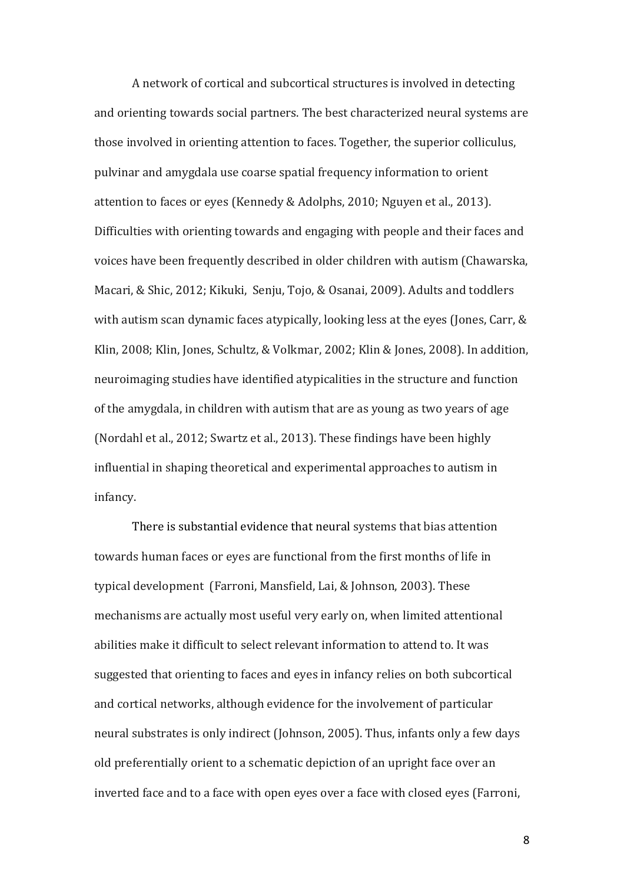A network of cortical and subcortical structures is involved in detecting and orienting towards social partners. The best characterized neural systems are those involved in orienting attention to faces. Together, the superior colliculus, pulvinar and amygdala use coarse spatial frequency information to orient attention to faces or eyes (Kennedy & Adolphs, 2010; Nguyen et al., 2013). Difficulties with orienting towards and engaging with people and their faces and voices have been frequently described in older children with autism (Chawarska, Macari, & Shic, 2012; Kikuki, Senju, Tojo, & Osanai, 2009). Adults and toddlers with autism scan dynamic faces atypically, looking less at the eyes (Jones, Carr, & Klin, 2008; Klin, Jones, Schultz, & Volkmar, 2002; Klin & Jones, 2008). In addition, neuroimaging studies have identified atypicalities in the structure and function of the amygdala, in children with autism that are as young as two years of age (Nordahl et al., 2012; Swartz et al., 2013). These findings have been highly influential in shaping theoretical and experimental approaches to autism in infancy.

There is substantial evidence that neural systems that bias attention towards human faces or eyes are functional from the first months of life in typical development (Farroni, Mansfield, Lai, & Johnson, 2003). These mechanisms are actually most useful very early on, when limited attentional abilities make it difficult to select relevant information to attend to. It was suggested that orienting to faces and eyes in infancy relies on both subcortical and cortical networks, although evidence for the involvement of particular neural substrates is only indirect (Johnson, 2005). Thus, infants only a few days old preferentially orient to a schematic depiction of an upright face over an inverted face and to a face with open eyes over a face with closed eyes (Farroni,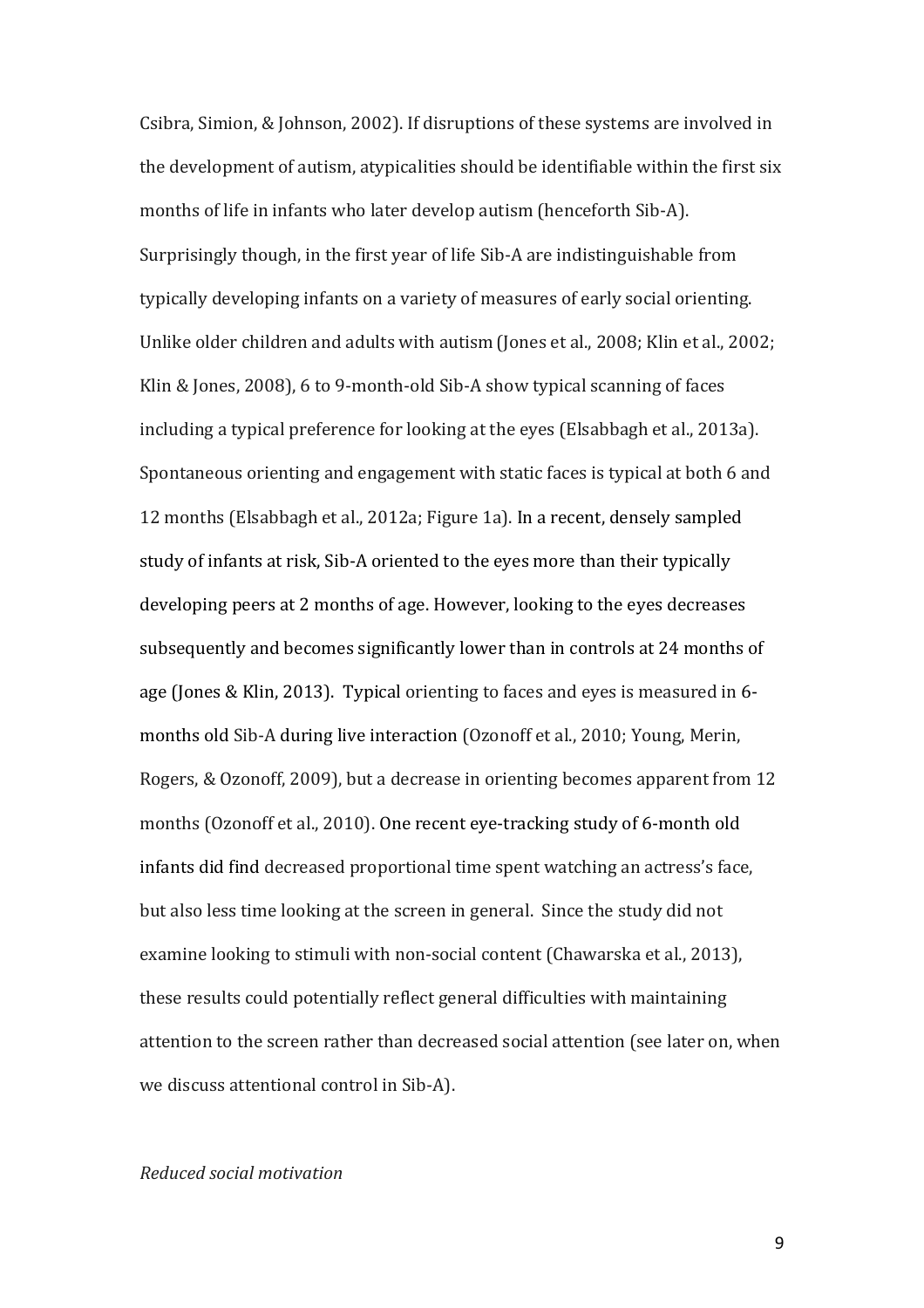Csibra, Simion, & Johnson, 2002). If disruptions of these systems are involved in the development of autism, atypicalities should be identifiable within the first six months of life in infants who later develop autism (henceforth Sib-A). Surprisingly though, in the first year of life Sib-A are indistinguishable from typically developing infants on a variety of measures of early social orienting. Unlike older children and adults with autism (Jones et al., 2008; Klin et al., 2002; Klin & Jones, 2008), 6 to 9-month-old Sib-A show typical scanning of faces including a typical preference for looking at the eyes (Elsabbagh et al., 2013a). Spontaneous orienting and engagement with static faces is typical at both 6 and 12 months (Elsabbagh et al., 2012a; Figure 1a). In a recent, densely sampled study of infants at risk, Sib-A oriented to the eyes more than their typically developing peers at 2 months of age. However, looking to the eyes decreases subsequently and becomes significantly lower than in controls at 24 months of age (Jones & Klin, 2013). Typical orienting to faces and eyes is measured in 6-months old Sib-A during live interaction (Ozonoff et al., 2010; Young, Merin, Rogers, & Ozonoff, 2009), but a decrease in orienting becomes apparent from 12 months (Ozonoff et al., 2010). One recent eye-tracking study of 6-month old infants did find decreased proportional time spent watching an actress's face, but also less time looking at the screen in general. Since the study did not examine looking to stimuli with non-social content (Chawarska et al., 2013), these results could potentially reflect general difficulties with maintaining attention to the screen rather than decreased social attention (see later on, when we discuss attentional control in Sib-A).

*Reduced social motivation*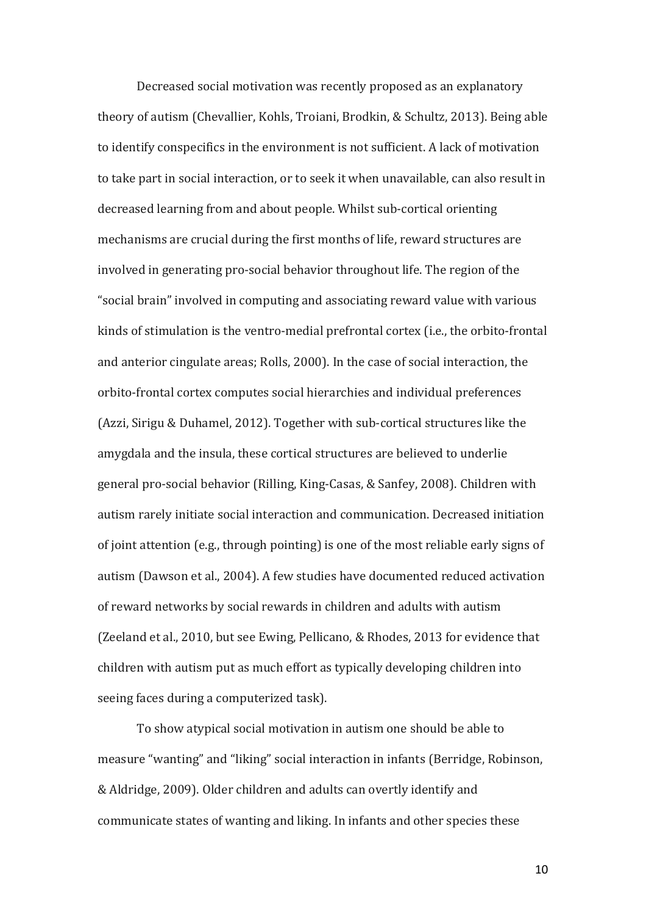Decreased social motivation was recently proposed as an explanatory theory of autism (Chevallier, Kohls, Troiani, Brodkin, & Schultz, 2013). Being able to identify conspecifics in the environment is not sufficient. A lack of motivation to take part in social interaction, or to seek it when unavailable, can also result in decreased learning from and about people. Whilst sub-cortical orienting mechanisms are crucial during the first months of life, reward structures are involved in generating pro-social behavior throughout life. The region of the "social brain" involved in computing and associating reward value with various kinds of stimulation is the ventro-medial prefrontal cortex (i.e., the orbito-frontal and anterior cingulate areas; Rolls, 2000). In the case of social interaction, the orbito-frontal cortex computes social hierarchies and individual preferences (Azzi, Sirigu & Duhamel, 2012). Together with sub-cortical structures like the amygdala and the insula, these cortical structures are believed to underlie general pro-social behavior (Rilling, King-Casas, & Sanfey, 2008). Children with autism rarely initiate social interaction and communication. Decreased initiation of joint attention (e.g., through pointing) is one of the most reliable early signs of autism (Dawson et al., 2004). A few studies have documented reduced activation of reward networks by social rewards in children and adults with autism (Zeeland et al., 2010, but see Ewing, Pellicano, & Rhodes, 2013 for evidence that children with autism put as much effort as typically developing children into seeing faces during a computerized task).

To show atypical social motivation in autism one should be able to measure "wanting" and "liking" social interaction in infants (Berridge, Robinson, & Aldridge, 2009). Older children and adults can overtly identify and communicate states of wanting and liking. In infants and other species these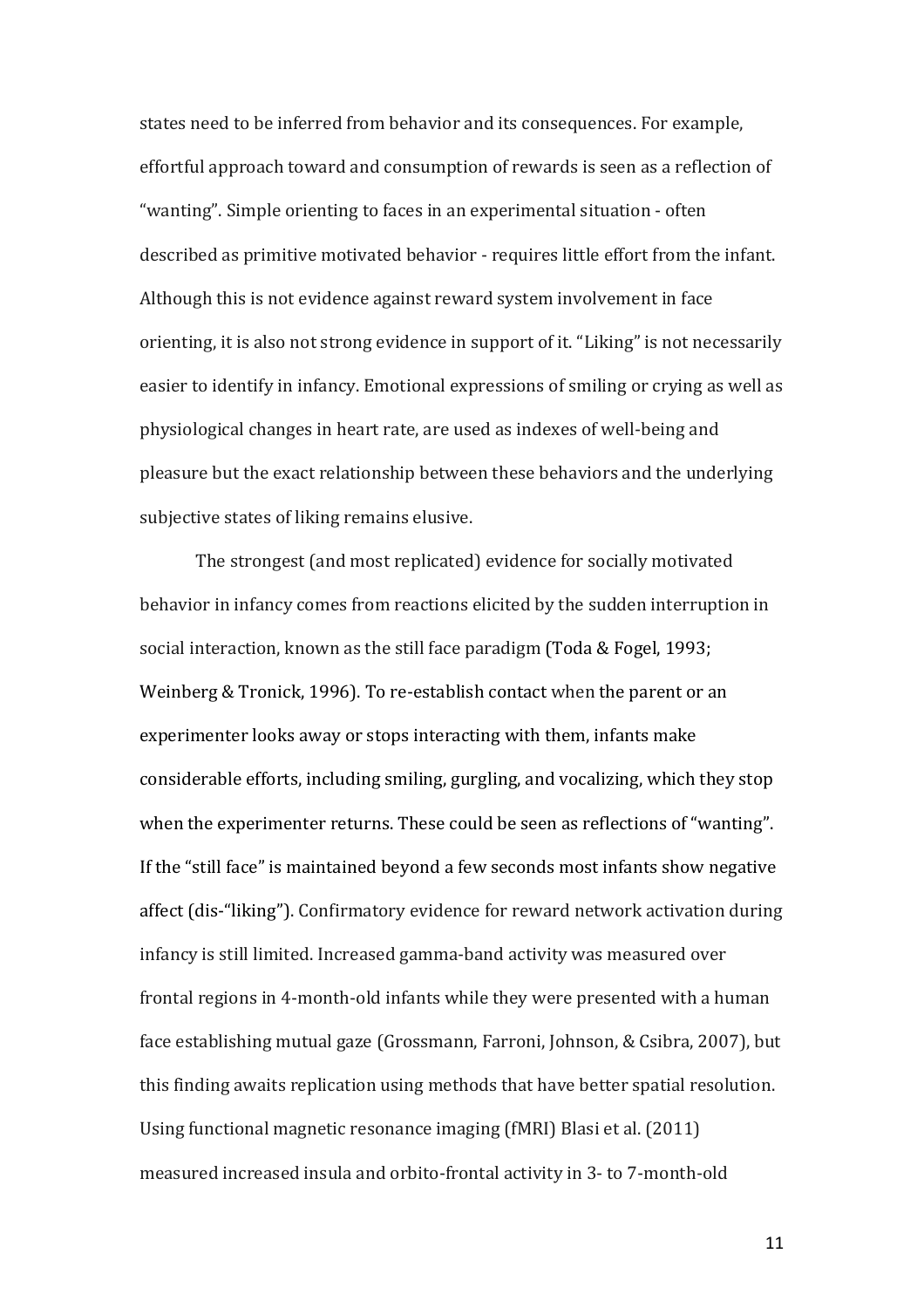states need to be inferred from behavior and its consequences. For example, effortful approach toward and consumption of rewards is seen as a reflection of "wanting". Simple orienting to faces in an experimental situation - often described as primitive motivated behavior - requires little effort from the infant. Although this is not evidence against reward system involvement in face orienting, it is also not strong evidence in support of it. "Liking" is not necessarily easier to identify in infancy. Emotional expressions of smiling or crying as well as physiological changes in heart rate, are used as indexes of well-being and pleasure but the exact relationship between these behaviors and the underlying subjective states of liking remains elusive.

The strongest (and most replicated) evidence for socially motivated behavior in infancy comes from reactions elicited by the sudden interruption in social interaction, known as the still face paradigm (Toda & Fogel, 1993; Weinberg & Tronick, 1996). To re-establish contact when the parent or an experimenter looks away or stops interacting with them, infants make considerable efforts, including smiling, gurgling, and vocalizing, which they stop when the experimenter returns. These could be seen as reflections of "wanting". If the "still face" is maintained beyond a few seconds most infants show negative affect (dis-"liking"). Confirmatory evidence for reward network activation during infancy is still limited. Increased gamma-band activity was measured over frontal regions in 4-month-old infants while they were presented with a human face establishing mutual gaze (Grossmann, Farroni, Johnson, & Csibra, 2007), but this finding awaits replication using methods that have better spatial resolution. Using functional magnetic resonance imaging (fMRI) Blasi et al. (2011) measured increased insula and orbito-frontal activity in 3- to 7-month-old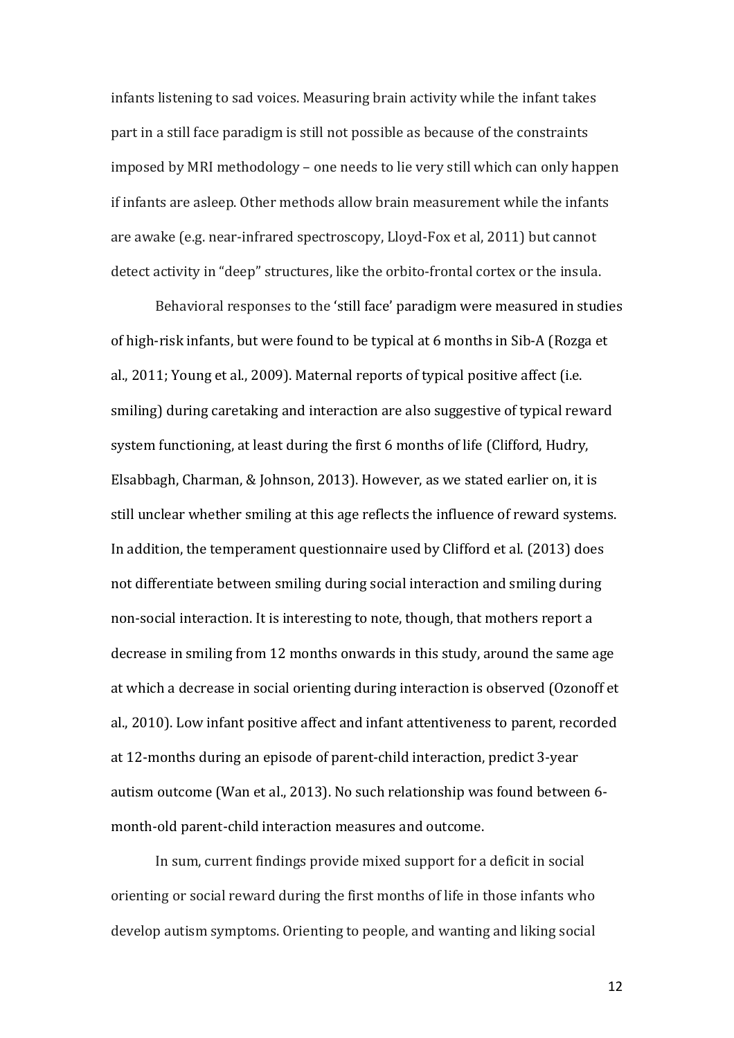infants listening to sad voices. Measuring brain activity while the infant takes part in a still face paradigm is still not possible as because of the constraints imposed by MRI methodology – one needs to lie very still which can only happen if infants are asleep. Other methods allow brain measurement while the infants are awake (e.g. near-infrared spectroscopy, Lloyd-Fox et al, 2011) but cannot detect activity in "deep" structures, like the orbito-frontal cortex or the insula.

Behavioral responses to the 'still face' paradigm were measured in studies of high-risk infants, but were found to be typical at 6 months in Sib-A (Rozga et al., 2011; Young et al., 2009). Maternal reports of typical positive affect (i.e. smiling) during caretaking and interaction are also suggestive of typical reward system functioning, at least during the first 6 months of life (Clifford, Hudry, Elsabbagh, Charman, & Johnson, 2013). However, as we stated earlier on, it is still unclear whether smiling at this age reflects the influence of reward systems. In addition, the temperament questionnaire used by Clifford et al. (2013) does not differentiate between smiling during social interaction and smiling during non-social interaction. It is interesting to note, though, that mothers report a decrease in smiling from 12 months onwards in this study, around the same age at which a decrease in social orienting during interaction is observed (Ozonoff et al., 2010). Low infant positive affect and infant attentiveness to parent, recorded at 12-months during an episode of parent-child interaction, predict 3-year autism outcome (Wan et al., 2013). No such relationship was found between 6-month-old parent-child interaction measures and outcome.

In sum, current findings provide mixed support for a deficit in social orienting or social reward during the first months of life in those infants who develop autism symptoms. Orienting to people, and wanting and liking social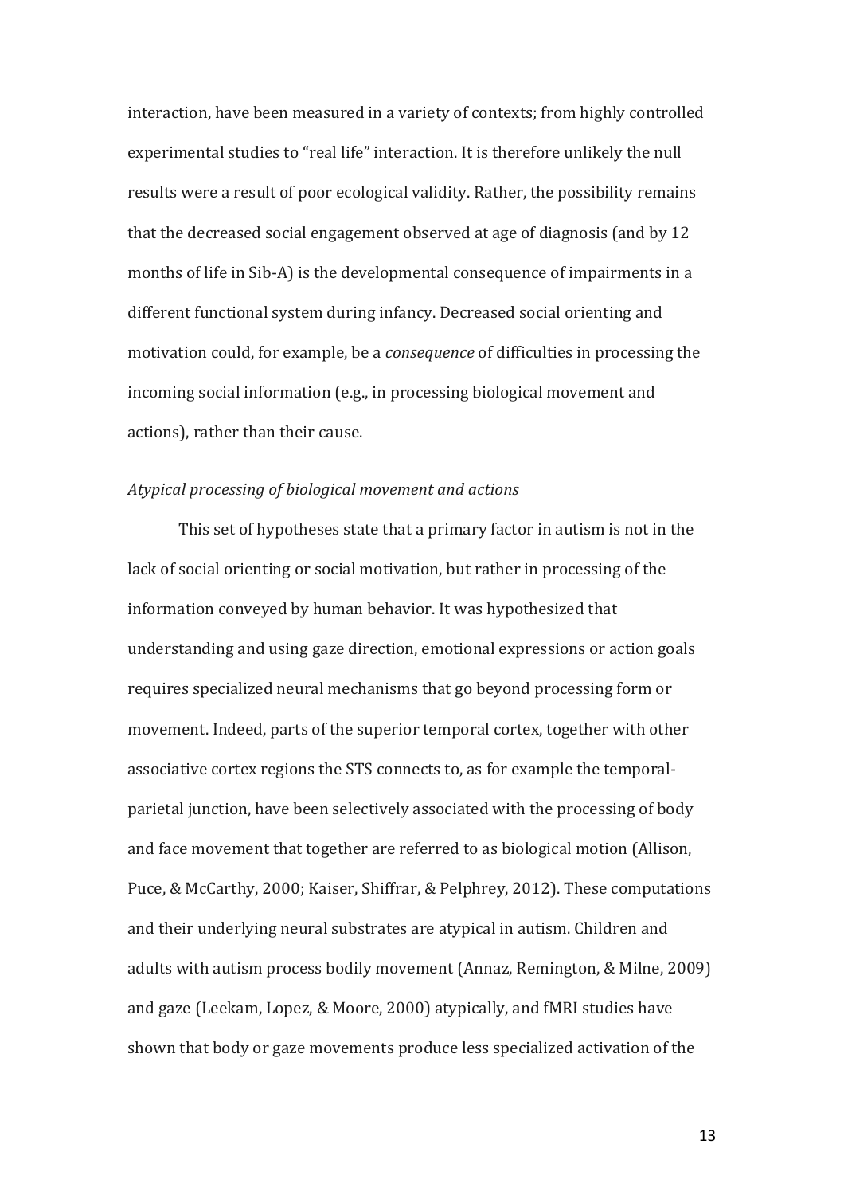interaction, have been measured in a variety of contexts; from highly controlled experimental studies to "real life" interaction. It is therefore unlikely the null results were a result of poor ecological validity. Rather, the possibility remains that the decreased social engagement observed at age of diagnosis (and by 12 months of life in Sib-A) is the developmental consequence of impairments in a different functional system during infancy. Decreased social orienting and motivation could, for example, be a *consequence* of difficulties in processing the incoming social information (e.g., in processing biological movement and actions), rather than their cause.

*Atypical processing of biological movement and actions*

This set of hypotheses state that a primary factor in autism is not in the lack of social orienting or social motivation, but rather in processing of the information conveyed by human behavior. It was hypothesized that understanding and using gaze direction, emotional expressions or action goals requires specialized neural mechanisms that go beyond processing form or movement. Indeed, parts of the superior temporal cortex, together with other associative cortex regions the STS connects to, as for example the temporal-parietal junction, have been selectively associated with the processing of body and face movement that together are referred to as biological motion (Allison, Puce, & McCarthy, 2000; Kaiser, Shiffrar, & Pelphrey, 2012). These computations and their underlying neural substrates are atypical in autism. Children and adults with autism process bodily movement (Annaz, Remington, & Milne, 2009) and gaze (Leekam, Lopez, & Moore, 2000) atypically, and fMRI studies have shown that body or gaze movements produce less specialized activation of the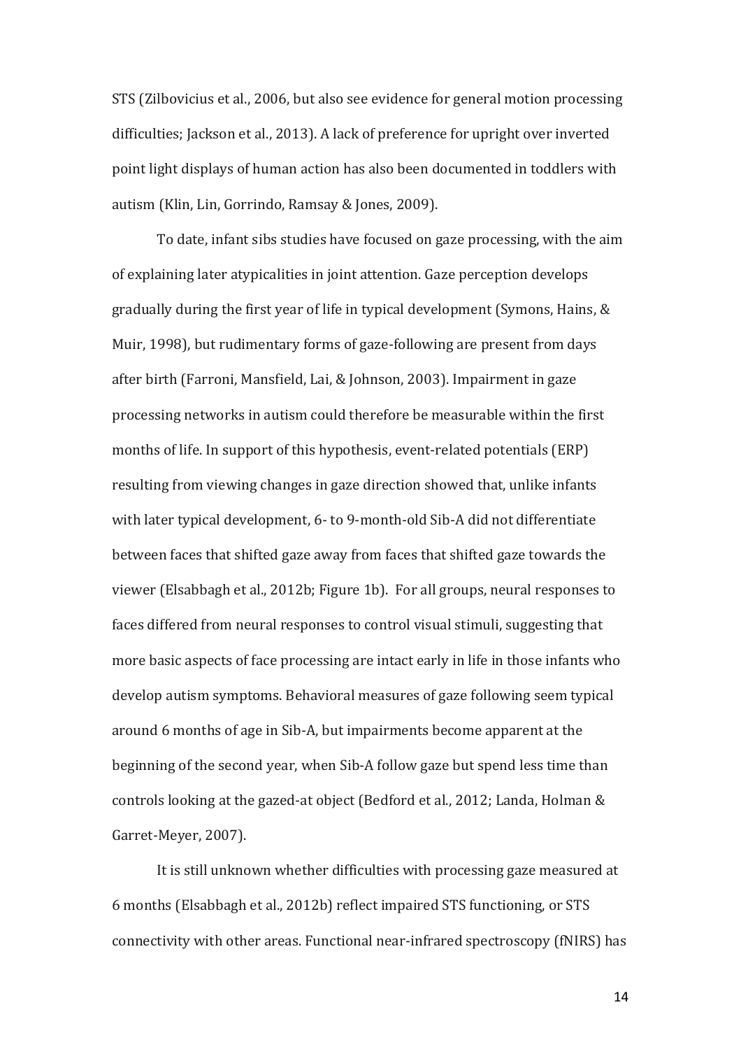STS (Zilbovicius et al., 2006, but also see evidence for general motion processing difficulties; Jackson et al., 2013). A lack of preference for upright over inverted point light displays of human action has also been documented in toddlers with autism (Klin, Lin, Gorrindo, Ramsay & Jones, 2009).

To date, infant sibs studies have focused on gaze processing, with the aim of explaining later atypicalities in joint attention. Gaze perception develops gradually during the first year of life in typical development (Symons, Hains, & Muir, 1998), but rudimentary forms of gaze-following are present from days after birth (Farroni, Mansfield, Lai, & Johnson, 2003). Impairment in gaze processing networks in autism could therefore be measurable within the first months of life. In support of this hypothesis, event-related potentials (ERP) resulting from viewing changes in gaze direction showed that, unlike infants with later typical development, 6- to 9-month-old Sib-A did not differentiate between faces that shifted gaze away from faces that shifted gaze towards the viewer (Elsabbagh et al., 2012b; Figure 1b). For all groups, neural responses to faces differed from neural responses to control visual stimuli, suggesting that more basic aspects of face processing are intact early in life in those infants who develop autism symptoms. Behavioral measures of gaze following seem typical around 6 months of age in Sib-A, but impairments become apparent at the beginning of the second year, when Sib-A follow gaze but spend less time than controls looking at the gazed-at object (Bedford et al., 2012; Landa, Holman & Garret-Meyer, 2007).

It is still unknown whether difficulties with processing gaze measured at 6 months (Elsabbagh et al., 2012b) reflect impaired STS functioning, or STS connectivity with other areas. Functional near-infrared spectroscopy (fNIRS) has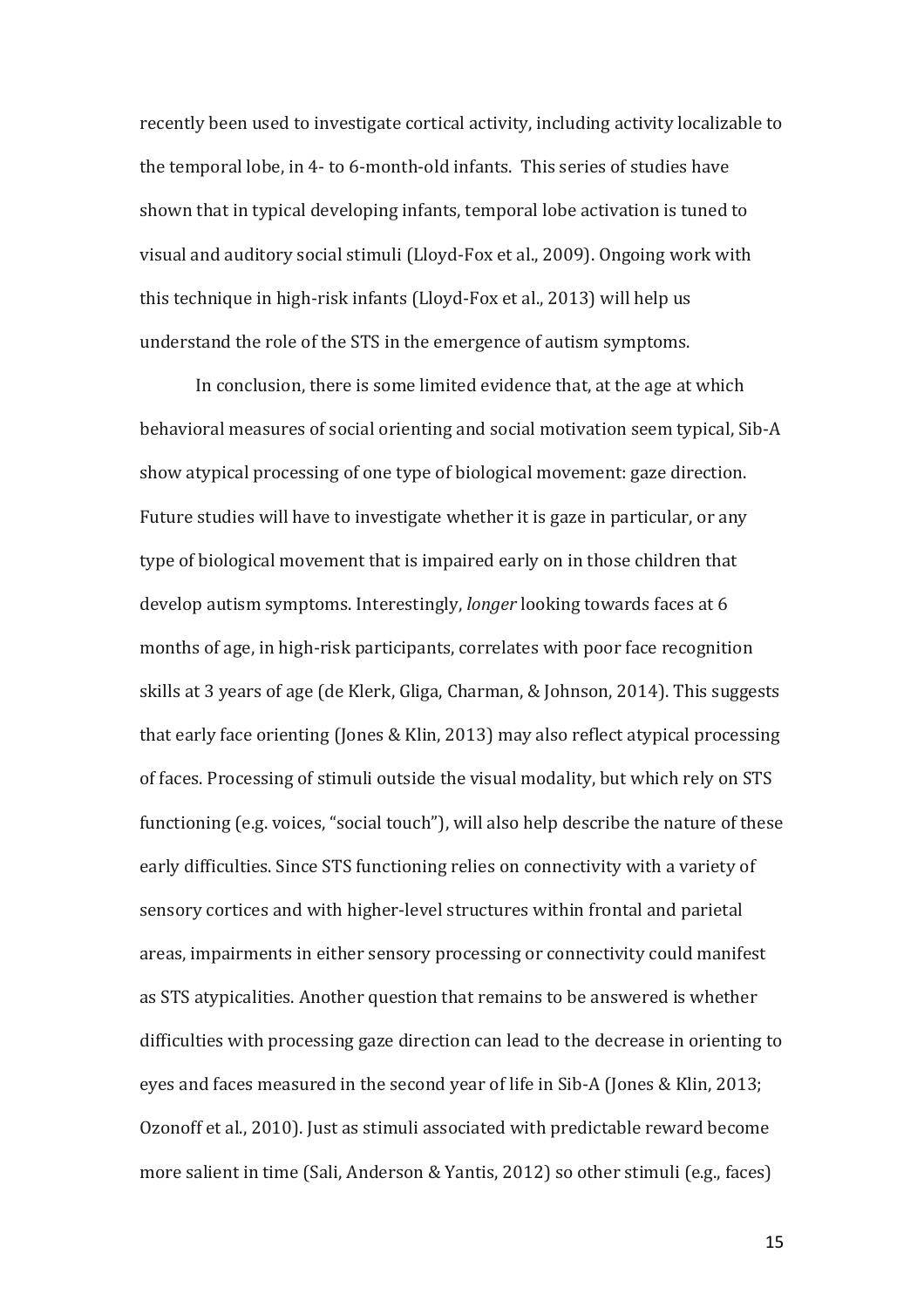recently been used to investigate cortical activity, including activity localizable to the temporal lobe, in 4- to 6-month-old infants. This series of studies have shown that in typical developing infants, temporal lobe activation is tuned to visual and auditory social stimuli (Lloyd-Fox et al., 2009). Ongoing work with this technique in high-risk infants (Lloyd-Fox et al., 2013) will help us understand the role of the STS in the emergence of autism symptoms.

In conclusion, there is some limited evidence that, at the age at which behavioral measures of social orienting and social motivation seem typical, Sib-A show atypical processing of one type of biological movement: gaze direction. Future studies will have to investigate whether it is gaze in particular, or any type of biological movement that is impaired early on in those children that develop autism symptoms. Interestingly, *longer* looking towards faces at 6 months of age, in high-risk participants, correlates with poor face recognition skills at 3 years of age (de Klerk, Gliga, Charman, & Johnson, 2014). This suggests that early face orienting (Jones & Klin, 2013) may also reflect atypical processing of faces. Processing of stimuli outside the visual modality, but which rely on STS functioning (e.g. voices, "social touch"), will also help describe the nature of these early difficulties. Since STS functioning relies on connectivity with a variety of sensory cortices and with higher-level structures within frontal and parietal areas, impairments in either sensory processing or connectivity could manifest as STS atypicalities. Another question that remains to be answered is whether difficulties with processing gaze direction can lead to the decrease in orienting to eyes and faces measured in the second year of life in Sib-A (Jones & Klin, 2013; Ozonoff et al., 2010). Just as stimuli associated with predictable reward become more salient in time (Sali, Anderson & Yantis, 2012) so other stimuli (e.g., faces)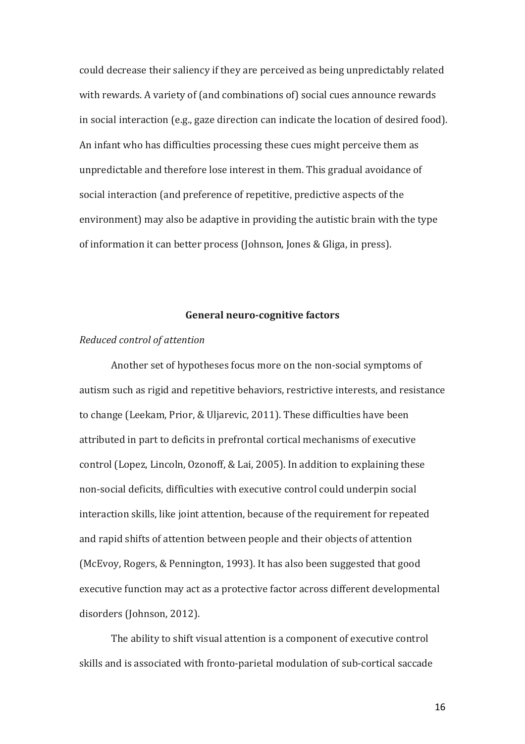could decrease their saliency if they are perceived as being unpredictably related with rewards. A variety of (and combinations of) social cues announce rewards in social interaction (e.g., gaze direction can indicate the location of desired food). An infant who has difficulties processing these cues might perceive them as unpredictable and therefore lose interest in them. This gradual avoidance of social interaction (and preference of repetitive, predictive aspects of the environment) may also be adaptive in providing the autistic brain with the type of information it can better process (Johnson, Jones & Gliga, in press).

## General neuro-cognitive factors

*Reduced control of attention*

Another set of hypotheses focus more on the non-social symptoms of autism such as rigid and repetitive behaviors, restrictive interests, and resistance to change (Leekam, Prior, & Uljarevic, 2011). These difficulties have been attributed in part to deficits in prefrontal cortical mechanisms of executive control (Lopez, Lincoln, Ozonoff, & Lai, 2005). In addition to explaining these non-social deficits, difficulties with executive control could underpin social interaction skills, like joint attention, because of the requirement for repeated and rapid shifts of attention between people and their objects of attention (McEvoy, Rogers, & Pennington, 1993). It has also been suggested that good executive function may act as a protective factor across different developmental disorders (Johnson, 2012).

The ability to shift visual attention is a component of executive control skills and is associated with fronto-parietal modulation of sub-cortical saccade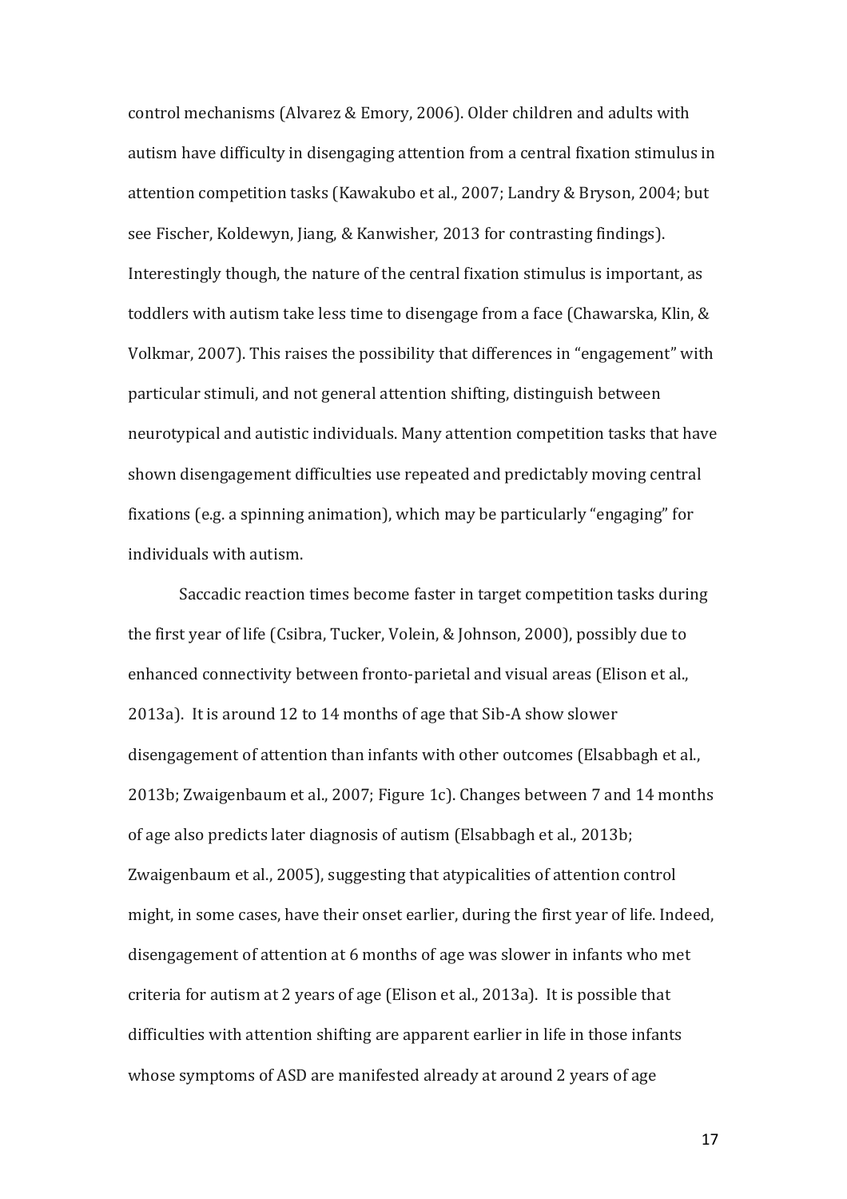control mechanisms (Alvarez & Emory, 2006). Older children and adults with autism have difficulty in disengaging attention from a central fixation stimulus in attention competition tasks (Kawakubo et al., 2007; Landry & Bryson, 2004; but see Fischer, Koldewyn, Jiang, & Kanwisher, 2013 for contrasting findings). Interestingly though, the nature of the central fixation stimulus is important, as toddlers with autism take less time to disengage from a face (Chawarska, Klin, & Volkmar, 2007). This raises the possibility that differences in "engagement" with particular stimuli, and not general attention shifting, distinguish between neurotypical and autistic individuals. Many attention competition tasks that have shown disengagement difficulties use repeated and predictably moving central fixations (e.g. a spinning animation), which may be particularly "engaging" for individuals with autism.

Saccadic reaction times become faster in target competition tasks during the first year of life (Csibra, Tucker, Volein, & Johnson, 2000), possibly due to enhanced connectivity between fronto-parietal and visual areas (Elison et al., 2013a). It is around 12 to 14 months of age that Sib-A show slower disengagement of attention than infants with other outcomes (Elsabbagh et al., 2013b; Zwaigenbaum et al., 2007; Figure 1c). Changes between 7 and 14 months of age also predicts later diagnosis of autism (Elsabbagh et al., 2013b; Zwaigenbaum et al., 2005), suggesting that atypicalities of attention control might, in some cases, have their onset earlier, during the first year of life. Indeed, disengagement of attention at 6 months of age was slower in infants who met criteria for autism at 2 years of age (Elison et al., 2013a). It is possible that difficulties with attention shifting are apparent earlier in life in those infants whose symptoms of ASD are manifested already at around 2 years of age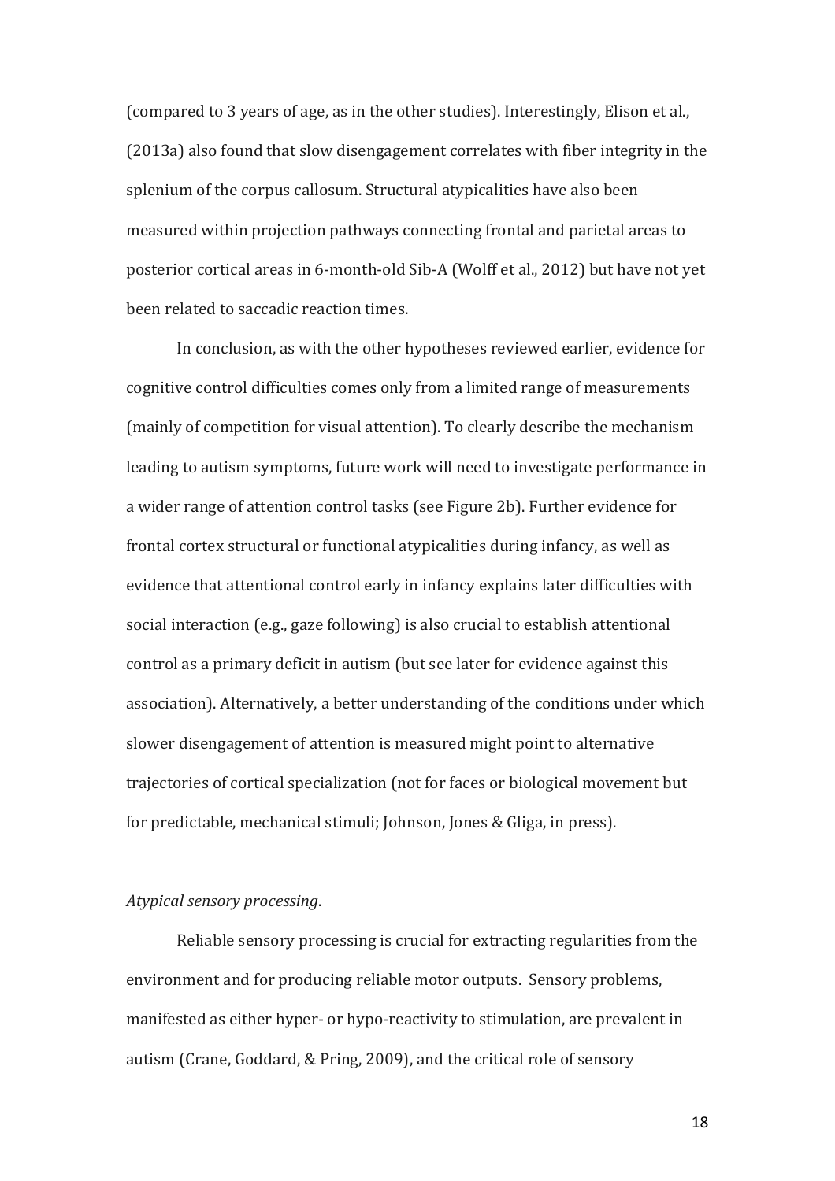(compared to 3 years of age, as in the other studies). Interestingly, Elison et al., (2013a) also found that slow disengagement correlates with fiber integrity in the splenium of the corpus callosum. Structural atypicalities have also been measured within projection pathways connecting frontal and parietal areas to posterior cortical areas in 6-month-old Sib-A (Wolff et al., 2012) but have not yet been related to saccadic reaction times.

In conclusion, as with the other hypotheses reviewed earlier, evidence for cognitive control difficulties comes only from a limited range of measurements (mainly of competition for visual attention). To clearly describe the mechanism leading to autism symptoms, future work will need to investigate performance in a wider range of attention control tasks (see Figure 2b). Further evidence for frontal cortex structural or functional atypicalities during infancy, as well as evidence that attentional control early in infancy explains later difficulties with social interaction (e.g., gaze following) is also crucial to establish attentional control as a primary deficit in autism (but see later for evidence against this association). Alternatively, a better understanding of the conditions under which slower disengagement of attention is measured might point to alternative trajectories of cortical specialization (not for faces or biological movement but for predictable, mechanical stimuli; Johnson, Jones & Gliga, in press).

*Atypical sensory processing*.

Reliable sensory processing is crucial for extracting regularities from the environment and for producing reliable motor outputs. Sensory problems, manifested as either hyper- or hypo-reactivity to stimulation, are prevalent in autism (Crane, Goddard, & Pring, 2009), and the critical role of sensory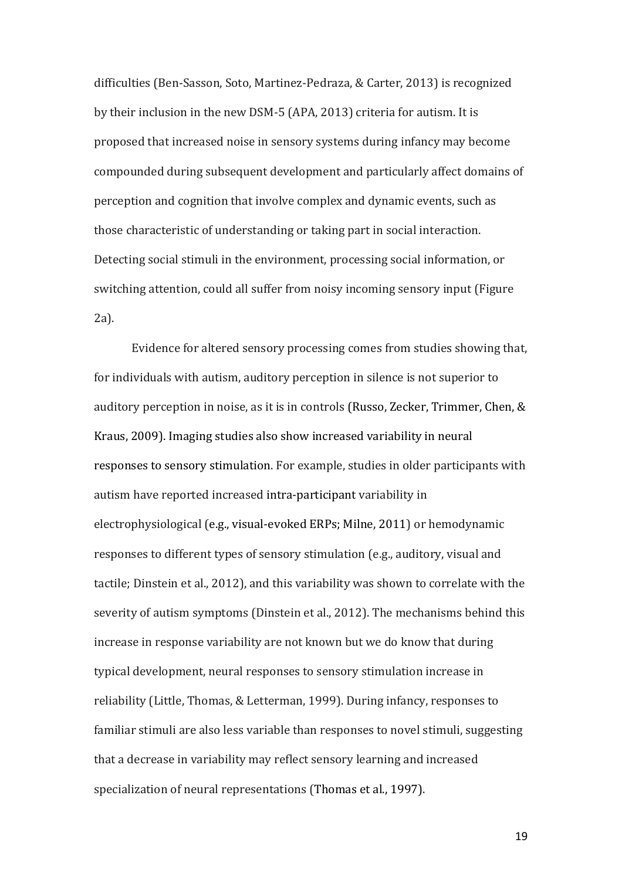difficulties (Ben-Sasson, Soto, Martinez-Pedraza, & Carter, 2013) is recognized by their inclusion in the new DSM-5 (APA, 2013) criteria for autism. It is proposed that increased noise in sensory systems during infancy may become compounded during subsequent development and particularly affect domains of perception and cognition that involve complex and dynamic events, such as those characteristic of understanding or taking part in social interaction. Detecting social stimuli in the environment, processing social information, or switching attention, could all suffer from noisy incoming sensory input (Figure 2a).

Evidence for altered sensory processing comes from studies showing that, for individuals with autism, auditory perception in silence is not superior to auditory perception in noise, as it is in controls (Russo, Zecker, Trimmer, Chen, & Kraus, 2009). Imaging studies also show increased variability in neural responses to sensory stimulation. For example, studies in older participants with autism have reported increased intra-participant variability in electrophysiological (e.g., visual-evoked ERPs; Milne, 2011) or hemodynamic responses to different types of sensory stimulation (e.g., auditory, visual and tactile; Dinstein et al., 2012), and this variability was shown to correlate with the severity of autism symptoms (Dinstein et al., 2012). The mechanisms behind this increase in response variability are not known but we do know that during typical development, neural responses to sensory stimulation increase in reliability (Little, Thomas, & Letterman, 1999). During infancy, responses to familiar stimuli are also less variable than responses to novel stimuli, suggesting that a decrease in variability may reflect sensory learning and increased specialization of neural representations (Thomas et al., 1997).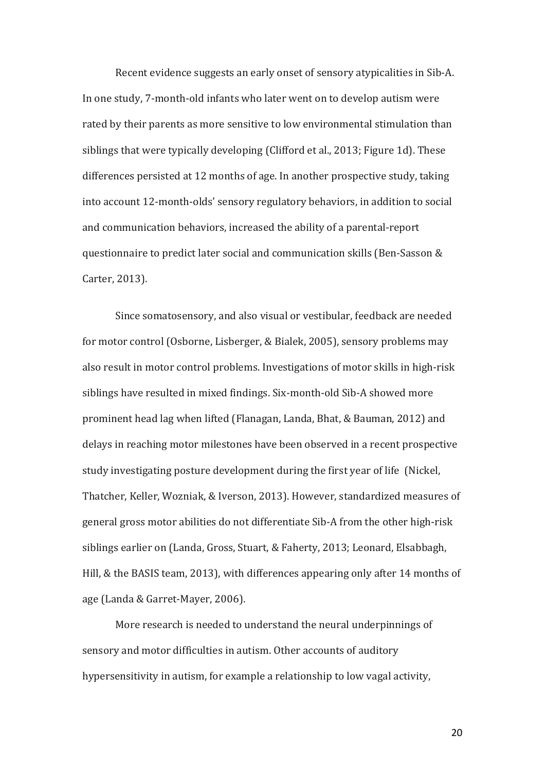Recent evidence suggests an early onset of sensory atypicalities in Sib-A. In one study, 7-month-old infants who later went on to develop autism were rated by their parents as more sensitive to low environmental stimulation than siblings that were typically developing (Clifford et al., 2013; Figure 1d). These differences persisted at 12 months of age. In another prospective study, taking into account 12-month-olds' sensory regulatory behaviors, in addition to social and communication behaviors, increased the ability of a parental-report questionnaire to predict later social and communication skills (Ben-Sasson & Carter, 2013).

Since somatosensory, and also visual or vestibular, feedback are needed for motor control (Osborne, Lisberger, & Bialek, 2005), sensory problems may also result in motor control problems. Investigations of motor skills in high-risk siblings have resulted in mixed findings. Six-month-old Sib-A showed more prominent head lag when lifted (Flanagan, Landa, Bhat, & Bauman, 2012) and delays in reaching motor milestones have been observed in a recent prospective study investigating posture development during the first year of life (Nickel, Thatcher, Keller, Wozniak, & Iverson, 2013). However, standardized measures of general gross motor abilities do not differentiate Sib-A from the other high-risk siblings earlier on (Landa, Gross, Stuart, & Faherty, 2013; Leonard, Elsabbagh, Hill, & the BASIS team, 2013), with differences appearing only after 14 months of age (Landa & Garret-Mayer, 2006).

More research is needed to understand the neural underpinnings of sensory and motor difficulties in autism. Other accounts of auditory hypersensitivity in autism, for example a relationship to low vagal activity,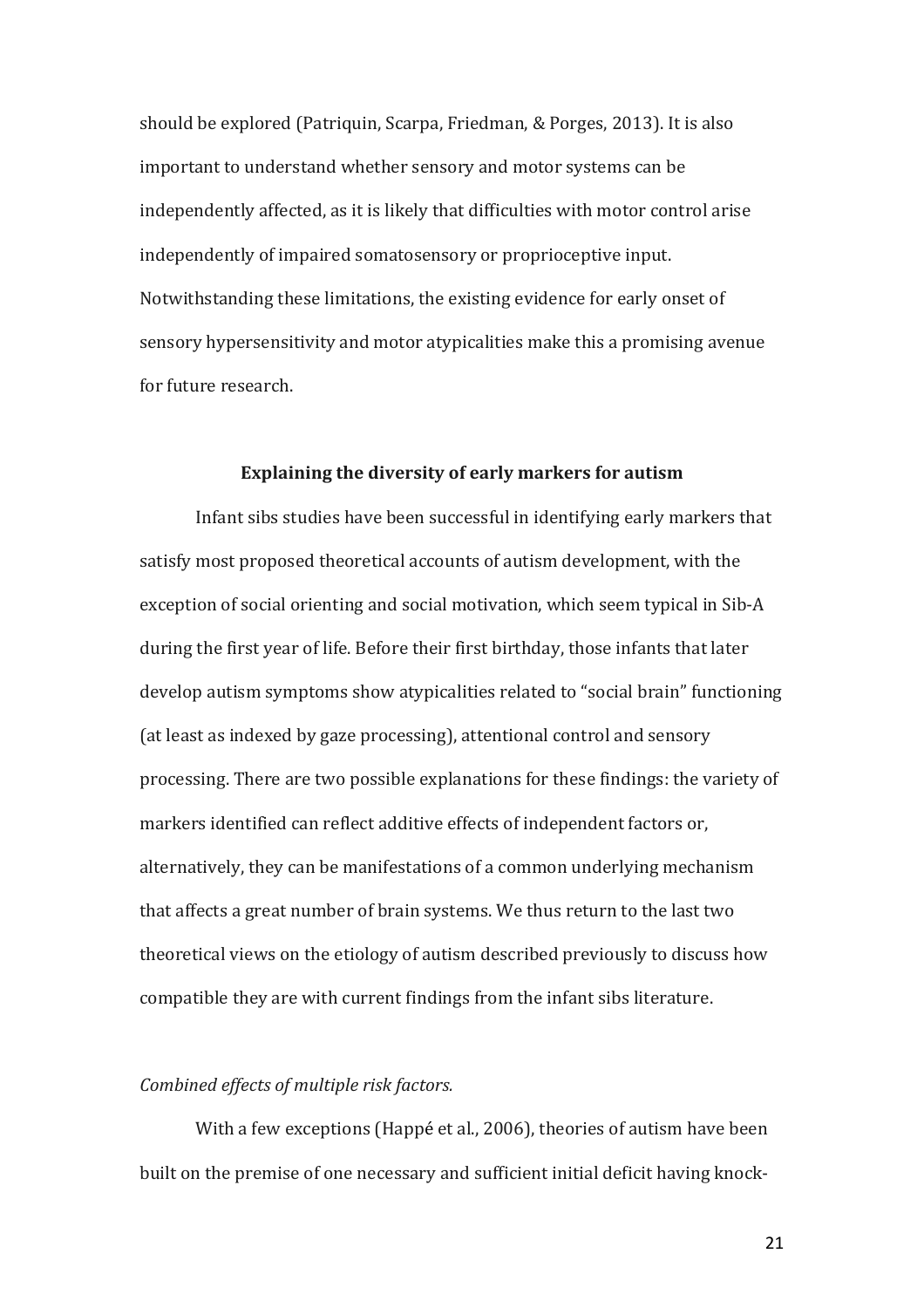should be explored (Patriquin, Scarpa, Friedman, & Porges, 2013). It is also important to understand whether sensory and motor systems can be independently affected, as it is likely that difficulties with motor control arise independently of impaired somatosensory or proprioceptive input. Notwithstanding these limitations, the existing evidence for early onset of sensory hypersensitivity and motor atypicalities make this a promising avenue for future research.

## Explaining the diversity of early markers for autism

Infant sibs studies have been successful in identifying early markers that satisfy most proposed theoretical accounts of autism development, with the exception of social orienting and social motivation, which seem typical in Sib-A during the first year of life. Before their first birthday, those infants that later develop autism symptoms show atypicalities related to "social brain" functioning (at least as indexed by gaze processing), attentional control and sensory processing. There are two possible explanations for these findings: the variety of markers identified can reflect additive effects of independent factors or, alternatively, they can be manifestations of a common underlying mechanism that affects a great number of brain systems. We thus return to the last two theoretical views on the etiology of autism described previously to discuss how compatible they are with current findings from the infant sibs literature.

### *Combined effects of multiple risk factors.*

With a few exceptions (Happé et al., 2006), theories of autism have been built on the premise of one necessary and sufficient initial deficit having knock-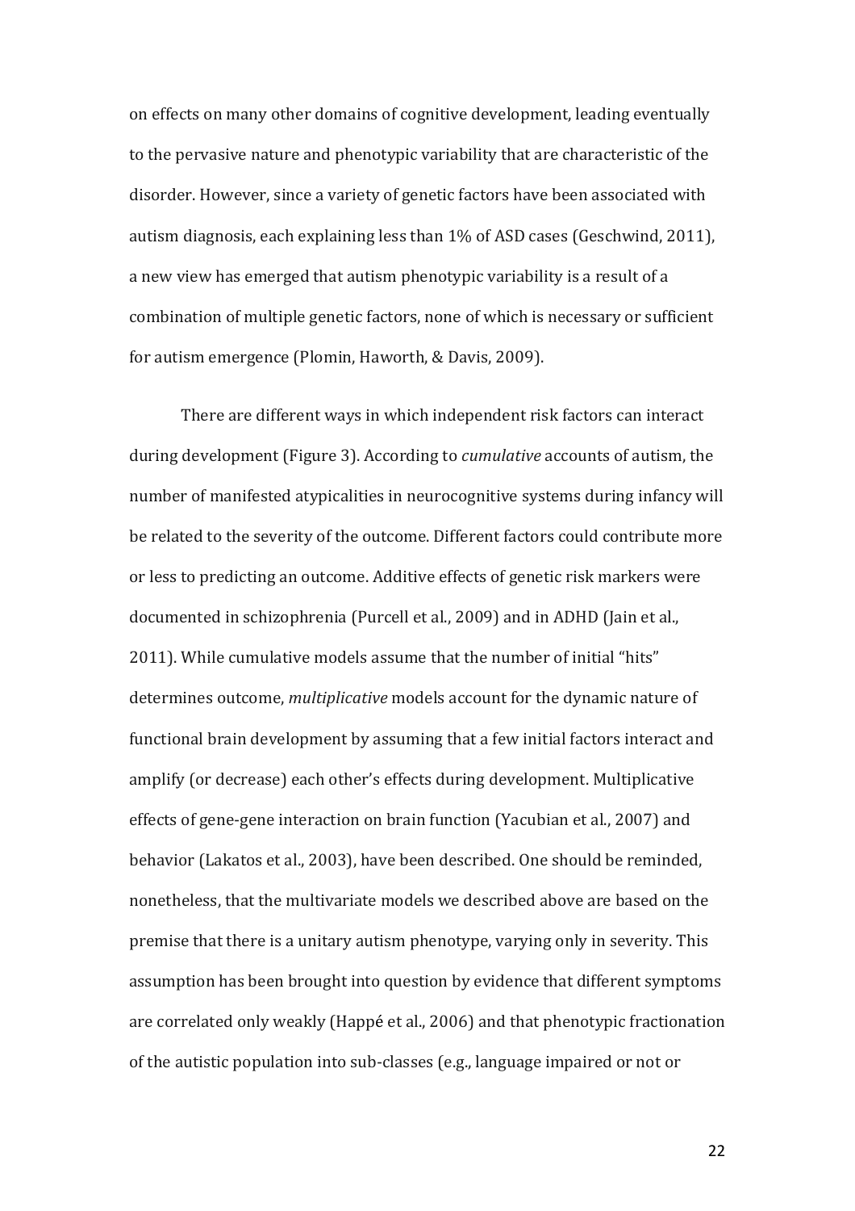on effects on many other domains of cognitive development, leading eventually to the pervasive nature and phenotypic variability that are characteristic of the disorder. However, since a variety of genetic factors have been associated with autism diagnosis, each explaining less than 1% of ASD cases (Geschwind, 2011), a new view has emerged that autism phenotypic variability is a result of a combination of multiple genetic factors, none of which is necessary or sufficient for autism emergence (Plomin, Haworth, & Davis, 2009).

There are different ways in which independent risk factors can interact during development (Figure 3). According to *cumulative* accounts of autism, the number of manifested atypicalities in neurocognitive systems during infancy will be related to the severity of the outcome. Different factors could contribute more or less to predicting an outcome. Additive effects of genetic risk markers were documented in schizophrenia (Purcell et al., 2009) and in ADHD (Jain et al., 2011). While cumulative models assume that the number of initial "hits" determines outcome, *multiplicative* models account for the dynamic nature of functional brain development by assuming that a few initial factors interact and amplify (or decrease) each other's effects during development. Multiplicative effects of gene-gene interaction on brain function (Yacubian et al., 2007) and behavior (Lakatos et al., 2003), have been described. One should be reminded, nonetheless, that the multivariate models we described above are based on the premise that there is a unitary autism phenotype, varying only in severity. This assumption has been brought into question by evidence that different symptoms are correlated only weakly (Happé et al., 2006) and that phenotypic fractionation of the autistic population into sub-classes (e.g., language impaired or not or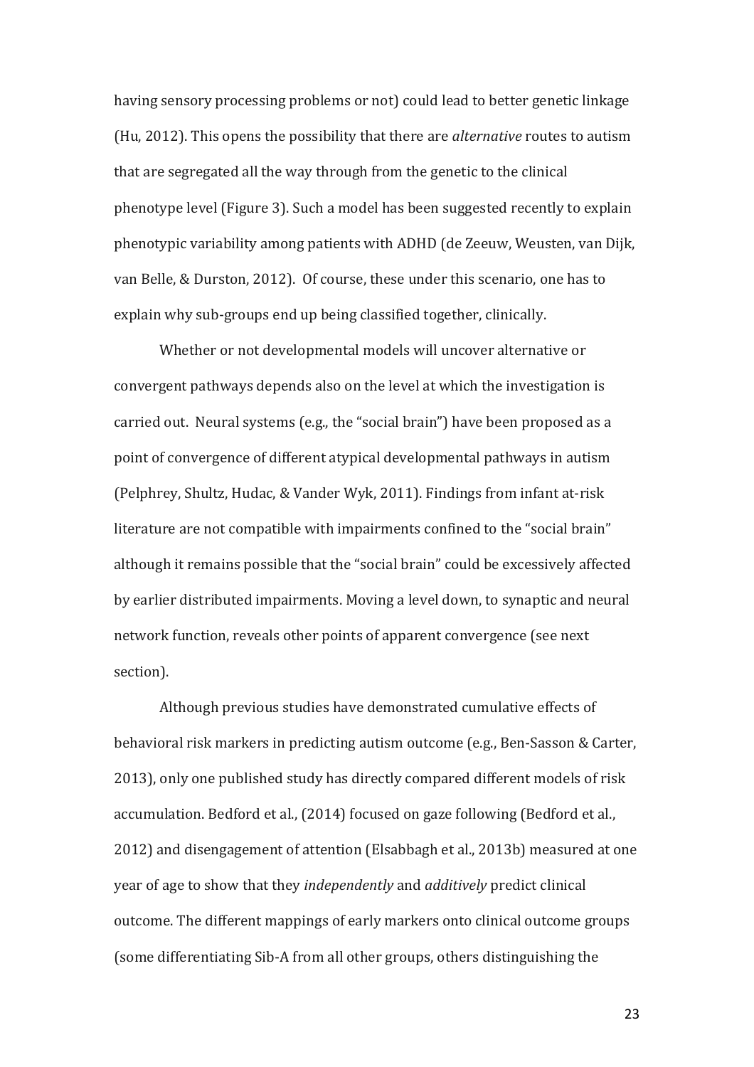having sensory processing problems or not) could lead to better genetic linkage (Hu, 2012). This opens the possibility that there are *alternative* routes to autism that are segregated all the way through from the genetic to the clinical phenotype level (Figure 3). Such a model has been suggested recently to explain phenotypic variability among patients with ADHD (de Zeeuw, Weusten, van Dijk, van Belle, & Durston, 2012). Of course, these under this scenario, one has to explain why sub-groups end up being classified together, clinically.

Whether or not developmental models will uncover alternative or convergent pathways depends also on the level at which the investigation is carried out. Neural systems (e.g., the "social brain") have been proposed as a point of convergence of different atypical developmental pathways in autism (Pelphrey, Shultz, Hudac, & Vander Wyk, 2011). Findings from infant at-risk literature are not compatible with impairments confined to the "social brain" although it remains possible that the "social brain" could be excessively affected by earlier distributed impairments. Moving a level down, to synaptic and neural network function, reveals other points of apparent convergence (see next section).

Although previous studies have demonstrated cumulative effects of behavioral risk markers in predicting autism outcome (e.g., Ben-Sasson & Carter, 2013), only one published study has directly compared different models of risk accumulation. Bedford et al., (2014) focused on gaze following (Bedford et al., 2012) and disengagement of attention (Elsabbagh et al., 2013b) measured at one year of age to show that they *independently* and *additively* predict clinical outcome. The different mappings of early markers onto clinical outcome groups (some differentiating Sib-A from all other groups, others distinguishing the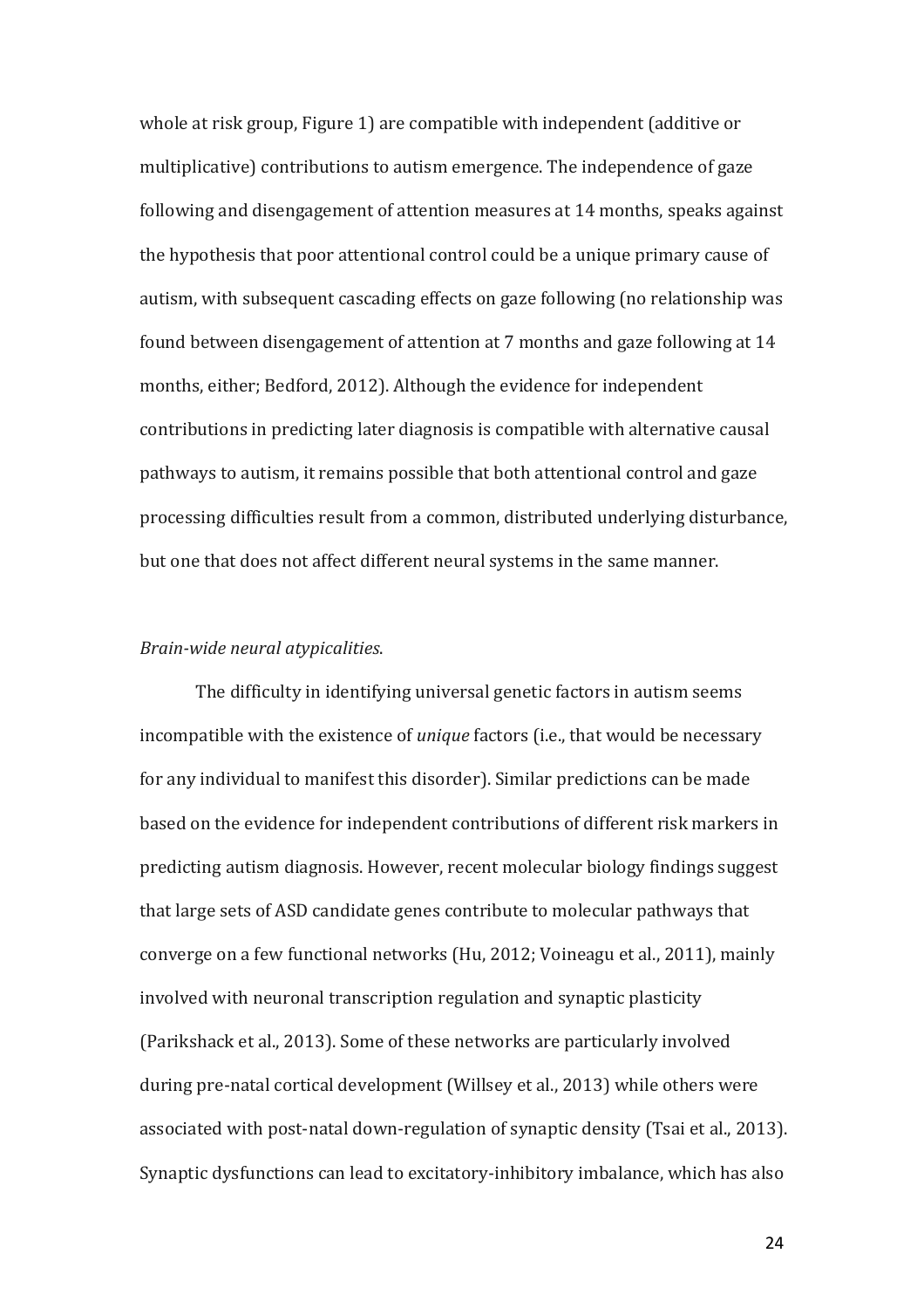whole at risk group, Figure 1) are compatible with independent (additive or multiplicative) contributions to autism emergence. The independence of gaze following and disengagement of attention measures at 14 months, speaks against the hypothesis that poor attentional control could be a unique primary cause of autism, with subsequent cascading effects on gaze following (no relationship was found between disengagement of attention at 7 months and gaze following at 14 months, either; Bedford, 2012). Although the evidence for independent contributions in predicting later diagnosis is compatible with alternative causal pathways to autism, it remains possible that both attentional control and gaze processing difficulties result from a common, distributed underlying disturbance, but one that does not affect different neural systems in the same manner.

*Brain-wide neural atypicalities*.

The difficulty in identifying universal genetic factors in autism seems incompatible with the existence of *unique* factors (i.e., that would be necessary for any individual to manifest this disorder). Similar predictions can be made based on the evidence for independent contributions of different risk markers in predicting autism diagnosis. However, recent molecular biology findings suggest that large sets of ASD candidate genes contribute to molecular pathways that converge on a few functional networks (Hu, 2012; Voineagu et al., 2011), mainly involved with neuronal transcription regulation and synaptic plasticity (Parikshack et al., 2013). Some of these networks are particularly involved during pre-natal cortical development (Willsey et al., 2013) while others were associated with post-natal down-regulation of synaptic density (Tsai et al., 2013). Synaptic dysfunctions can lead to excitatory-inhibitory imbalance, which has also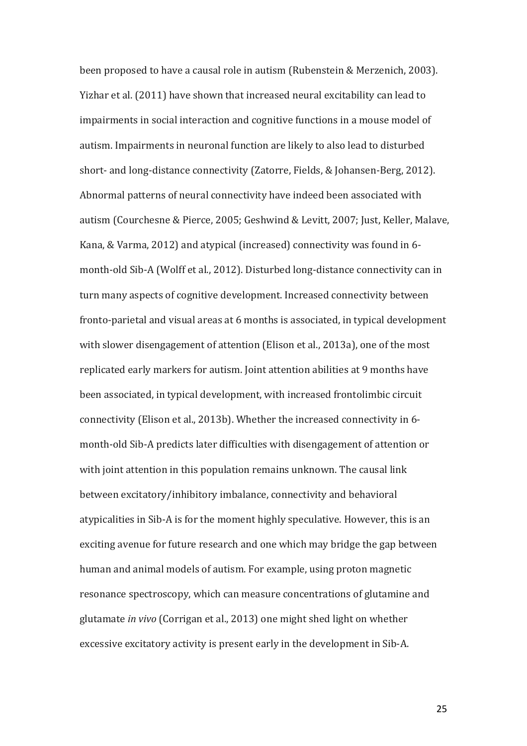been proposed to have a causal role in autism (Rubenstein & Merzenich, 2003). Yizhar et al. (2011) have shown that increased neural excitability can lead to impairments in social interaction and cognitive functions in a mouse model of autism. Impairments in neuronal function are likely to also lead to disturbed short- and long-distance connectivity (Zatorre, Fields, & Johansen-Berg, 2012). Abnormal patterns of neural connectivity have indeed been associated with autism (Courchesne & Pierce, 2005; Geshwind & Levitt, 2007; Just, Keller, Malave, Kana, & Varma, 2012) and atypical (increased) connectivity was found in 6-month-old Sib-A (Wolff et al., 2012). Disturbed long-distance connectivity can in turn many aspects of cognitive development. Increased connectivity between fronto-parietal and visual areas at 6 months is associated, in typical development with slower disengagement of attention (Elison et al., 2013a), one of the most replicated early markers for autism. Joint attention abilities at 9 months have been associated, in typical development, with increased frontolimbic circuit connectivity (Elison et al., 2013b). Whether the increased connectivity in 6-month-old Sib-A predicts later difficulties with disengagement of attention or with joint attention in this population remains unknown. The causal link between excitatory/inhibitory imbalance, connectivity and behavioral atypicalities in Sib-A is for the moment highly speculative. However, this is an exciting avenue for future research and one which may bridge the gap between human and animal models of autism. For example, using proton magnetic resonance spectroscopy, which can measure concentrations of glutamine and glutamate *in vivo* (Corrigan et al., 2013) one might shed light on whether excessive excitatory activity is present early in the development in Sib-A.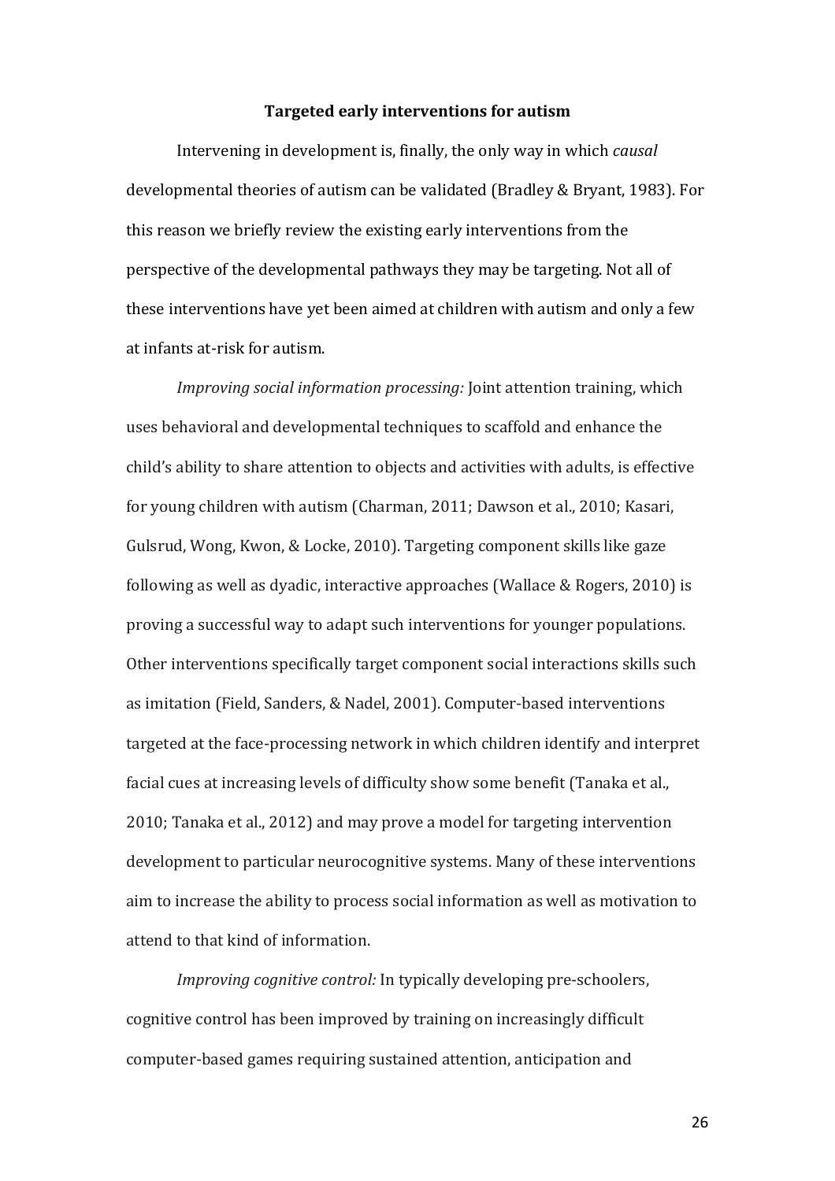## Targeted early interventions for autism

Intervening in development is, finally, the only way in which *causal* developmental theories of autism can be validated (Bradley & Bryant, 1983). For this reason we briefly review the existing early interventions from the perspective of the developmental pathways they may be targeting. Not all of these interventions have yet been aimed at children with autism and only a few at infants at-risk for autism.

*Improving social information processing:* Joint attention training, which uses behavioral and developmental techniques to scaffold and enhance the child's ability to share attention to objects and activities with adults, is effective for young children with autism (Charman, 2011; Dawson et al., 2010; Kasari, Gulsrud, Wong, Kwon, & Locke, 2010). Targeting component skills like gaze following as well as dyadic, interactive approaches (Wallace & Rogers, 2010) is proving a successful way to adapt such interventions for younger populations. Other interventions specifically target component social interactions skills such as imitation (Field, Sanders, & Nadel, 2001). Computer-based interventions targeted at the face-processing network in which children identify and interpret facial cues at increasing levels of difficulty show some benefit (Tanaka et al., 2010; Tanaka et al., 2012) and may prove a model for targeting intervention development to particular neurocognitive systems. Many of these interventions aim to increase the ability to process social information as well as motivation to attend to that kind of information.

*Improving cognitive control:* In typically developing pre-schoolers, cognitive control has been improved by training on increasingly difficult computer-based games requiring sustained attention, anticipation and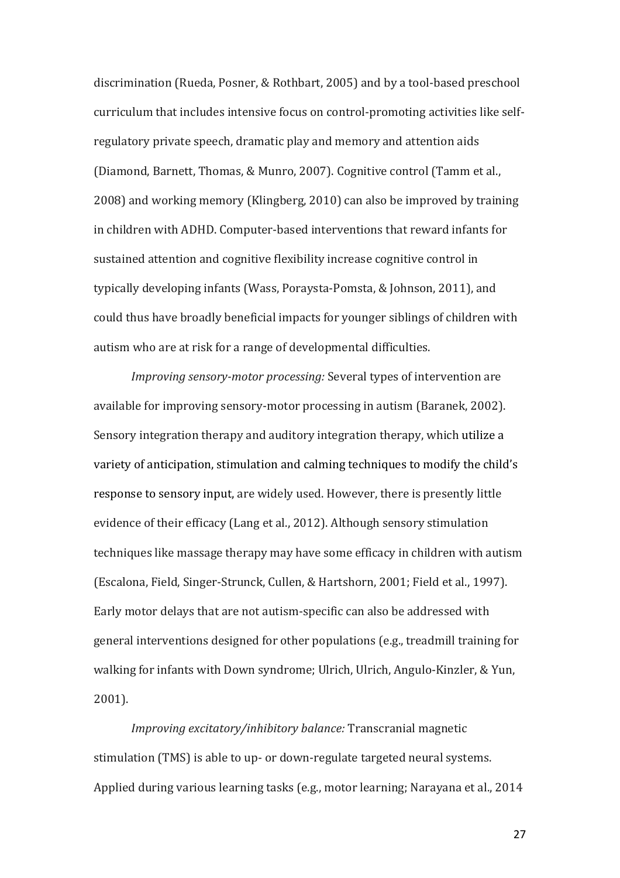discrimination (Rueda, Posner, & Rothbart, 2005) and by a tool-based preschool curriculum that includes intensive focus on control-promoting activities like self-regulatory private speech, dramatic play and memory and attention aids (Diamond, Barnett, Thomas, & Munro, 2007). Cognitive control (Tamm et al., 2008) and working memory (Klingberg, 2010) can also be improved by training in children with ADHD. Computer-based interventions that reward infants for sustained attention and cognitive flexibility increase cognitive control in typically developing infants (Wass, Poraysta-Pomsta, & Johnson, 2011), and could thus have broadly beneficial impacts for younger siblings of children with autism who are at risk for a range of developmental difficulties.

*Improving sensory-motor processing:* Several types of intervention are available for improving sensory-motor processing in autism (Baranek, 2002). Sensory integration therapy and auditory integration therapy, which utilize a variety of anticipation, stimulation and calming techniques to modify the child's response to sensory input, are widely used. However, there is presently little evidence of their efficacy (Lang et al., 2012). Although sensory stimulation techniques like massage therapy may have some efficacy in children with autism (Escalona, Field, Singer-Strunck, Cullen, & Hartshorn, 2001; Field et al., 1997). Early motor delays that are not autism-specific can also be addressed with general interventions designed for other populations (e.g., treadmill training for walking for infants with Down syndrome; Ulrich, Ulrich, Angulo-Kinzler, & Yun, 2001).

*Improving excitatory/inhibitory balance:* Transcranial magnetic stimulation (TMS) is able to up- or down-regulate targeted neural systems. Applied during various learning tasks (e.g., motor learning; Narayana et al., 2014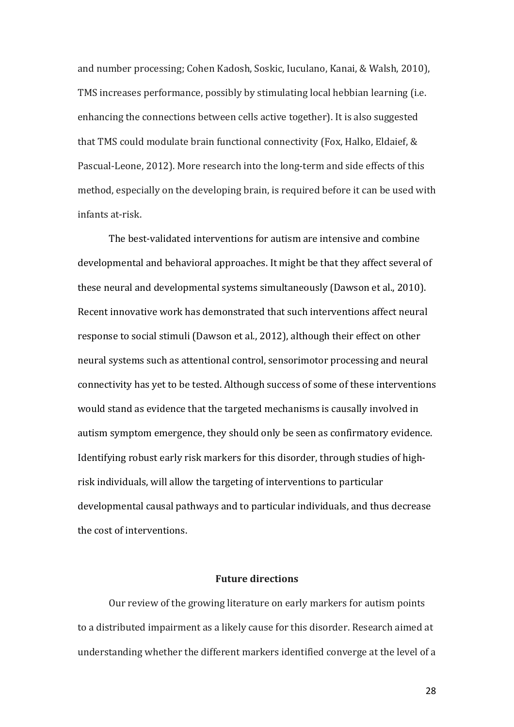and number processing; Cohen Kadosh, Soskic, Iuculano, Kanai, & Walsh, 2010), TMS increases performance, possibly by stimulating local hebbian learning (i.e. enhancing the connections between cells active together). It is also suggested that TMS could modulate brain functional connectivity (Fox, Halko, Eldaief, & Pascual-Leone, 2012). More research into the long-term and side effects of this method, especially on the developing brain, is required before it can be used with infants at-risk.

The best-validated interventions for autism are intensive and combine developmental and behavioral approaches. It might be that they affect several of these neural and developmental systems simultaneously (Dawson et al., 2010). Recent innovative work has demonstrated that such interventions affect neural response to social stimuli (Dawson et al., 2012), although their effect on other neural systems such as attentional control, sensorimotor processing and neural connectivity has yet to be tested. Although success of some of these interventions would stand as evidence that the targeted mechanisms is causally involved in autism symptom emergence, they should only be seen as confirmatory evidence. Identifying robust early risk markers for this disorder, through studies of high-risk individuals, will allow the targeting of interventions to particular developmental causal pathways and to particular individuals, and thus decrease the cost of interventions.

## Future directions

Our review of the growing literature on early markers for autism points to a distributed impairment as a likely cause for this disorder. Research aimed at understanding whether the different markers identified converge at the level of a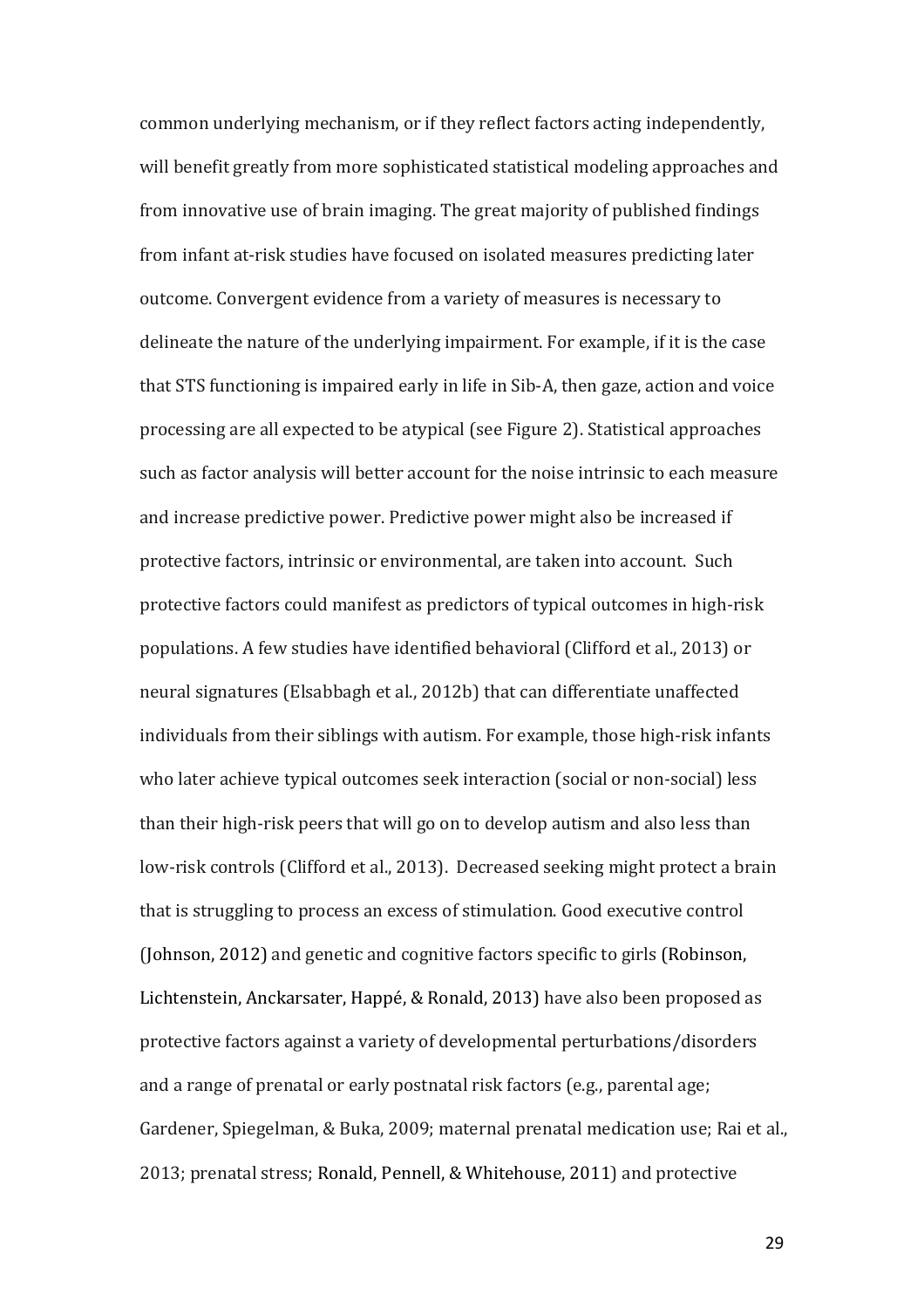common underlying mechanism, or if they reflect factors acting independently, will benefit greatly from more sophisticated statistical modeling approaches and from innovative use of brain imaging. The great majority of published findings from infant at-risk studies have focused on isolated measures predicting later outcome. Convergent evidence from a variety of measures is necessary to delineate the nature of the underlying impairment. For example, if it is the case that STS functioning is impaired early in life in Sib-A, then gaze, action and voice processing are all expected to be atypical (see Figure 2). Statistical approaches such as factor analysis will better account for the noise intrinsic to each measure and increase predictive power. Predictive power might also be increased if protective factors, intrinsic or environmental, are taken into account. Such protective factors could manifest as predictors of typical outcomes in high-risk populations. A few studies have identified behavioral (Clifford et al., 2013) or neural signatures (Elsabbagh et al., 2012b) that can differentiate unaffected individuals from their siblings with autism. For example, those high-risk infants who later achieve typical outcomes seek interaction (social or non-social) less than their high-risk peers that will go on to develop autism and also less than low-risk controls (Clifford et al., 2013). Decreased seeking might protect a brain that is struggling to process an excess of stimulation. Good executive control (Johnson, 2012) and genetic and cognitive factors specific to girls (Robinson, Lichtenstein, Anckarsater, Happé, & Ronald, 2013) have also been proposed as protective factors against a variety of developmental perturbations/disorders and a range of prenatal or early postnatal risk factors (e.g., parental age; Gardener, Spiegelman, & Buka, 2009; maternal prenatal medication use; Rai et al., 2013; prenatal stress; Ronald, Pennell, & Whitehouse, 2011) and protective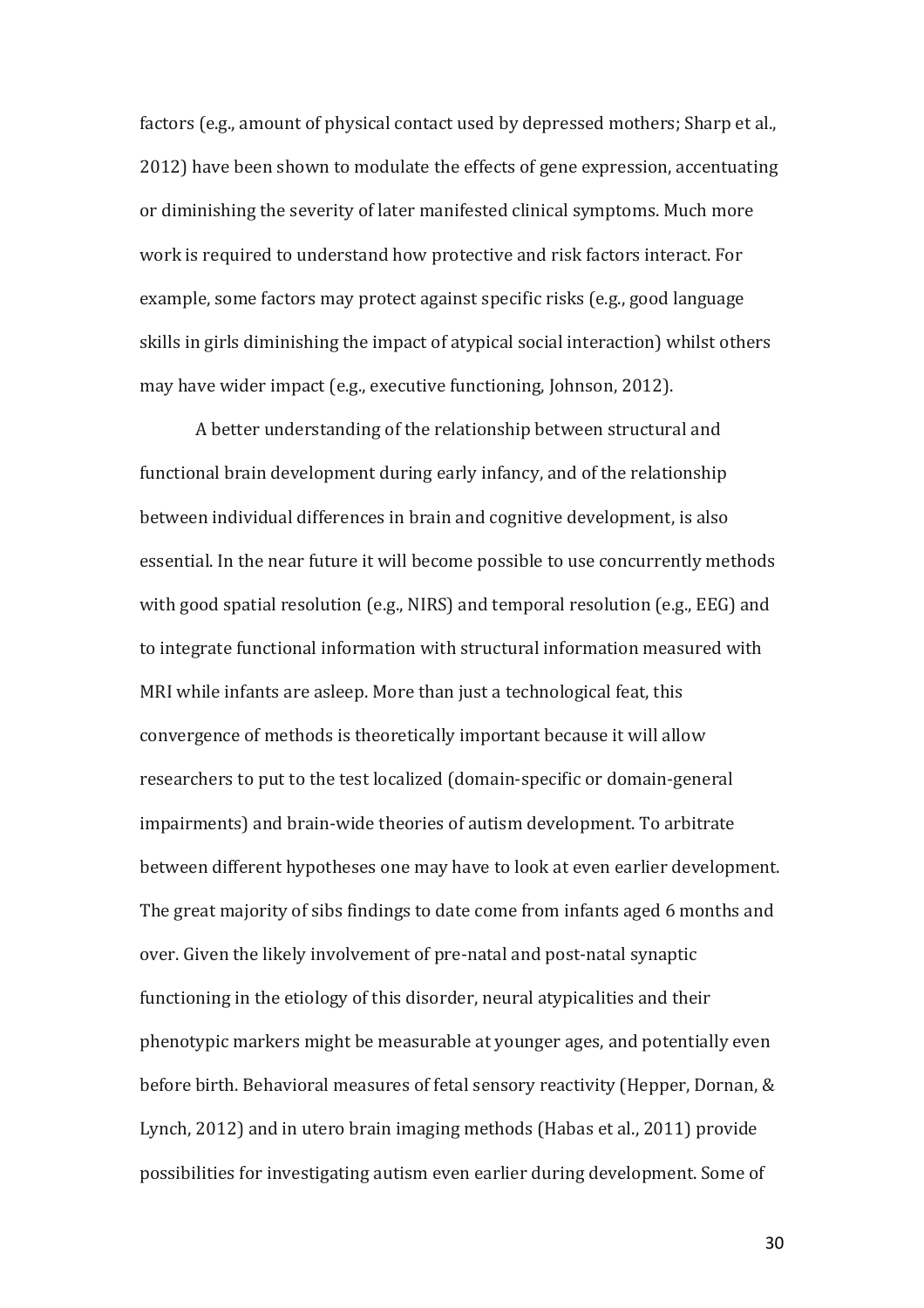factors (e.g., amount of physical contact used by depressed mothers; Sharp et al., 2012) have been shown to modulate the effects of gene expression, accentuating or diminishing the severity of later manifested clinical symptoms. Much more work is required to understand how protective and risk factors interact. For example, some factors may protect against specific risks (e.g., good language skills in girls diminishing the impact of atypical social interaction) whilst others may have wider impact (e.g., executive functioning, Johnson, 2012).

A better understanding of the relationship between structural and functional brain development during early infancy, and of the relationship between individual differences in brain and cognitive development, is also essential. In the near future it will become possible to use concurrently methods with good spatial resolution (e.g., NIRS) and temporal resolution (e.g., EEG) and to integrate functional information with structural information measured with MRI while infants are asleep. More than just a technological feat, this convergence of methods is theoretically important because it will allow researchers to put to the test localized (domain-specific or domain-general impairments) and brain-wide theories of autism development. To arbitrate between different hypotheses one may have to look at even earlier development. The great majority of sibs findings to date come from infants aged 6 months and over. Given the likely involvement of pre-natal and post-natal synaptic functioning in the etiology of this disorder, neural atypicalities and their phenotypic markers might be measurable at younger ages, and potentially even before birth. Behavioral measures of fetal sensory reactivity (Hepper, Dornan, & Lynch, 2012) and in utero brain imaging methods (Habas et al., 2011) provide possibilities for investigating autism even earlier during development. Some of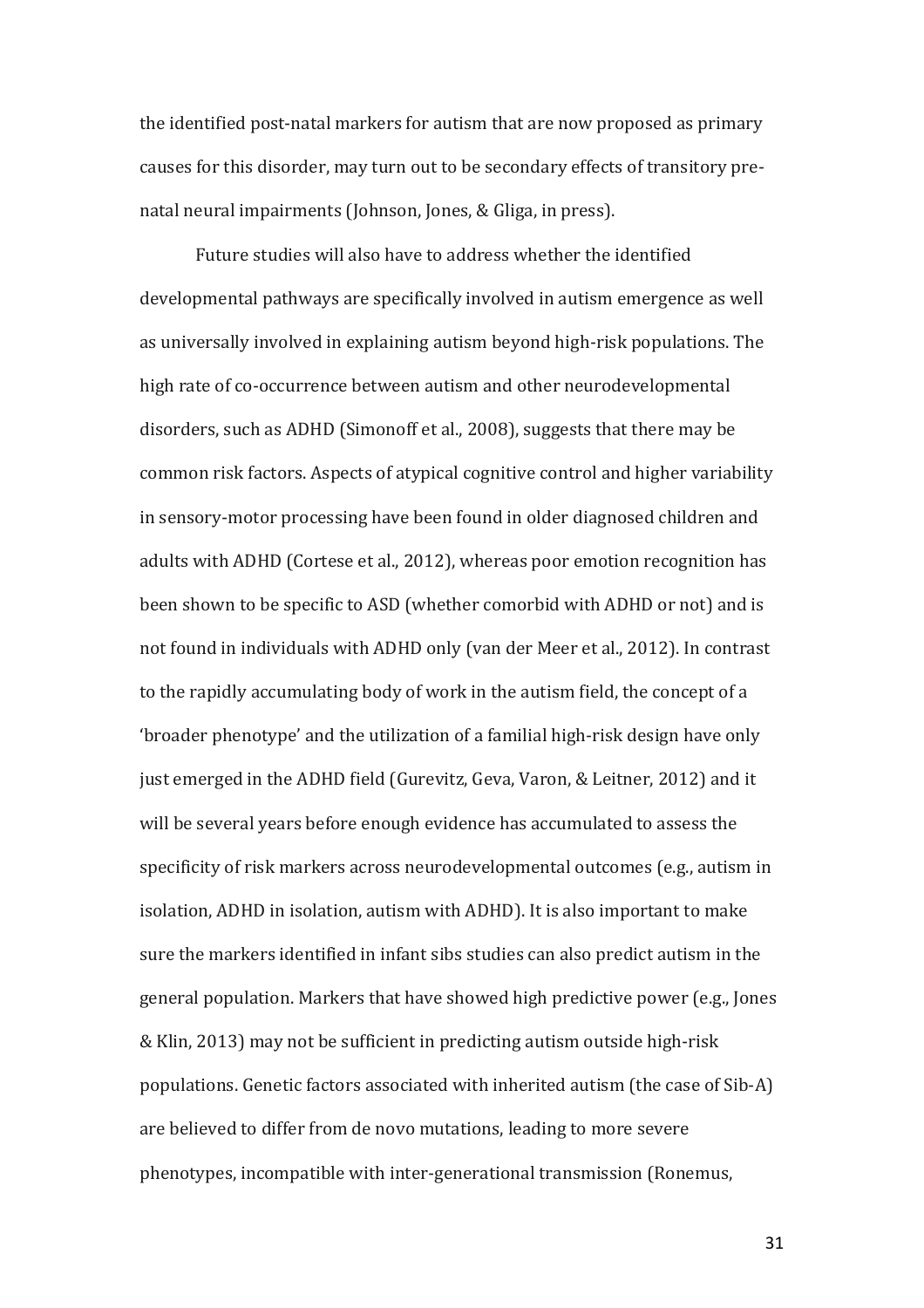the identified post-natal markers for autism that are now proposed as primary causes for this disorder, may turn out to be secondary effects of transitory pre-natal neural impairments (Johnson, Jones, & Gliga, in press).

Future studies will also have to address whether the identified developmental pathways are specifically involved in autism emergence as well as universally involved in explaining autism beyond high-risk populations. The high rate of co-occurrence between autism and other neurodevelopmental disorders, such as ADHD (Simonoff et al., 2008), suggests that there may be common risk factors. Aspects of atypical cognitive control and higher variability in sensory-motor processing have been found in older diagnosed children and adults with ADHD (Cortese et al., 2012), whereas poor emotion recognition has been shown to be specific to ASD (whether comorbid with ADHD or not) and is not found in individuals with ADHD only (van der Meer et al., 2012). In contrast to the rapidly accumulating body of work in the autism field, the concept of a 'broader phenotype' and the utilization of a familial high-risk design have only just emerged in the ADHD field (Gurevitz, Geva, Varon, & Leitner, 2012) and it will be several years before enough evidence has accumulated to assess the specificity of risk markers across neurodevelopmental outcomes (e.g., autism in isolation, ADHD in isolation, autism with ADHD). It is also important to make sure the markers identified in infant sibs studies can also predict autism in the general population. Markers that have showed high predictive power (e.g., Jones & Klin, 2013) may not be sufficient in predicting autism outside high-risk populations. Genetic factors associated with inherited autism (the case of Sib-A) are believed to differ from de novo mutations, leading to more severe phenotypes, incompatible with inter-generational transmission (Ronemus,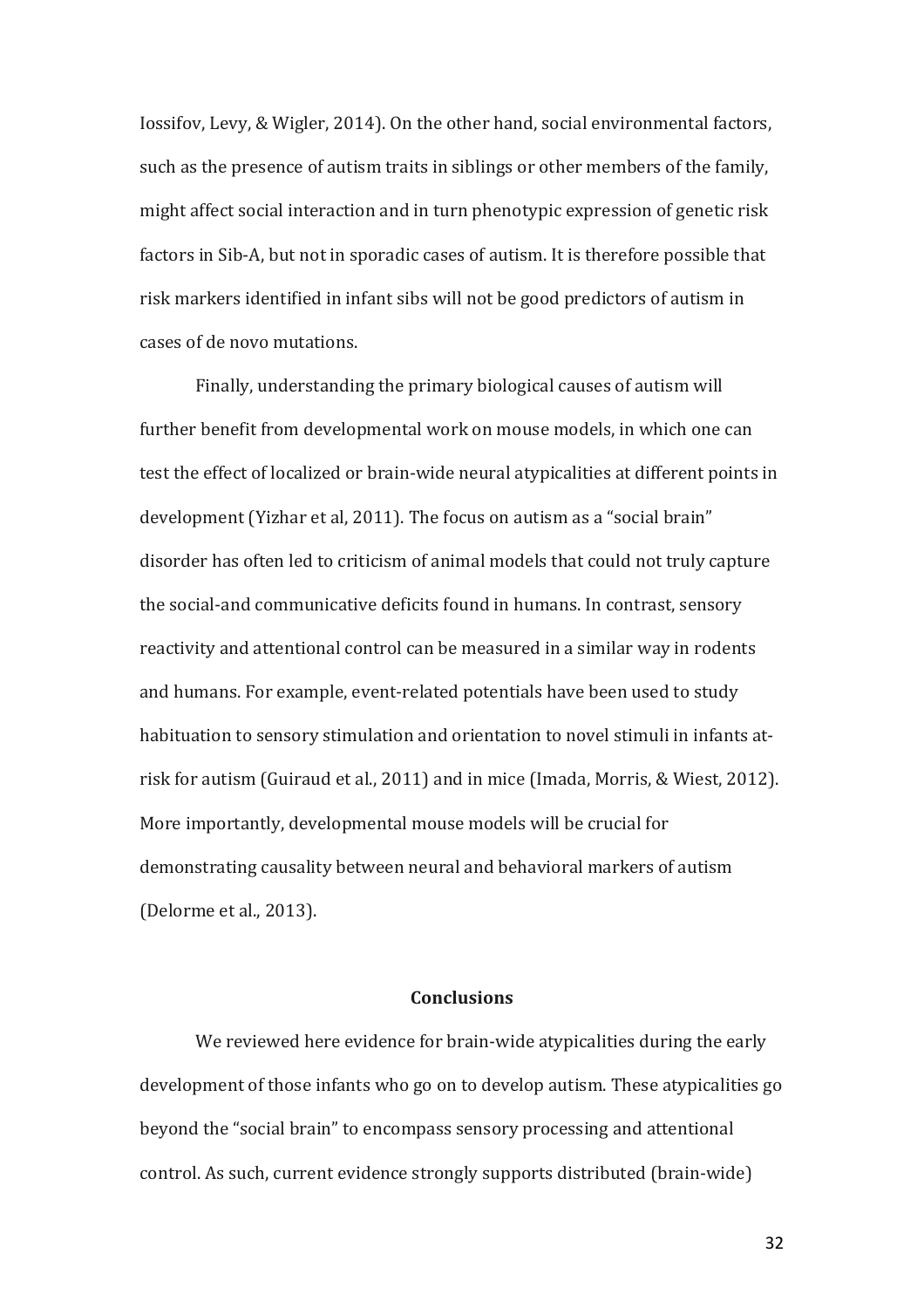Iossifov, Levy, & Wigler, 2014). On the other hand, social environmental factors, such as the presence of autism traits in siblings or other members of the family, might affect social interaction and in turn phenotypic expression of genetic risk factors in Sib-A, but not in sporadic cases of autism. It is therefore possible that risk markers identified in infant sibs will not be good predictors of autism in cases of de novo mutations.

Finally, understanding the primary biological causes of autism will further benefit from developmental work on mouse models, in which one can test the effect of localized or brain-wide neural atypicalities at different points in development (Yizhar et al, 2011). The focus on autism as a "social brain" disorder has often led to criticism of animal models that could not truly capture the social-and communicative deficits found in humans. In contrast, sensory reactivity and attentional control can be measured in a similar way in rodents and humans. For example, event-related potentials have been used to study habituation to sensory stimulation and orientation to novel stimuli in infants at-risk for autism (Guiraud et al., 2011) and in mice (Imada, Morris, & Wiest, 2012). More importantly, developmental mouse models will be crucial for demonstrating causality between neural and behavioral markers of autism (Delorme et al., 2013).

## Conclusions

We reviewed here evidence for brain-wide atypicalities during the early development of those infants who go on to develop autism. These atypicalities go beyond the "social brain" to encompass sensory processing and attentional control. As such, current evidence strongly supports distributed (brain-wide)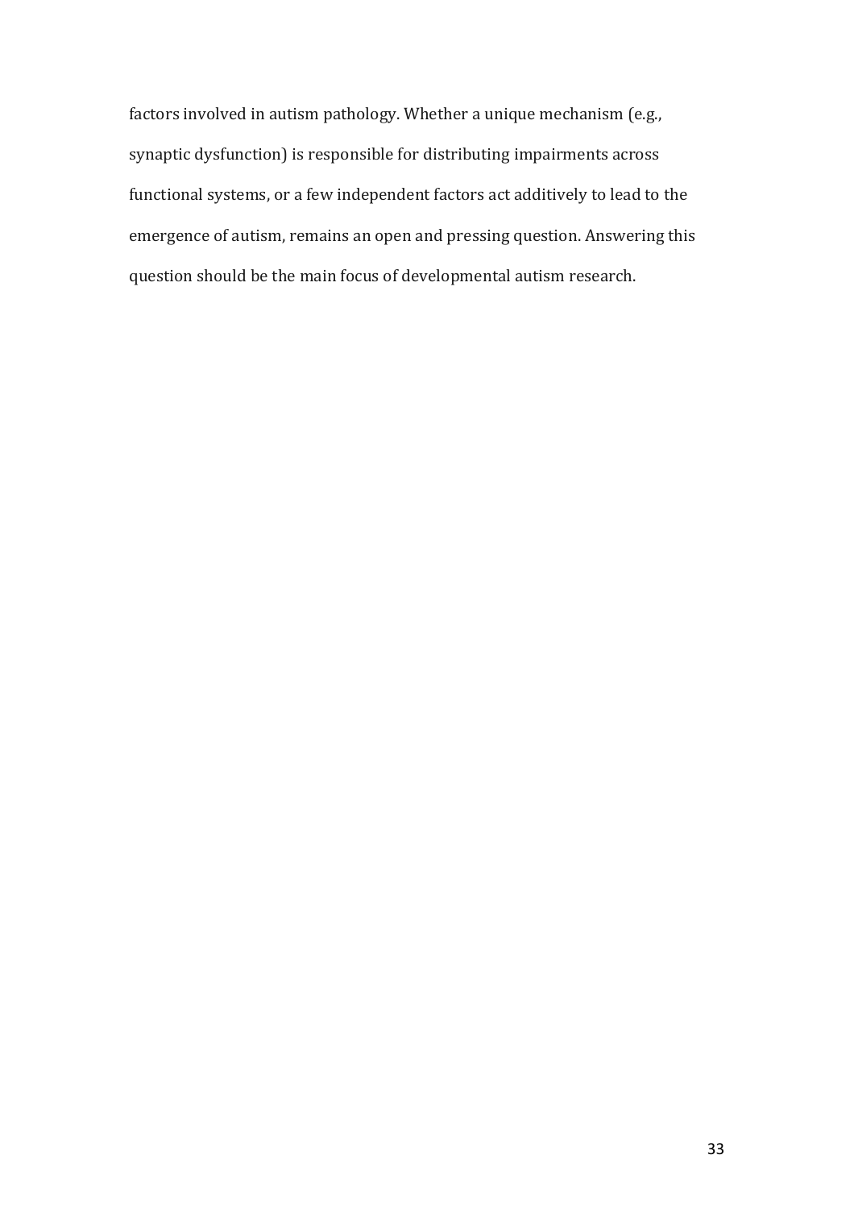factors involved in autism pathology. Whether a unique mechanism (e.g., synaptic dysfunction) is responsible for distributing impairments across functional systems, or a few independent factors act additively to lead to the emergence of autism, remains an open and pressing question. Answering this question should be the main focus of developmental autism research.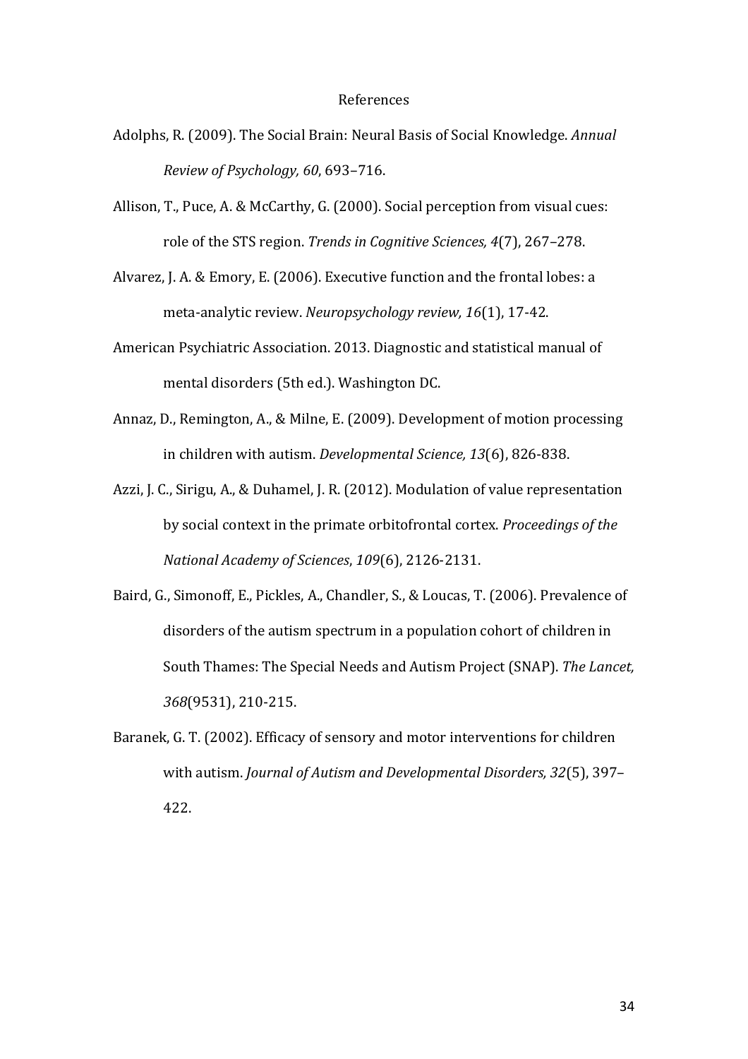# References

Adolphs, R. (2009). The Social Brain: Neural Basis of Social Knowledge. *Annual Review of Psychology, 60*, 693–716.

Allison, T., Puce, A. & McCarthy, G. (2000). Social perception from visual cues: role of the STS region. *Trends in Cognitive Sciences, 4*(7), 267–278.

Alvarez, J. A. & Emory, E. (2006). Executive function and the frontal lobes: a meta-analytic review. *Neuropsychology review, 16*(1), 17-42.

American Psychiatric Association. 2013. Diagnostic and statistical manual of mental disorders (5th ed.). Washington DC.

Annaz, D., Remington, A., & Milne, E. (2009). Development of motion processing in children with autism. *Developmental Science, 13*(6), 826-838.

Azzi, J. C., Sirigu, A., & Duhamel, J. R. (2012). Modulation of value representation by social context in the primate orbitofrontal cortex. *Proceedings of the National Academy of Sciences*, *109*(6), 2126-2131.

Baird, G., Simonoff, E., Pickles, A., Chandler, S., & Loucas, T. (2006). Prevalence of disorders of the autism spectrum in a population cohort of children in South Thames: The Special Needs and Autism Project (SNAP). *The Lancet, 368*(9531), 210-215.

Baranek, G. T. (2002). Efficacy of sensory and motor interventions for children with autism. *Journal of Autism and Developmental Disorders, 32*(5), 397–422.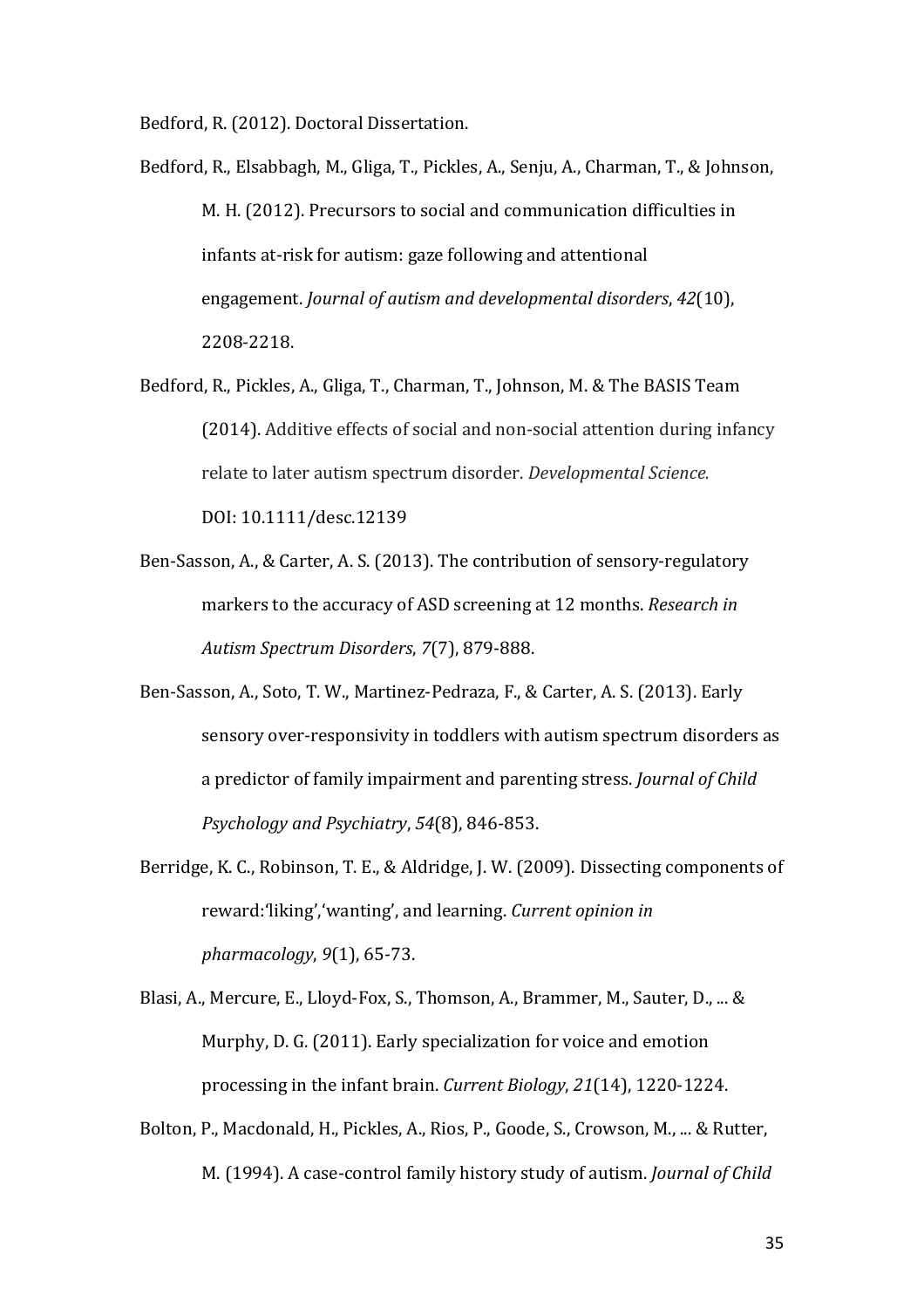Bedford, R. (2012). Doctoral Dissertation.

Bedford, R., Elsabbagh, M., Gliga, T., Pickles, A., Senju, A., Charman, T., & Johnson, M. H. (2012). Precursors to social and communication difficulties in infants at-risk for autism: gaze following and attentional engagement. *Journal of autism and developmental disorders*, *42*(10), 2208-2218.

Bedford, R., Pickles, A., Gliga, T., Charman, T., Johnson, M. & The BASIS Team (2014). Additive effects of social and non-social attention during infancy relate to later autism spectrum disorder. *Developmental Science.* DOI: 10.1111/desc.12139

Ben-Sasson, A., & Carter, A. S. (2013). The contribution of sensory-regulatory markers to the accuracy of ASD screening at 12 months. *Research in Autism Spectrum Disorders*, *7*(7), 879-888.

Ben-Sasson, A., Soto, T. W., Martinez-Pedraza, F., & Carter, A. S. (2013). Early sensory over-responsivity in toddlers with autism spectrum disorders as a predictor of family impairment and parenting stress. *Journal of Child Psychology and Psychiatry*, *54*(8), 846-853.

Berridge, K. C., Robinson, T. E., & Aldridge, J. W. (2009). Dissecting components of reward:'liking','wanting', and learning. *Current opinion in pharmacology*, *9*(1), 65-73.

Blasi, A., Mercure, E., Lloyd-Fox, S., Thomson, A., Brammer, M., Sauter, D., ... & Murphy, D. G. (2011). Early specialization for voice and emotion processing in the infant brain. *Current Biology*, *21*(14), 1220-1224.

Bolton, P., Macdonald, H., Pickles, A., Rios, P., Goode, S., Crowson, M., ... & Rutter, M. (1994). A case-control family history study of autism. *Journal of Child*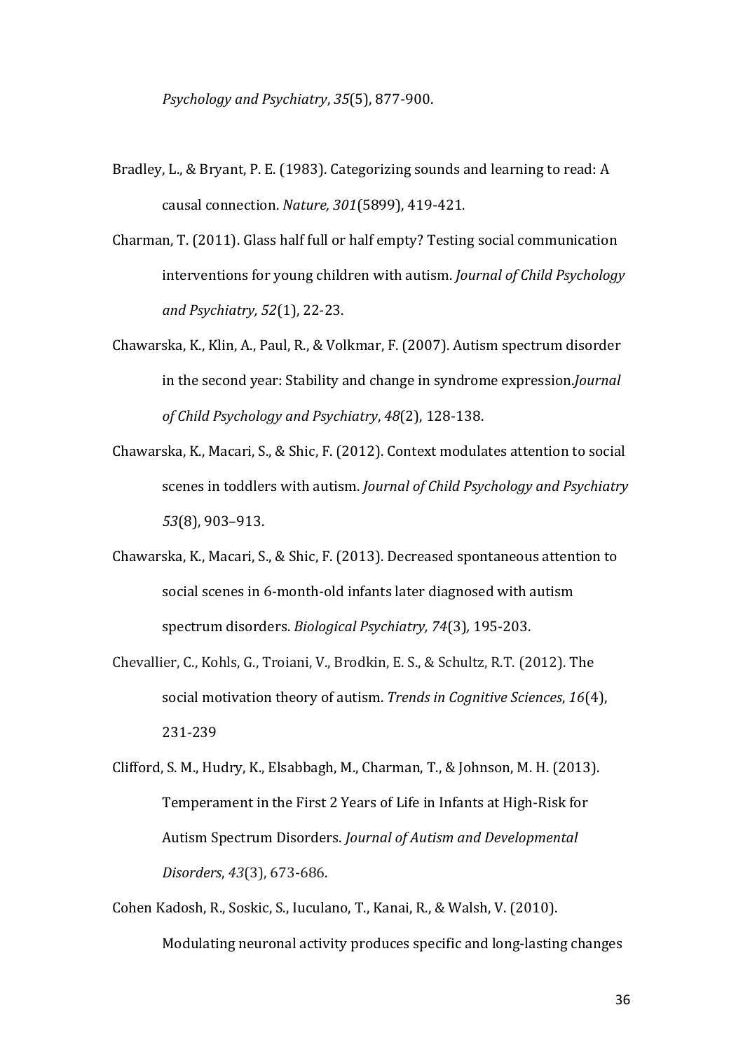*Psychology and Psychiatry*, *35*(5), 877-900.

Bradley, L., & Bryant, P. E. (1983). Categorizing sounds and learning to read: A causal connection. *Nature, 301*(5899), 419-421.

Charman, T. (2011). Glass half full or half empty? Testing social communication interventions for young children with autism. *Journal of Child Psychology and Psychiatry, 52*(1), 22-23.

Chawarska, K., Klin, A., Paul, R., & Volkmar, F. (2007). Autism spectrum disorder in the second year: Stability and change in syndrome expression.*Journal of Child Psychology and Psychiatry*, *48*(2), 128-138.

Chawarska, K., Macari, S., & Shic, F. (2012). Context modulates attention to social scenes in toddlers with autism. *Journal of Child Psychology and Psychiatry 53*(8), 903–913.

Chawarska, K., Macari, S., & Shic, F. (2013). Decreased spontaneous attention to social scenes in 6-month-old infants later diagnosed with autism spectrum disorders. *Biological Psychiatry, 74*(3)*,* 195-203.

Chevallier, C., Kohls, G., Troiani, V., Brodkin, E. S., & Schultz, R.T. (2012). The social motivation theory of autism. *Trends in Cognitive Sciences*, *16*(4), 231-239

Clifford, S. M., Hudry, K., Elsabbagh, M., Charman, T., & Johnson, M. H. (2013). Temperament in the First 2 Years of Life in Infants at High-Risk for Autism Spectrum Disorders. *Journal of Autism and Developmental Disorders*, *43*(3), 673-686.

Cohen Kadosh, R., Soskic, S., Iuculano, T., Kanai, R., & Walsh, V. (2010). Modulating neuronal activity produces specific and long-lasting changes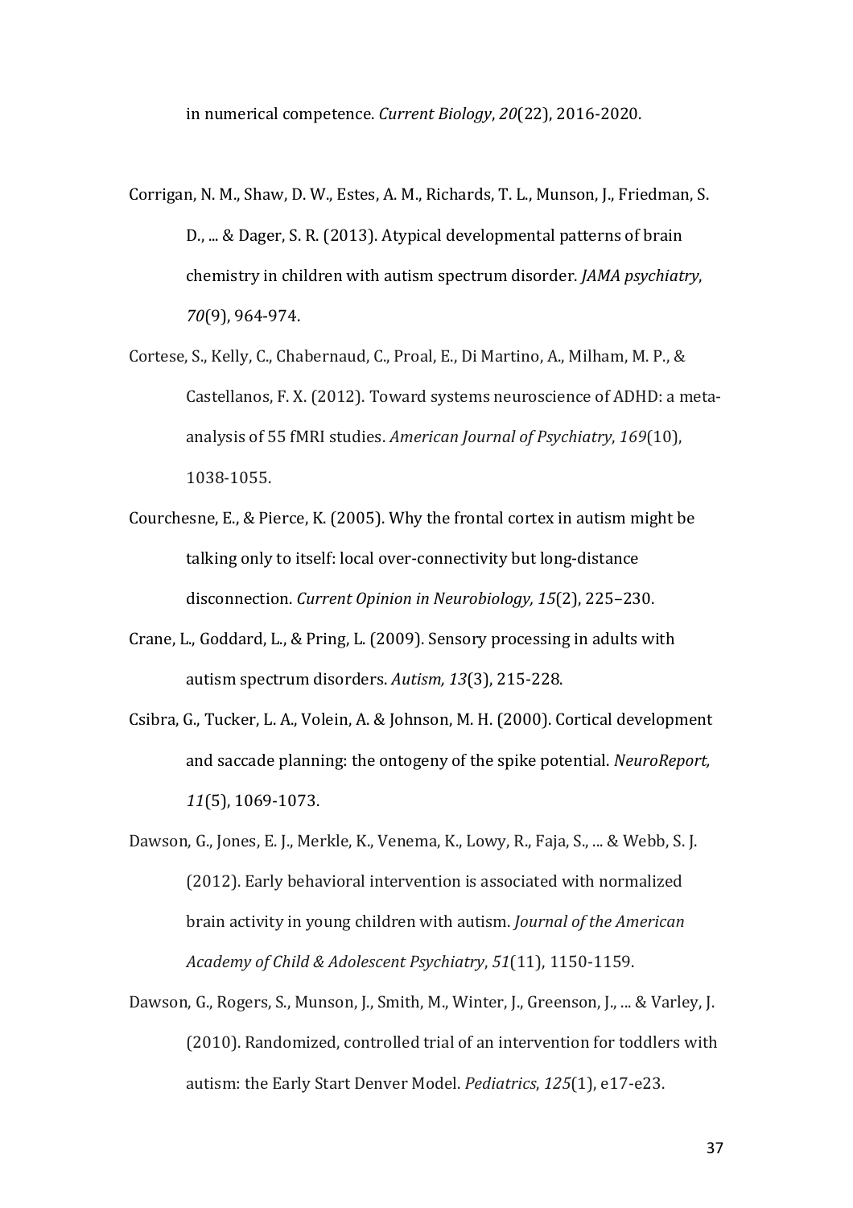in numerical competence. *Current Biology*, *20*(22), 2016-2020.

Corrigan, N. M., Shaw, D. W., Estes, A. M., Richards, T. L., Munson, J., Friedman, S. D., ... & Dager, S. R. (2013). Atypical developmental patterns of brain chemistry in children with autism spectrum disorder. *JAMA psychiatry*, *70*(9), 964-974.

Cortese, S., Kelly, C., Chabernaud, C., Proal, E., Di Martino, A., Milham, M. P., & Castellanos, F. X. (2012). Toward systems neuroscience of ADHD: a meta-analysis of 55 fMRI studies. *American Journal of Psychiatry*, *169*(10), 1038-1055.

Courchesne, E., & Pierce, K. (2005). Why the frontal cortex in autism might be talking only to itself: local over-connectivity but long-distance disconnection. *Current Opinion in Neurobiology, 15*(2), 225–230.

Crane, L., Goddard, L., & Pring, L. (2009). Sensory processing in adults with autism spectrum disorders. *Autism, 13*(3), 215-228.

Csibra, G., Tucker, L. A., Volein, A. & Johnson, M. H. (2000). Cortical development and saccade planning: the ontogeny of the spike potential. *NeuroReport, 11*(5), 1069-1073.

Dawson, G., Jones, E. J., Merkle, K., Venema, K., Lowy, R., Faja, S., ... & Webb, S. J. (2012). Early behavioral intervention is associated with normalized brain activity in young children with autism. *Journal of the American Academy of Child & Adolescent Psychiatry*, *51*(11), 1150-1159.

Dawson, G., Rogers, S., Munson, J., Smith, M., Winter, J., Greenson, J., ... & Varley, J. (2010). Randomized, controlled trial of an intervention for toddlers with autism: the Early Start Denver Model. *Pediatrics*, *125*(1), e17-e23.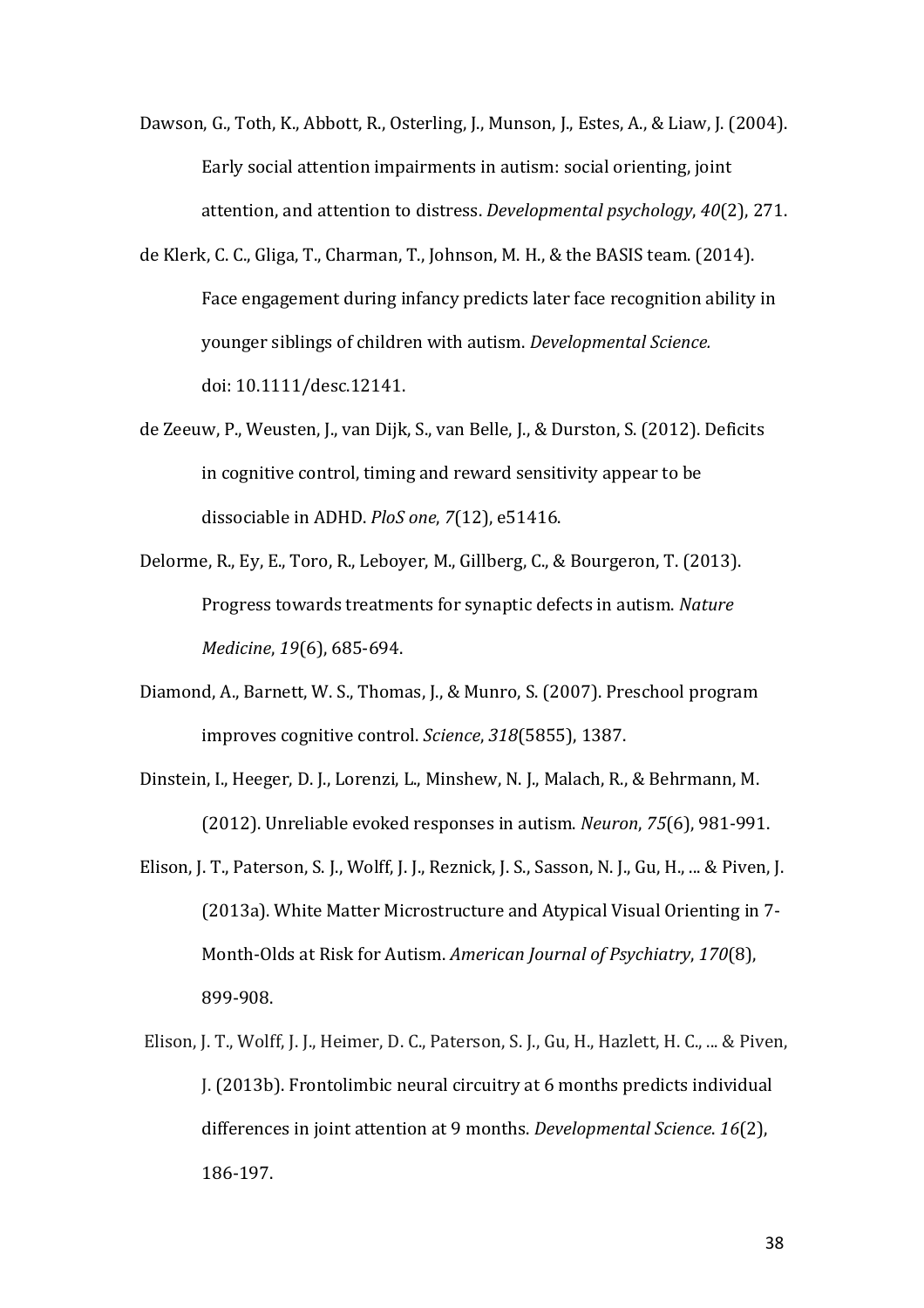Dawson, G., Toth, K., Abbott, R., Osterling, J., Munson, J., Estes, A., & Liaw, J. (2004). Early social attention impairments in autism: social orienting, joint attention, and attention to distress. *Developmental psychology*, *40*(2), 271.

de Klerk, C. C., Gliga, T., Charman, T., Johnson, M. H., & the BASIS team. (2014). Face engagement during infancy predicts later face recognition ability in younger siblings of children with autism. *Developmental Science.* doi: 10.1111/desc.12141.

de Zeeuw, P., Weusten, J., van Dijk, S., van Belle, J., & Durston, S. (2012). Deficits in cognitive control, timing and reward sensitivity appear to be dissociable in ADHD. *PloS one*, *7*(12), e51416.

Delorme, R., Ey, E., Toro, R., Leboyer, M., Gillberg, C., & Bourgeron, T. (2013). Progress towards treatments for synaptic defects in autism. *Nature Medicine*, *19*(6), 685-694.

Diamond, A., Barnett, W. S., Thomas, J., & Munro, S. (2007). Preschool program improves cognitive control. *Science*, *318*(5855), 1387.

Dinstein, I., Heeger, D. J., Lorenzi, L., Minshew, N. J., Malach, R., & Behrmann, M. (2012). Unreliable evoked responses in autism. *Neuron*, *75*(6), 981-991.

Elison, J. T., Paterson, S. J., Wolff, J. J., Reznick, J. S., Sasson, N. J., Gu, H., ... & Piven, J. (2013a). White Matter Microstructure and Atypical Visual Orienting in 7-Month-Olds at Risk for Autism. *American Journal of Psychiatry*, *170*(8), 899-908.

Elison, J. T., Wolff, J. J., Heimer, D. C., Paterson, S. J., Gu, H., Hazlett, H. C., ... & Piven, J. (2013b). Frontolimbic neural circuitry at 6 months predicts individual differences in joint attention at 9 months. *Developmental Science*. *16*(2), 186-197.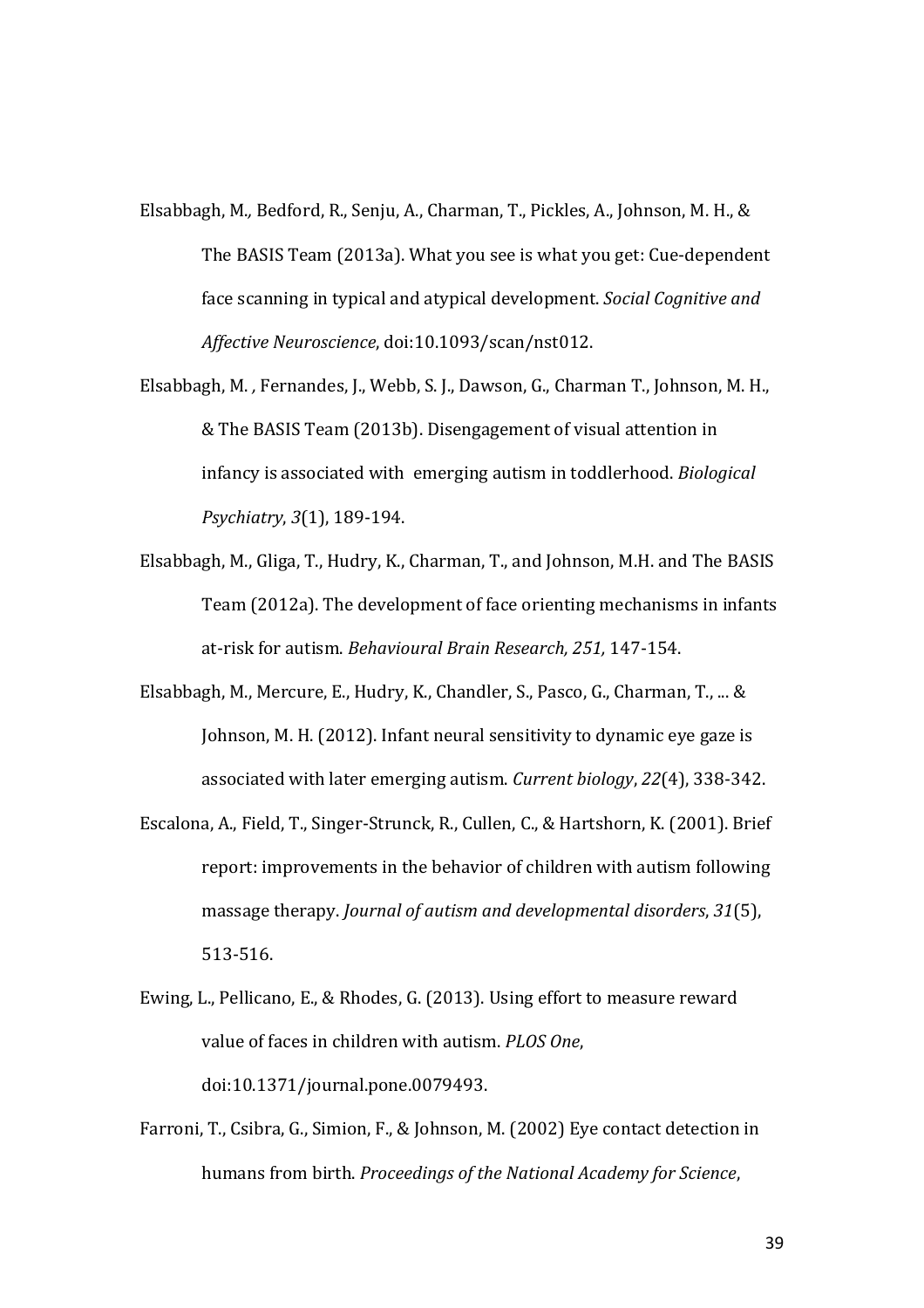Elsabbagh, M., Bedford, R., Senju, A., Charman, T., Pickles, A., Johnson, M. H., & The BASIS Team (2013a). What you see is what you get: Cue-dependent face scanning in typical and atypical development. *Social Cognitive and Affective Neuroscience*, doi:10.1093/scan/nst012.

Elsabbagh, M. , Fernandes, J., Webb, S. J., Dawson, G., Charman T., Johnson, M. H., & The BASIS Team (2013b). Disengagement of visual attention in infancy is associated with emerging autism in toddlerhood. *Biological Psychiatry*, *3*(1), 189-194.

Elsabbagh, M., Gliga, T., Hudry, K., Charman, T., and Johnson, M.H. and The BASIS Team (2012a). The development of face orienting mechanisms in infants at-risk for autism. *Behavioural Brain Research, 251,* 147-154.

Elsabbagh, M., Mercure, E., Hudry, K., Chandler, S., Pasco, G., Charman, T., ... & Johnson, M. H. (2012). Infant neural sensitivity to dynamic eye gaze is associated with later emerging autism. *Current biology*, *22*(4), 338-342.

Escalona, A., Field, T., Singer-Strunck, R., Cullen, C., & Hartshorn, K. (2001). Brief report: improvements in the behavior of children with autism following massage therapy. *Journal of autism and developmental disorders*, *31*(5), 513-516.

Ewing, L., Pellicano, E., & Rhodes, G. (2013). Using effort to measure reward value of faces in children with autism. *PLOS One*, doi:10.1371/journal.pone.0079493.

Farroni, T., Csibra, G., Simion, F., & Johnson, M. (2002) Eye contact detection in humans from birth. *Proceedings of the National Academy for Science*,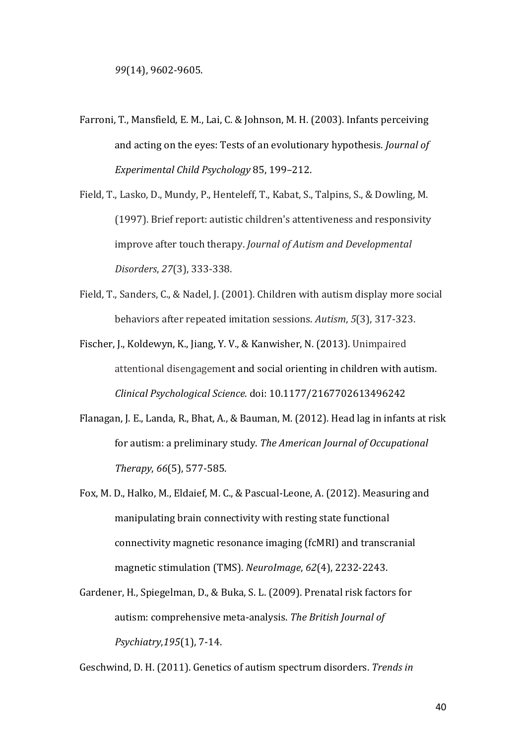*99*(14), 9602-9605.

Farroni, T., Mansfield, E. M., Lai, C. & Johnson, M. H. (2003). Infants perceiving and acting on the eyes: Tests of an evolutionary hypothesis. *Journal of Experimental Child Psychology* 85, 199–212.

Field, T., Lasko, D., Mundy, P., Henteleff, T., Kabat, S., Talpins, S., & Dowling, M. (1997). Brief report: autistic children's attentiveness and responsivity improve after touch therapy. *Journal of Autism and Developmental Disorders*, *27*(3), 333-338.

Field, T., Sanders, C., & Nadel, J. (2001). Children with autism display more social behaviors after repeated imitation sessions. *Autism*, *5*(3), 317-323.

Fischer, J., Koldewyn, K., Jiang, Y. V., & Kanwisher, N. (2013). Unimpaired attentional disengagement and social orienting in children with autism. *Clinical Psychological Science*. doi: 10.1177/2167702613496242

Flanagan, J. E., Landa, R., Bhat, A., & Bauman, M. (2012). Head lag in infants at risk for autism: a preliminary study. *The American Journal of Occupational Therapy*, *66*(5), 577-585.

Fox, M. D., Halko, M., Eldaief, M. C., & Pascual-Leone, A. (2012). Measuring and manipulating brain connectivity with resting state functional connectivity magnetic resonance imaging (fcMRI) and transcranial magnetic stimulation (TMS). *NeuroImage*, *62*(4), 2232-2243.

Gardener, H., Spiegelman, D., & Buka, S. L. (2009). Prenatal risk factors for autism: comprehensive meta-analysis. *The British Journal of Psychiatry*,*195*(1), 7-14.

Geschwind, D. H. (2011). Genetics of autism spectrum disorders. *Trends in*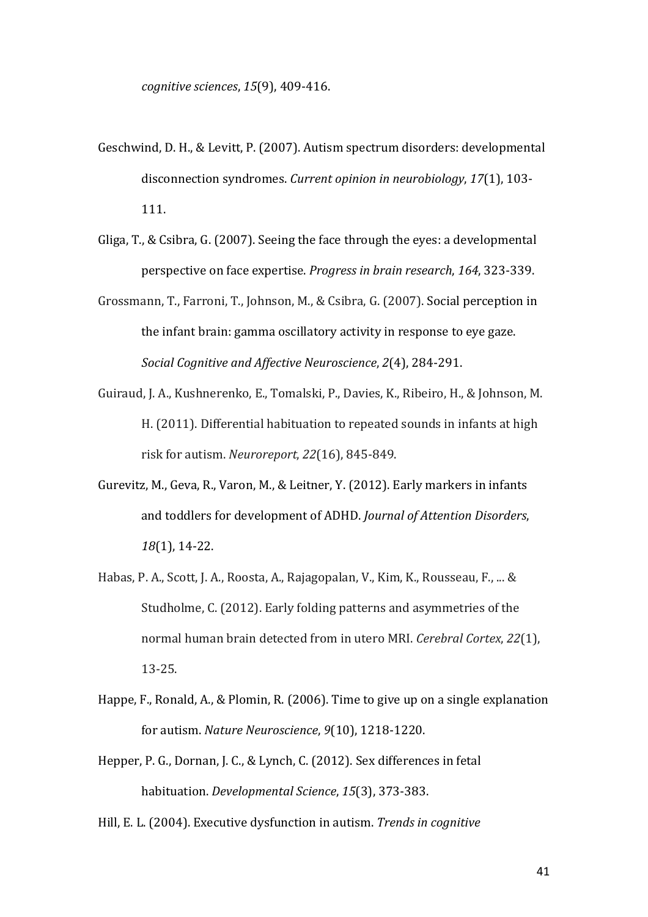*cognitive sciences*, *15*(9), 409-416.

Geschwind, D. H., & Levitt, P. (2007). Autism spectrum disorders: developmental disconnection syndromes. *Current opinion in neurobiology*, *17*(1), 103-111.

Gliga, T., & Csibra, G. (2007). Seeing the face through the eyes: a developmental perspective on face expertise. *Progress in brain research*, *164*, 323-339.

Grossmann, T., Farroni, T., Johnson, M., & Csibra, G. (2007). Social perception in the infant brain: gamma oscillatory activity in response to eye gaze. *Social Cognitive and Affective Neuroscience*, *2*(4), 284-291.

Guiraud, J. A., Kushnerenko, E., Tomalski, P., Davies, K., Ribeiro, H., & Johnson, M. H. (2011). Differential habituation to repeated sounds in infants at high risk for autism. *Neuroreport*, *22*(16), 845-849.

Gurevitz, M., Geva, R., Varon, M., & Leitner, Y. (2012). Early markers in infants and toddlers for development of ADHD. *Journal of Attention Disorders*, *18*(1), 14-22.

Habas, P. A., Scott, J. A., Roosta, A., Rajagopalan, V., Kim, K., Rousseau, F., ... & Studholme, C. (2012). Early folding patterns and asymmetries of the normal human brain detected from in utero MRI. *Cerebral Cortex*, *22*(1), 13-25.

Happe, F., Ronald, A., & Plomin, R. (2006). Time to give up on a single explanation for autism. *Nature Neuroscience*, *9*(10), 1218-1220.

Hepper, P. G., Dornan, J. C., & Lynch, C. (2012). Sex differences in fetal habituation. *Developmental Science*, *15*(3), 373-383.

Hill, E. L. (2004). Executive dysfunction in autism. *Trends in cognitive*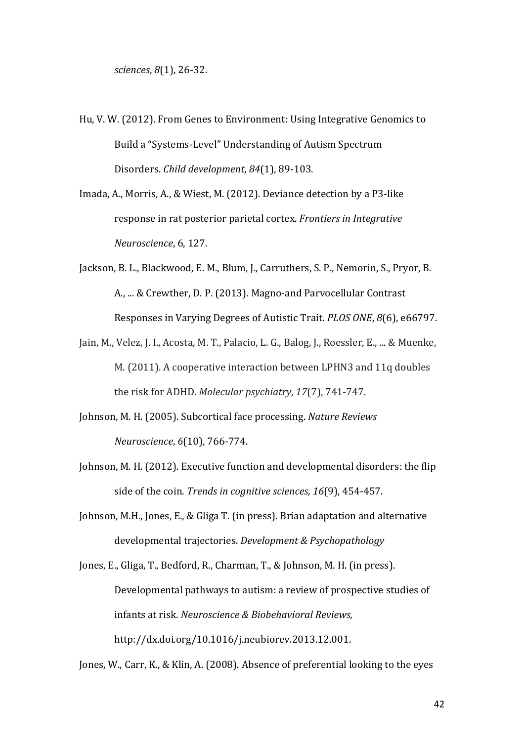*sciences*, *8*(1), 26-32.

Hu, V. W. (2012). From Genes to Environment: Using Integrative Genomics to Build a "Systems-Level" Understanding of Autism Spectrum Disorders. *Child development*, *84*(1), 89-103.

Imada, A., Morris, A., & Wiest, M. (2012). Deviance detection by a P3-like response in rat posterior parietal cortex. *Frontiers in Integrative Neuroscience*, 6, 127.

Jackson, B. L., Blackwood, E. M., Blum, J., Carruthers, S. P., Nemorin, S., Pryor, B. A., ... & Crewther, D. P. (2013). Magno-and Parvocellular Contrast Responses in Varying Degrees of Autistic Trait. *PLOS ONE*, *8*(6), e66797.

Jain, M., Velez, J. I., Acosta, M. T., Palacio, L. G., Balog, J., Roessler, E., ... & Muenke, M. (2011). A cooperative interaction between LPHN3 and 11q doubles the risk for ADHD. *Molecular psychiatry*, *17*(7), 741-747.

Johnson, M. H. (2005). Subcortical face processing. *Nature Reviews Neuroscience*, *6*(10), 766-774.

Johnson, M. H. (2012). Executive function and developmental disorders: the flip side of the coin. *Trends in cognitive sciences, 16*(9), 454-457.

Johnson, M.H., Jones, E., & Gliga T. (in press). Brian adaptation and alternative developmental trajectories. *Development & Psychopathology*

Jones, E., Gliga, T., Bedford, R., Charman, T., & Johnson, M. H. (in press). Developmental pathways to autism: a review of prospective studies of infants at risk. *Neuroscience & Biobehavioral Reviews,* http://dx.doi.org/10.1016/j.neubiorev.2013.12.001.

Jones, W., Carr, K., & Klin, A. (2008). Absence of preferential looking to the eyes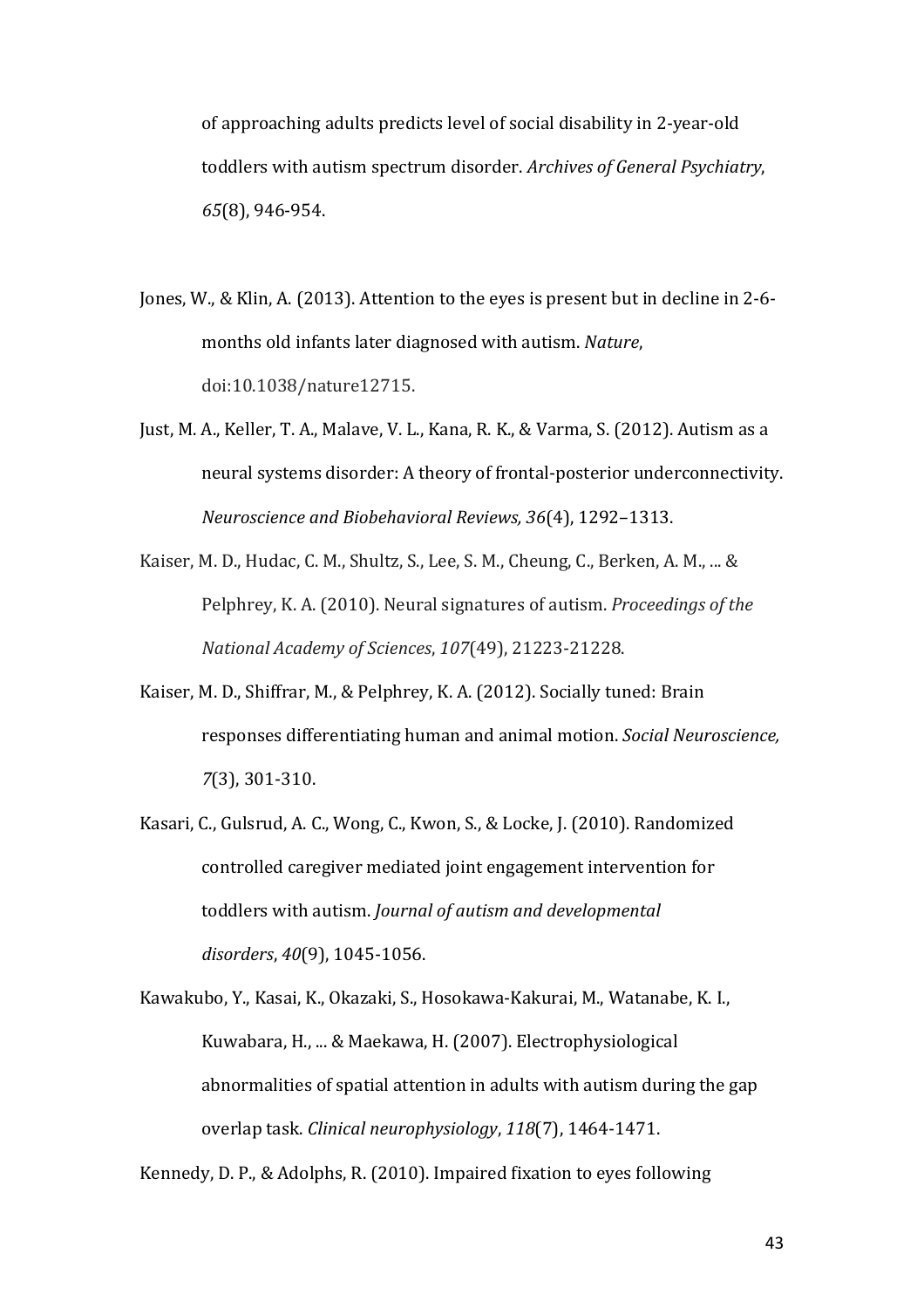of approaching adults predicts level of social disability in 2-year-old toddlers with autism spectrum disorder. *Archives of General Psychiatry*, *65*(8), 946-954.

Jones, W., & Klin, A. (2013). Attention to the eyes is present but in decline in 2-6-months old infants later diagnosed with autism. *Nature*, doi:10.1038/nature12715.

Just, M. A., Keller, T. A., Malave, V. L., Kana, R. K., & Varma, S. (2012). Autism as a neural systems disorder: A theory of frontal-posterior underconnectivity. *Neuroscience and Biobehavioral Reviews, 36*(4), 1292–1313.

Kaiser, M. D., Hudac, C. M., Shultz, S., Lee, S. M., Cheung, C., Berken, A. M., ... & Pelphrey, K. A. (2010). Neural signatures of autism. *Proceedings of the National Academy of Sciences*, *107*(49), 21223-21228.

Kaiser, M. D., Shiffrar, M., & Pelphrey, K. A. (2012). Socially tuned: Brain responses differentiating human and animal motion. *Social Neuroscience, 7*(3), 301-310.

Kasari, C., Gulsrud, A. C., Wong, C., Kwon, S., & Locke, J. (2010). Randomized controlled caregiver mediated joint engagement intervention for toddlers with autism. *Journal of autism and developmental disorders*, *40*(9), 1045-1056.

Kawakubo, Y., Kasai, K., Okazaki, S., Hosokawa-Kakurai, M., Watanabe, K. I., Kuwabara, H., ... & Maekawa, H. (2007). Electrophysiological abnormalities of spatial attention in adults with autism during the gap overlap task. *Clinical neurophysiology*, *118*(7), 1464-1471.

Kennedy, D. P., & Adolphs, R. (2010). Impaired fixation to eyes following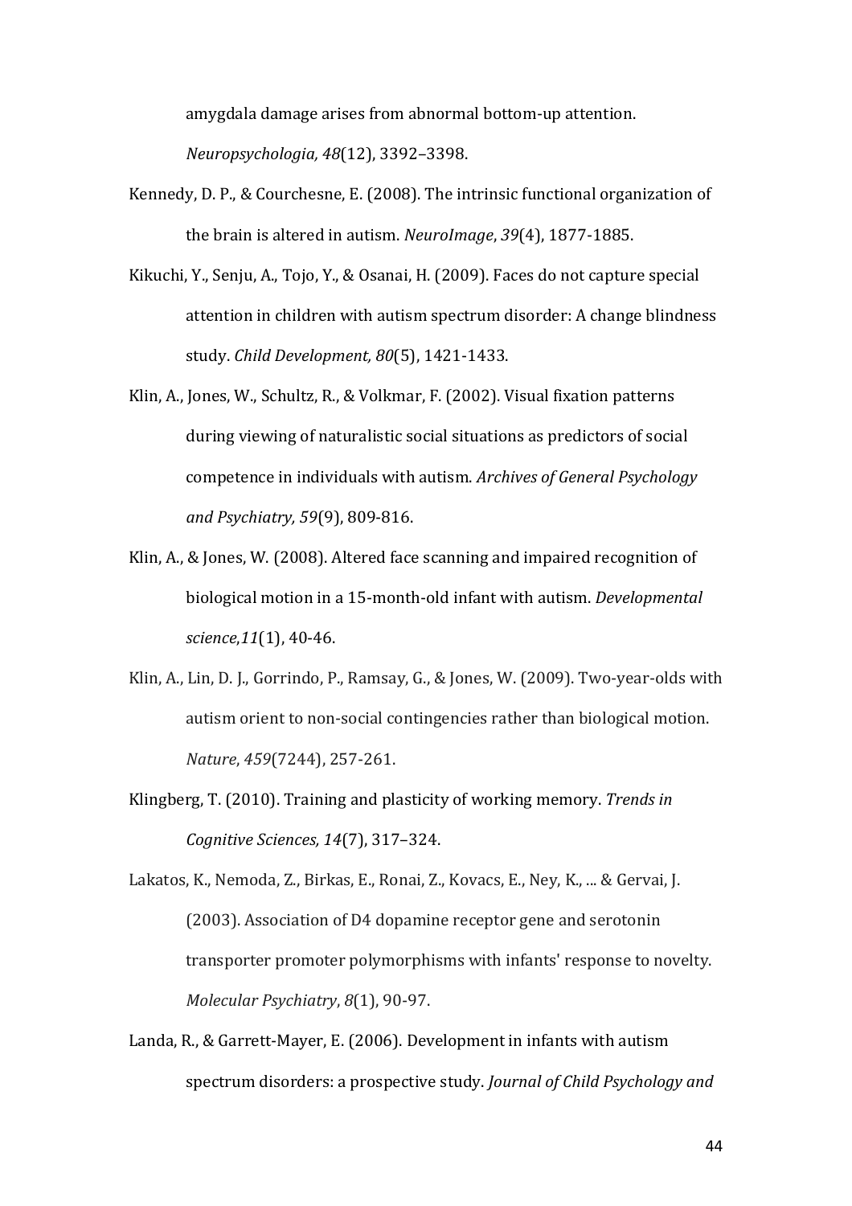amygdala damage arises from abnormal bottom-up attention. *Neuropsychologia, 48*(12), 3392–3398.

Kennedy, D. P., & Courchesne, E. (2008). The intrinsic functional organization of the brain is altered in autism. *NeuroImage*, *39*(4), 1877-1885.

Kikuchi, Y., Senju, A., Tojo, Y., & Osanai, H. (2009). Faces do not capture special attention in children with autism spectrum disorder: A change blindness study. *Child Development, 80*(5), 1421-1433.

Klin, A., Jones, W., Schultz, R., & Volkmar, F. (2002). Visual fixation patterns during viewing of naturalistic social situations as predictors of social competence in individuals with autism. *Archives of General Psychology and Psychiatry, 59*(9), 809-816.

Klin, A., & Jones, W. (2008). Altered face scanning and impaired recognition of biological motion in a 15-month-old infant with autism. *Developmental science*,*11*(1), 40-46.

Klin, A., Lin, D. J., Gorrindo, P., Ramsay, G., & Jones, W. (2009). Two-year-olds with autism orient to non-social contingencies rather than biological motion. *Nature*, *459*(7244), 257-261.

Klingberg, T. (2010). Training and plasticity of working memory. *Trends in Cognitive Sciences, 14*(7), 317–324.

Lakatos, K., Nemoda, Z., Birkas, E., Ronai, Z., Kovacs, E., Ney, K., ... & Gervai, J. (2003). Association of D4 dopamine receptor gene and serotonin transporter promoter polymorphisms with infants' response to novelty. *Molecular Psychiatry*, *8*(1), 90-97.

Landa, R., & Garrett-Mayer, E. (2006). Development in infants with autism spectrum disorders: a prospective study. *Journal of Child Psychology and*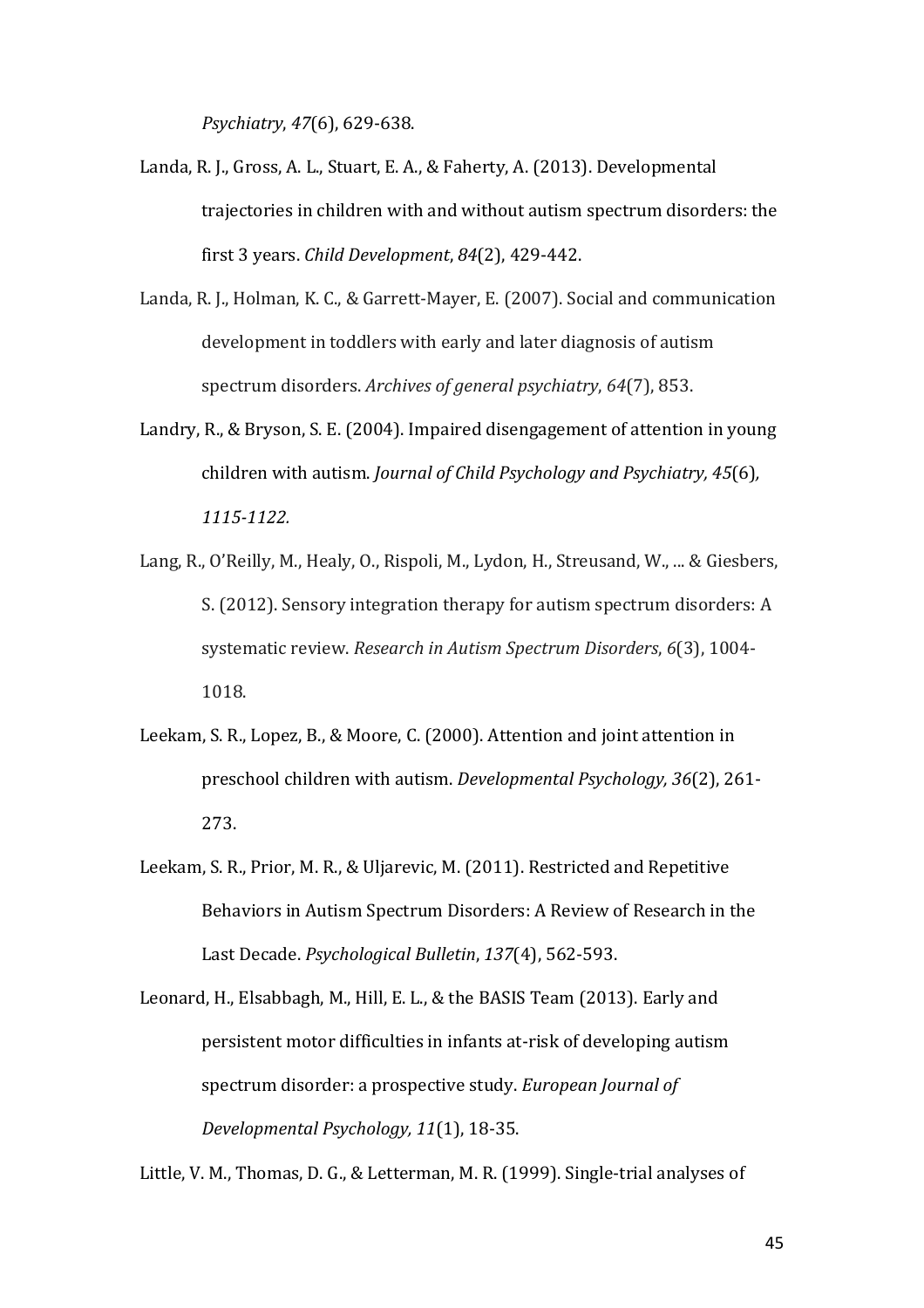*Psychiatry*, *47*(6), 629-638.

Landa, R. J., Gross, A. L., Stuart, E. A., & Faherty, A. (2013). Developmental trajectories in children with and without autism spectrum disorders: the first 3 years. *Child Development*, *84*(2), 429-442.

Landa, R. J., Holman, K. C., & Garrett-Mayer, E. (2007). Social and communication development in toddlers with early and later diagnosis of autism spectrum disorders. *Archives of general psychiatry*, *64*(7), 853.

Landry, R., & Bryson, S. E. (2004). Impaired disengagement of attention in young children with autism. *Journal of Child Psychology and Psychiatry, 45*(6), *1115-1122.*

Lang, R., O'Reilly, M., Healy, O., Rispoli, M., Lydon, H., Streusand, W., ... & Giesbers, S. (2012). Sensory integration therapy for autism spectrum disorders: A systematic review. *Research in Autism Spectrum Disorders*, *6*(3), 1004-1018.

Leekam, S. R., Lopez, B., & Moore, C. (2000). Attention and joint attention in preschool children with autism. *Developmental Psychology, 36*(2), 261-273.

Leekam, S. R., Prior, M. R., & Uljarevic, M. (2011). Restricted and Repetitive Behaviors in Autism Spectrum Disorders: A Review of Research in the Last Decade. *Psychological Bulletin*, *137*(4), 562-593.

Leonard, H., Elsabbagh, M., Hill, E. L., & the BASIS Team (2013). Early and persistent motor difficulties in infants at-risk of developing autism spectrum disorder: a prospective study. *European Journal of Developmental Psychology, 11*(1), 18-35.

Little, V. M., Thomas, D. G., & Letterman, M. R. (1999). Single-trial analyses of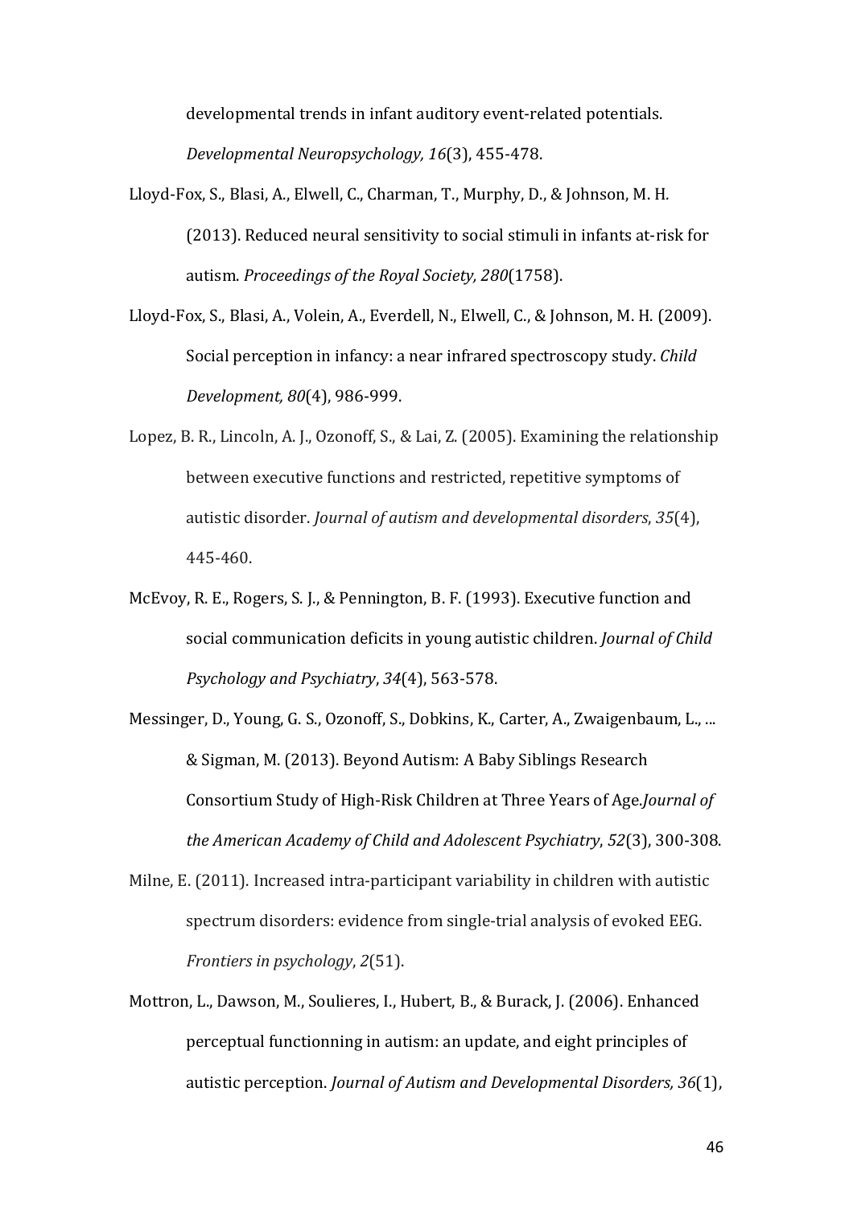developmental trends in infant auditory event-related potentials. *Developmental Neuropsychology, 16*(3), 455-478.

Lloyd-Fox, S., Blasi, A., Elwell, C., Charman, T., Murphy, D., & Johnson, M. H. (2013). Reduced neural sensitivity to social stimuli in infants at-risk for autism. *Proceedings of the Royal Society, 280*(1758).

Lloyd-Fox, S., Blasi, A., Volein, A., Everdell, N., Elwell, C., & Johnson, M. H. (2009). Social perception in infancy: a near infrared spectroscopy study. *Child Development, 80*(4), 986-999.

Lopez, B. R., Lincoln, A. J., Ozonoff, S., & Lai, Z. (2005). Examining the relationship between executive functions and restricted, repetitive symptoms of autistic disorder. *Journal of autism and developmental disorders*, *35*(4), 445-460.

McEvoy, R. E., Rogers, S. J., & Pennington, B. F. (1993). Executive function and social communication deficits in young autistic children. *Journal of Child Psychology and Psychiatry*, *34*(4), 563-578.

Messinger, D., Young, G. S., Ozonoff, S., Dobkins, K., Carter, A., Zwaigenbaum, L., ... & Sigman, M. (2013). Beyond Autism: A Baby Siblings Research Consortium Study of High-Risk Children at Three Years of Age.*Journal of the American Academy of Child and Adolescent Psychiatry*, *52*(3), 300-308.

Milne, E. (2011). Increased intra-participant variability in children with autistic spectrum disorders: evidence from single-trial analysis of evoked EEG. *Frontiers in psychology*, *2*(51).

Mottron, L., Dawson, M., Soulieres, I., Hubert, B., & Burack, J. (2006). Enhanced perceptual functionning in autism: an update, and eight principles of autistic perception. *Journal of Autism and Developmental Disorders, 36*(1),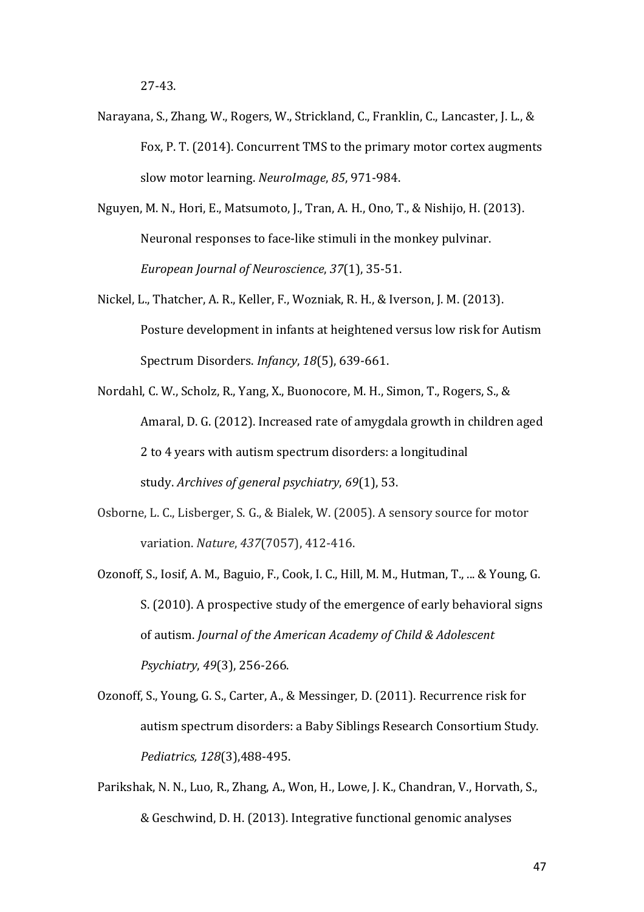27-43.

Narayana, S., Zhang, W., Rogers, W., Strickland, C., Franklin, C., Lancaster, J. L., & Fox, P. T. (2014). Concurrent TMS to the primary motor cortex augments slow motor learning. *NeuroImage*, *85*, 971-984.

Nguyen, M. N., Hori, E., Matsumoto, J., Tran, A. H., Ono, T., & Nishijo, H. (2013). Neuronal responses to face-like stimuli in the monkey pulvinar. *European Journal of Neuroscience*, *37*(1), 35-51.

Nickel, L., Thatcher, A. R., Keller, F., Wozniak, R. H., & Iverson, J. M. (2013). Posture development in infants at heightened versus low risk for Autism Spectrum Disorders. *Infancy*, *18*(5), 639-661.

Nordahl, C. W., Scholz, R., Yang, X., Buonocore, M. H., Simon, T., Rogers, S., & Amaral, D. G. (2012). Increased rate of amygdala growth in children aged 2 to 4 years with autism spectrum disorders: a longitudinal study. *Archives of general psychiatry*, *69*(1), 53.

Osborne, L. C., Lisberger, S. G., & Bialek, W. (2005). A sensory source for motor variation. *Nature*, *437*(7057), 412-416.

Ozonoff, S., Iosif, A. M., Baguio, F., Cook, I. C., Hill, M. M., Hutman, T., ... & Young, G. S. (2010). A prospective study of the emergence of early behavioral signs of autism. *Journal of the American Academy of Child & Adolescent Psychiatry*, *49*(3), 256-266.

Ozonoff, S., Young, G. S., Carter, A., & Messinger, D. (2011). Recurrence risk for autism spectrum disorders: a Baby Siblings Research Consortium Study. *Pediatrics, 128*(3),488-495.

Parikshak, N. N., Luo, R., Zhang, A., Won, H., Lowe, J. K., Chandran, V., Horvath, S., & Geschwind, D. H. (2013). Integrative functional genomic analyses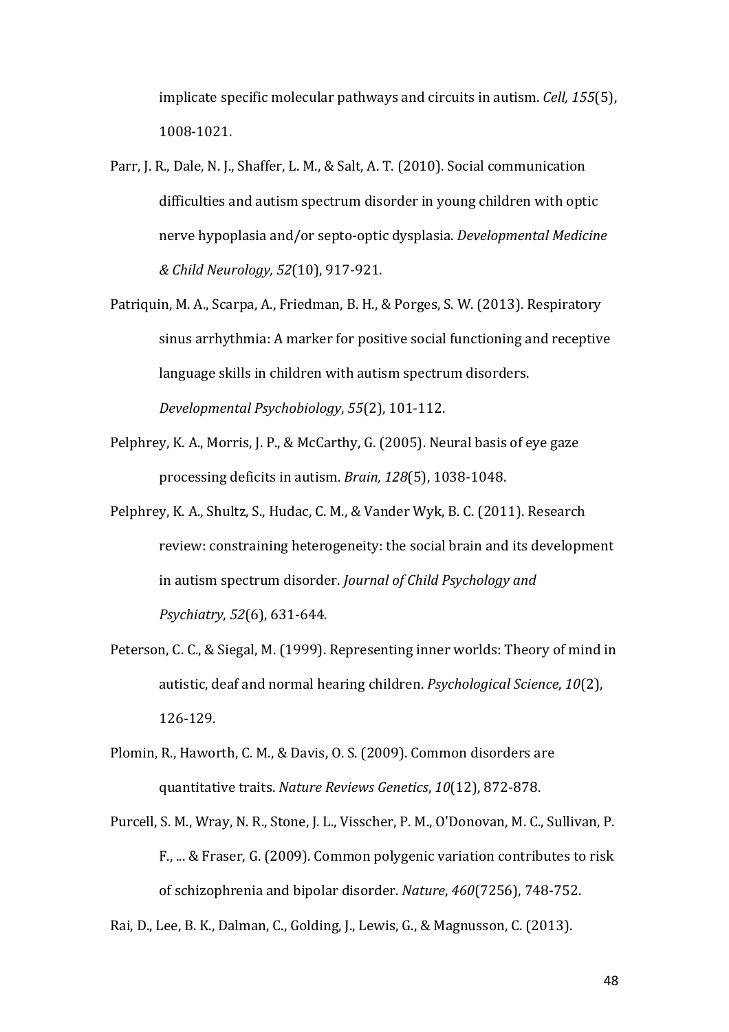implicate specific molecular pathways and circuits in autism. *Cell, 155*(5), 1008-1021.

Parr, J. R., Dale, N. J., Shaffer, L. M., & Salt, A. T. (2010). Social communication difficulties and autism spectrum disorder in young children with optic nerve hypoplasia and/or septo-optic dysplasia. *Developmental Medicine & Child Neurology, 52*(10), 917-921.

Patriquin, M. A., Scarpa, A., Friedman, B. H., & Porges, S. W. (2013). Respiratory sinus arrhythmia: A marker for positive social functioning and receptive language skills in children with autism spectrum disorders. *Developmental Psychobiology*, *55*(2), 101-112.

Pelphrey, K. A., Morris, J. P., & McCarthy, G. (2005). Neural basis of eye gaze processing deficits in autism. *Brain, 128*(5), 1038-1048.

Pelphrey, K. A., Shultz, S., Hudac, C. M., & Vander Wyk, B. C. (2011). Research review: constraining heterogeneity: the social brain and its development in autism spectrum disorder. *Journal of Child Psychology and Psychiatry*, *52*(6), 631-644.

Peterson, C. C., & Siegal, M. (1999). Representing inner worlds: Theory of mind in autistic, deaf and normal hearing children. *Psychological Science*, *10*(2), 126-129.

Plomin, R., Haworth, C. M., & Davis, O. S. (2009). Common disorders are quantitative traits. *Nature Reviews Genetics*, *10*(12), 872-878.

Purcell, S. M., Wray, N. R., Stone, J. L., Visscher, P. M., O'Donovan, M. C., Sullivan, P. F., ... & Fraser, G. (2009). Common polygenic variation contributes to risk of schizophrenia and bipolar disorder. *Nature*, *460*(7256), 748-752.

Rai, D., Lee, B. K., Dalman, C., Golding, J., Lewis, G., & Magnusson, C. (2013).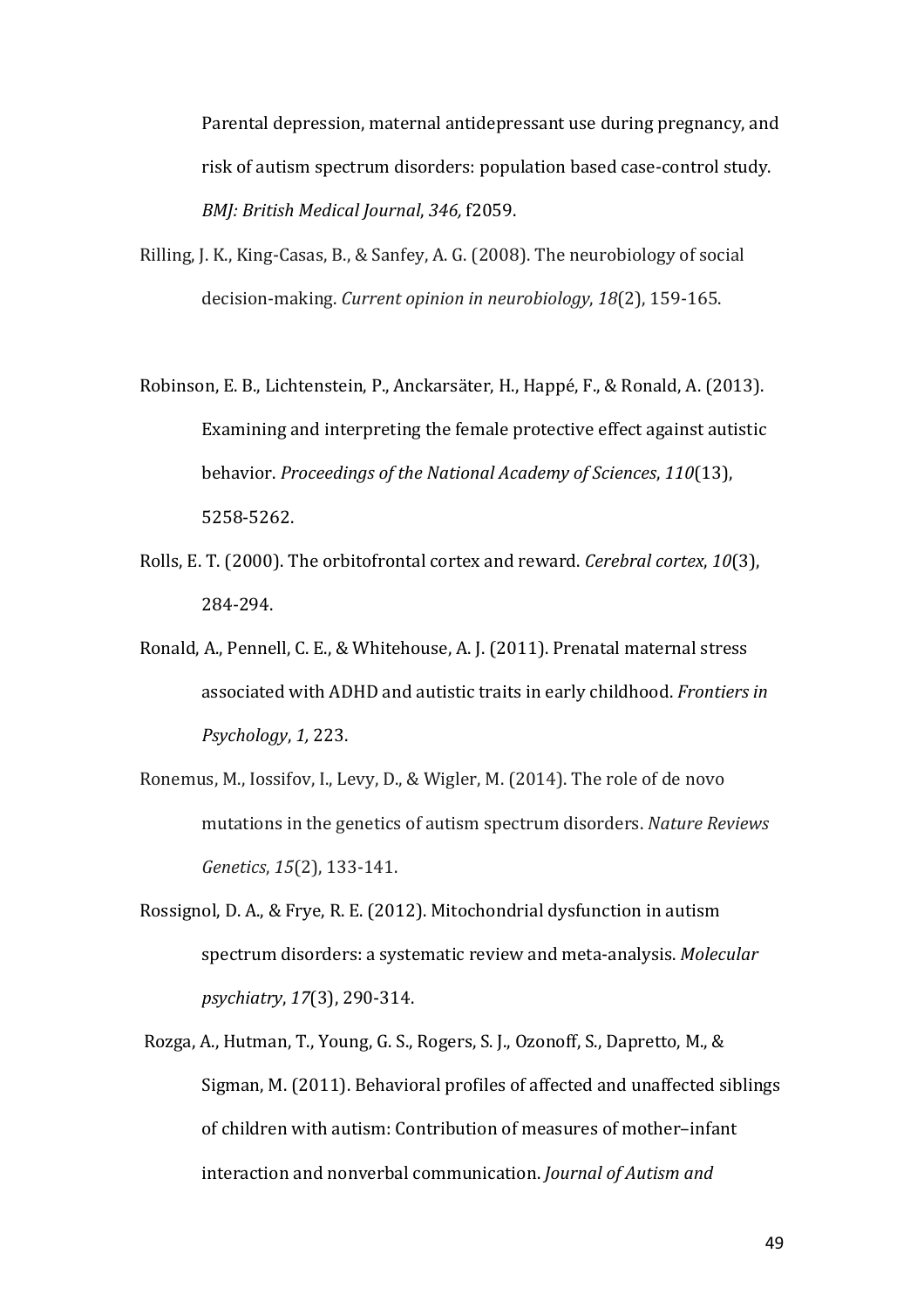Parental depression, maternal antidepressant use during pregnancy, and risk of autism spectrum disorders: population based case-control study. *BMJ: British Medical Journal*, *346,* f2059.

Rilling, J. K., King-Casas, B., & Sanfey, A. G. (2008). The neurobiology of social decision-making. *Current opinion in neurobiology*, *18*(2), 159-165.

Robinson, E. B., Lichtenstein, P., Anckarsäter, H., Happé, F., & Ronald, A. (2013). Examining and interpreting the female protective effect against autistic behavior. *Proceedings of the National Academy of Sciences*, *110*(13), 5258-5262.

Rolls, E. T. (2000). The orbitofrontal cortex and reward. *Cerebral cortex*, *10*(3), 284-294.

Ronald, A., Pennell, C. E., & Whitehouse, A. J. (2011). Prenatal maternal stress associated with ADHD and autistic traits in early childhood. *Frontiers in Psychology*, *1,* 223.

Ronemus, M., Iossifov, I., Levy, D., & Wigler, M. (2014). The role of de novo mutations in the genetics of autism spectrum disorders. *Nature Reviews Genetics*, *15*(2), 133-141.

Rossignol, D. A., & Frye, R. E. (2012). Mitochondrial dysfunction in autism spectrum disorders: a systematic review and meta-analysis. *Molecular psychiatry*, *17*(3), 290-314.

Rozga, A., Hutman, T., Young, G. S., Rogers, S. J., Ozonoff, S., Dapretto, M., & Sigman, M. (2011). Behavioral profiles of affected and unaffected siblings of children with autism: Contribution of measures of mother–infant interaction and nonverbal communication. *Journal of Autism and*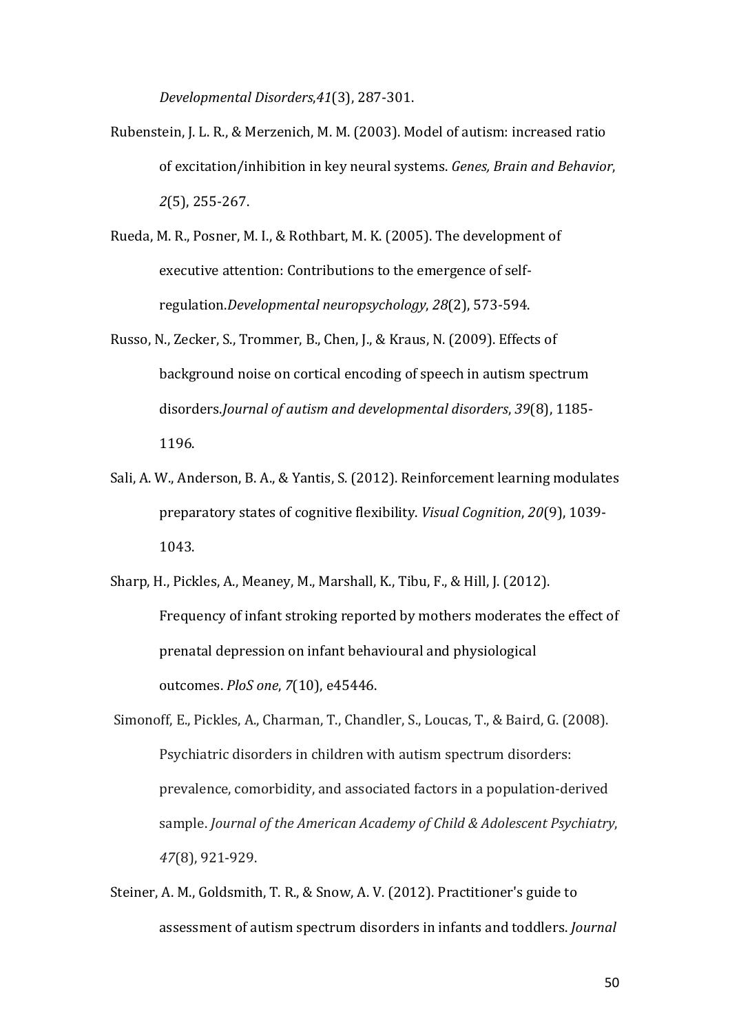*Developmental Disorders*,*41*(3), 287-301.

Rubenstein, J. L. R., & Merzenich, M. M. (2003). Model of autism: increased ratio of excitation/inhibition in key neural systems. *Genes, Brain and Behavior*, *2*(5), 255-267.

Rueda, M. R., Posner, M. I., & Rothbart, M. K. (2005). The development of executive attention: Contributions to the emergence of self-regulation.*Developmental neuropsychology*, *28*(2), 573-594.

Russo, N., Zecker, S., Trommer, B., Chen, J., & Kraus, N. (2009). Effects of background noise on cortical encoding of speech in autism spectrum disorders.*Journal of autism and developmental disorders*, *39*(8), 1185-1196.

Sali, A. W., Anderson, B. A., & Yantis, S. (2012). Reinforcement learning modulates preparatory states of cognitive flexibility. *Visual Cognition*, *20*(9), 1039-1043.

Sharp, H., Pickles, A., Meaney, M., Marshall, K., Tibu, F., & Hill, J. (2012). Frequency of infant stroking reported by mothers moderates the effect of prenatal depression on infant behavioural and physiological outcomes. *PloS one*, *7*(10), e45446.

Simonoff, E., Pickles, A., Charman, T., Chandler, S., Loucas, T., & Baird, G. (2008). Psychiatric disorders in children with autism spectrum disorders: prevalence, comorbidity, and associated factors in a population-derived sample. *Journal of the American Academy of Child & Adolescent Psychiatry*, *47*(8), 921-929.

Steiner, A. M., Goldsmith, T. R., & Snow, A. V. (2012). Practitioner's guide to assessment of autism spectrum disorders in infants and toddlers. *Journal*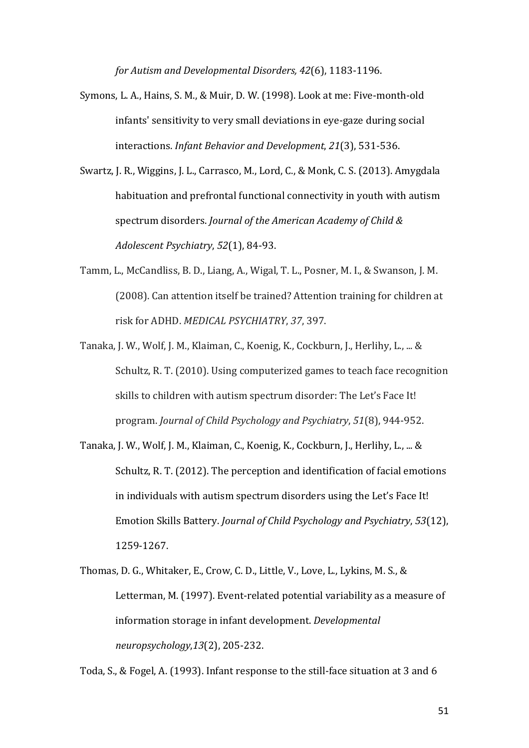*for Autism and Developmental Disorders, 42*(6), 1183-1196.

Symons, L. A., Hains, S. M., & Muir, D. W. (1998). Look at me: Five-month-old infants' sensitivity to very small deviations in eye-gaze during social interactions. *Infant Behavior and Development*, *21*(3), 531-536.

Swartz, J. R., Wiggins, J. L., Carrasco, M., Lord, C., & Monk, C. S. (2013). Amygdala habituation and prefrontal functional connectivity in youth with autism spectrum disorders. *Journal of the American Academy of Child & Adolescent Psychiatry*, *52*(1), 84-93.

Tamm, L., McCandliss, B. D., Liang, A., Wigal, T. L., Posner, M. I., & Swanson, J. M. (2008). Can attention itself be trained? Attention training for children at risk for ADHD. *MEDICAL PSYCHIATRY*, *37*, 397.

Tanaka, J. W., Wolf, J. M., Klaiman, C., Koenig, K., Cockburn, J., Herlihy, L., ... & Schultz, R. T. (2010). Using computerized games to teach face recognition skills to children with autism spectrum disorder: The Let's Face It! program. *Journal of Child Psychology and Psychiatry*, *51*(8), 944-952.

Tanaka, J. W., Wolf, J. M., Klaiman, C., Koenig, K., Cockburn, J., Herlihy, L., ... & Schultz, R. T. (2012). The perception and identification of facial emotions in individuals with autism spectrum disorders using the Let's Face It! Emotion Skills Battery. *Journal of Child Psychology and Psychiatry*, *53*(12), 1259-1267.

Thomas, D. G., Whitaker, E., Crow, C. D., Little, V., Love, L., Lykins, M. S., & Letterman, M. (1997). Event-related potential variability as a measure of information storage in infant development. *Developmental neuropsychology*,*13*(2), 205-232.

Toda, S., & Fogel, A. (1993). Infant response to the still-face situation at 3 and 6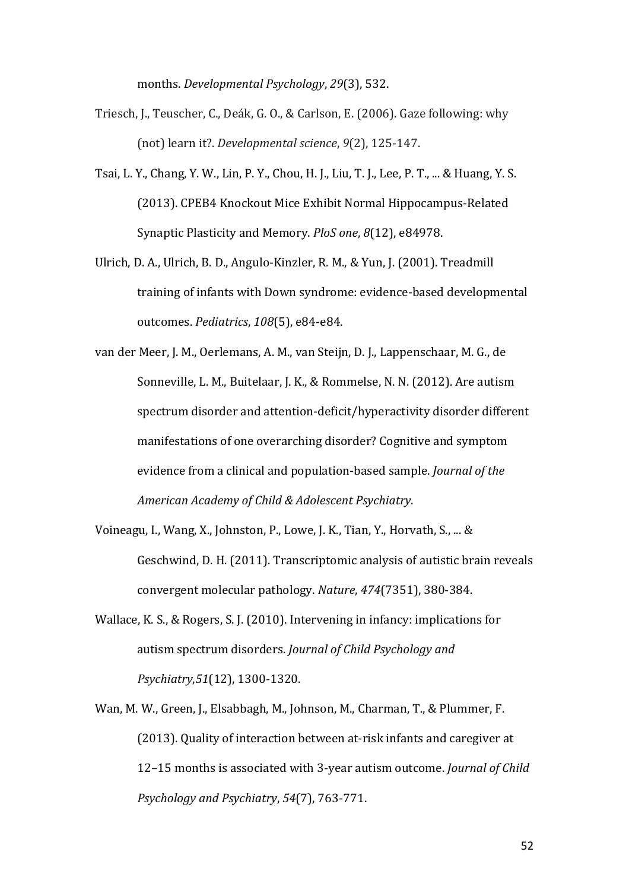months. *Developmental Psychology*, *29*(3), 532.

Triesch, J., Teuscher, C., Deák, G. O., & Carlson, E. (2006). Gaze following: why (not) learn it?. *Developmental science*, *9*(2), 125-147.

Tsai, L. Y., Chang, Y. W., Lin, P. Y., Chou, H. J., Liu, T. J., Lee, P. T., ... & Huang, Y. S. (2013). CPEB4 Knockout Mice Exhibit Normal Hippocampus-Related Synaptic Plasticity and Memory. *PloS one*, *8*(12), e84978.

Ulrich, D. A., Ulrich, B. D., Angulo-Kinzler, R. M., & Yun, J. (2001). Treadmill training of infants with Down syndrome: evidence-based developmental outcomes. *Pediatrics*, *108*(5), e84-e84.

van der Meer, J. M., Oerlemans, A. M., van Steijn, D. J., Lappenschaar, M. G., de Sonneville, L. M., Buitelaar, J. K., & Rommelse, N. N. (2012). Are autism spectrum disorder and attention-deficit/hyperactivity disorder different manifestations of one overarching disorder? Cognitive and symptom evidence from a clinical and population-based sample. *Journal of the American Academy of Child & Adolescent Psychiatry*.

Voineagu, I., Wang, X., Johnston, P., Lowe, J. K., Tian, Y., Horvath, S., ... & Geschwind, D. H. (2011). Transcriptomic analysis of autistic brain reveals convergent molecular pathology. *Nature*, *474*(7351), 380-384.

Wallace, K. S., & Rogers, S. J. (2010). Intervening in infancy: implications for autism spectrum disorders. *Journal of Child Psychology and Psychiatry*,*51*(12), 1300-1320.

Wan, M. W., Green, J., Elsabbagh, M., Johnson, M., Charman, T., & Plummer, F. (2013). Quality of interaction between at-risk infants and caregiver at 12–15 months is associated with 3-year autism outcome. *Journal of Child Psychology and Psychiatry*, *54*(7), 763-771.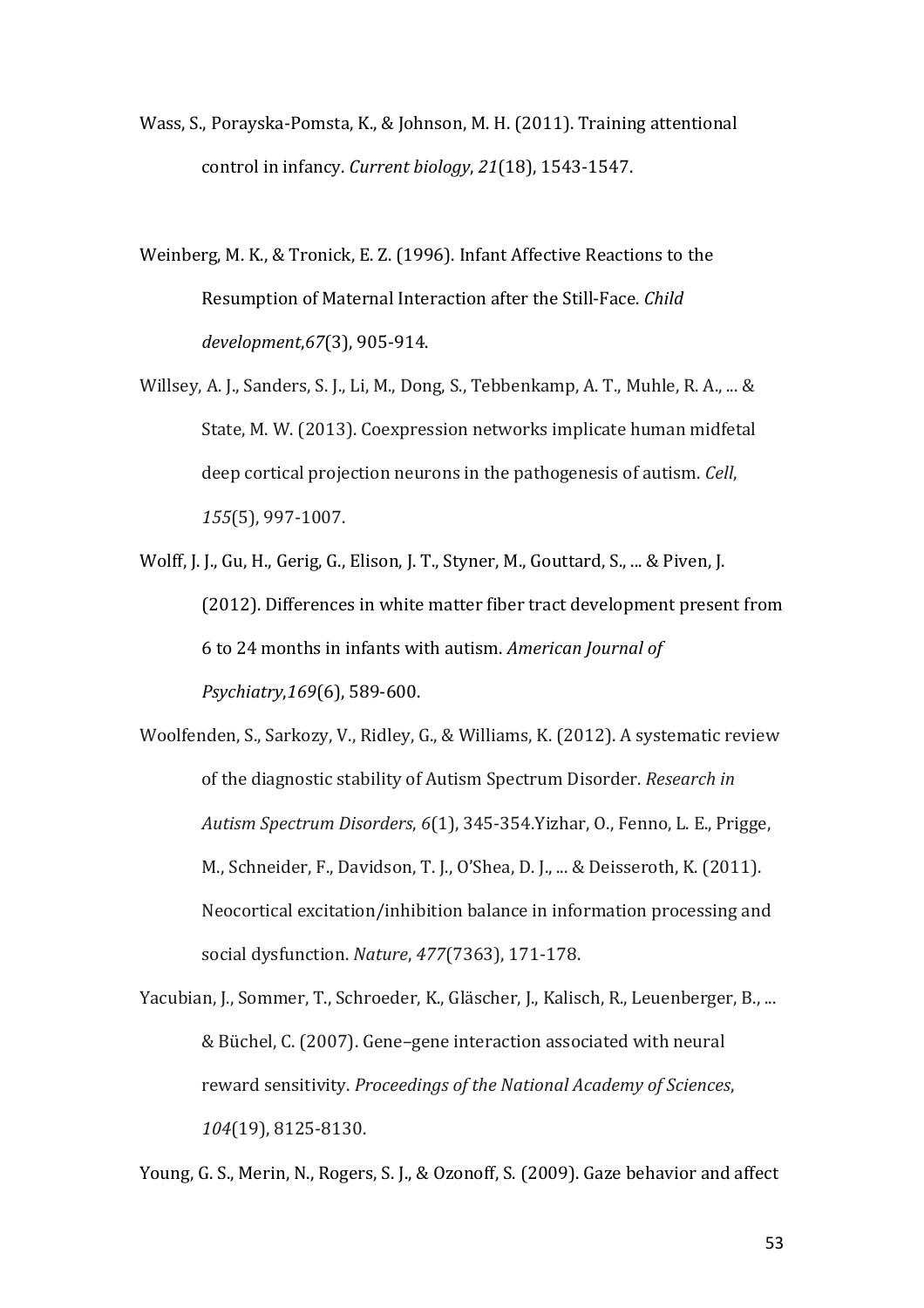Wass, S., Porayska-Pomsta, K., & Johnson, M. H. (2011). Training attentional control in infancy. *Current biology*, *21*(18), 1543-1547.

Weinberg, M. K., & Tronick, E. Z. (1996). Infant Affective Reactions to the Resumption of Maternal Interaction after the Still-Face. *Child development*,*67*(3), 905-914.

Willsey, A. J., Sanders, S. J., Li, M., Dong, S., Tebbenkamp, A. T., Muhle, R. A., ... & State, M. W. (2013). Coexpression networks implicate human midfetal deep cortical projection neurons in the pathogenesis of autism. *Cell*, *155*(5), 997-1007.

Wolff, J. J., Gu, H., Gerig, G., Elison, J. T., Styner, M., Gouttard, S., ... & Piven, J. (2012). Differences in white matter fiber tract development present from 6 to 24 months in infants with autism. *American Journal of Psychiatry*,*169*(6), 589-600.

Woolfenden, S., Sarkozy, V., Ridley, G., & Williams, K. (2012). A systematic review of the diagnostic stability of Autism Spectrum Disorder. *Research in Autism Spectrum Disorders*, *6*(1), 345-354.Yizhar, O., Fenno, L. E., Prigge, M., Schneider, F., Davidson, T. J., O'Shea, D. J., ... & Deisseroth, K. (2011). Neocortical excitation/inhibition balance in information processing and social dysfunction. *Nature*, *477*(7363), 171-178.

Yacubian, J., Sommer, T., Schroeder, K., Gläscher, J., Kalisch, R., Leuenberger, B., ... & Büchel, C. (2007). Gene–gene interaction associated with neural reward sensitivity. *Proceedings of the National Academy of Sciences*, *104*(19), 8125-8130.

Young, G. S., Merin, N., Rogers, S. J., & Ozonoff, S. (2009). Gaze behavior and affect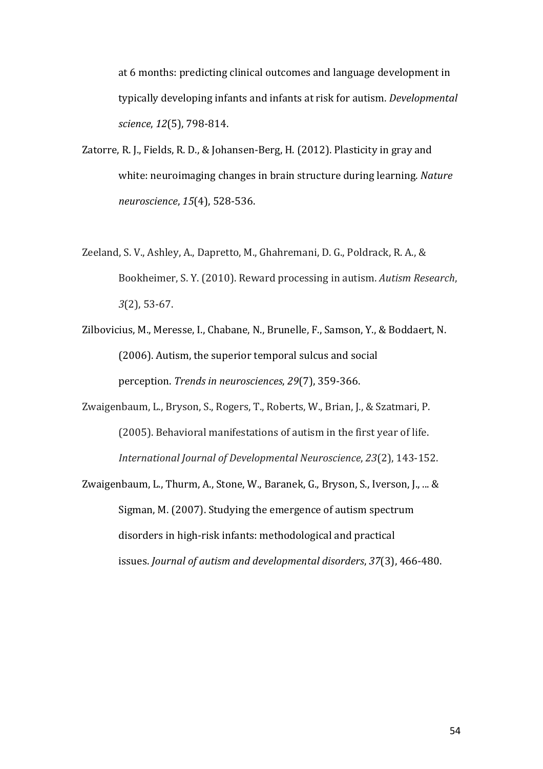at 6 months: predicting clinical outcomes and language development in typically developing infants and infants at risk for autism. *Developmental science*, *12*(5), 798-814.

Zatorre, R. J., Fields, R. D., & Johansen-Berg, H. (2012). Plasticity in gray and white: neuroimaging changes in brain structure during learning. *Nature neuroscience*, *15*(4), 528-536.

Zeeland, S. V., Ashley, A., Dapretto, M., Ghahremani, D. G., Poldrack, R. A., & Bookheimer, S. Y. (2010). Reward processing in autism. *Autism Research*, *3*(2), 53-67.

Zilbovicius, M., Meresse, I., Chabane, N., Brunelle, F., Samson, Y., & Boddaert, N. (2006). Autism, the superior temporal sulcus and social perception. *Trends in neurosciences*, *29*(7), 359-366.

Zwaigenbaum, L., Bryson, S., Rogers, T., Roberts, W., Brian, J., & Szatmari, P. (2005). Behavioral manifestations of autism in the first year of life. *International Journal of Developmental Neuroscience*, *23*(2), 143-152.

Zwaigenbaum, L., Thurm, A., Stone, W., Baranek, G., Bryson, S., Iverson, J., ... & Sigman, M. (2007). Studying the emergence of autism spectrum disorders in high-risk infants: methodological and practical issues. *Journal of autism and developmental disorders*, *37*(3), 466-480.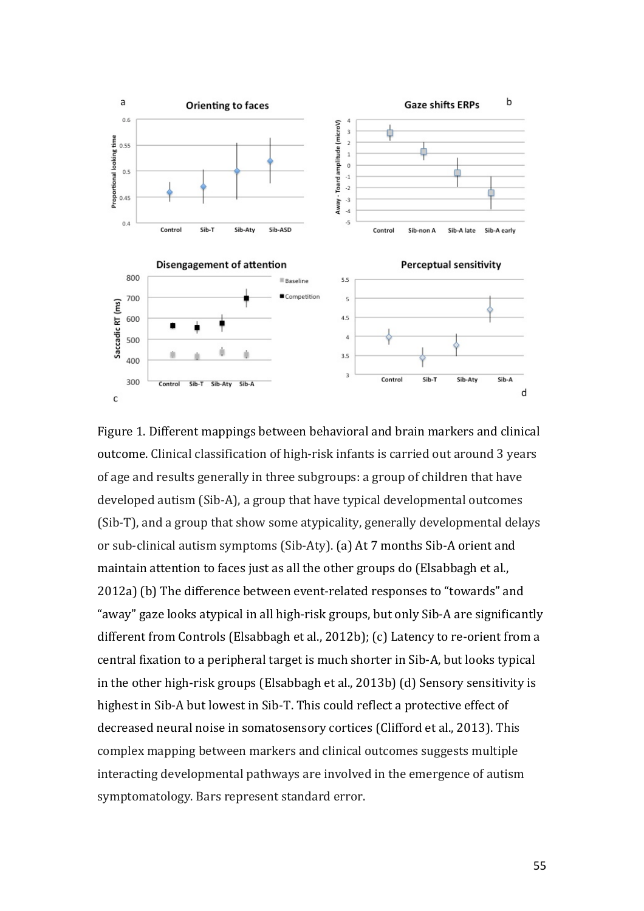Figure 1. Different mappings between behavioral and brain markers and clinical outcome. Clinical classification of high-risk infants is carried out around 3 years of age and results generally in three subgroups: a group of children that have developed autism (Sib-A), a group that have typical developmental outcomes (Sib-T), and a group that show some atypicality, generally developmental delays or sub-clinical autism symptoms (Sib-Aty). (a) At 7 months Sib-A orient and maintain attention to faces just as all the other groups do (Elsabbagh et al., 2012a) (b) The difference between event-related responses to "towards" and "away" gaze looks atypical in all high-risk groups, but only Sib-A are significantly different from Controls (Elsabbagh et al., 2012b); (c) Latency to re-orient from a central fixation to a peripheral target is much shorter in Sib-A, but looks typical in the other high-risk groups (Elsabbagh et al., 2013b) (d) Sensory sensitivity is highest in Sib-A but lowest in Sib-T. This could reflect a protective effect of decreased neural noise in somatosensory cortices (Clifford et al., 2013). This complex mapping between markers and clinical outcomes suggests multiple interacting developmental pathways are involved in the emergence of autism symptomatology. Bars represent standard error.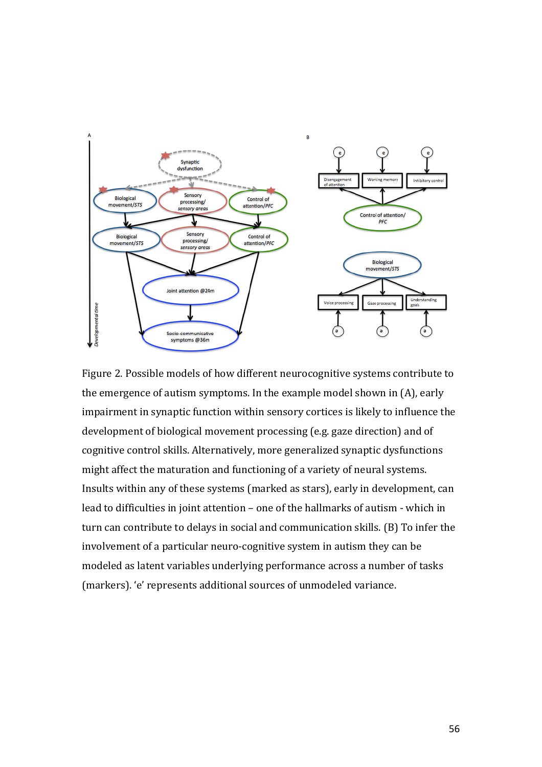Figure 2. Possible models of how different neurocognitive systems contribute to the emergence of autism symptoms. In the example model shown in (A), early impairment in synaptic function within sensory cortices is likely to influence the development of biological movement processing (e.g. gaze direction) and of cognitive control skills. Alternatively, more generalized synaptic dysfunctions might affect the maturation and functioning of a variety of neural systems. Insults within any of these systems (marked as stars), early in development, can lead to difficulties in joint attention – one of the hallmarks of autism - which in turn can contribute to delays in social and communication skills. (B) To infer the involvement of a particular neuro-cognitive system in autism they can be modeled as latent variables underlying performance across a number of tasks (markers). 'e' represents additional sources of unmodeled variance.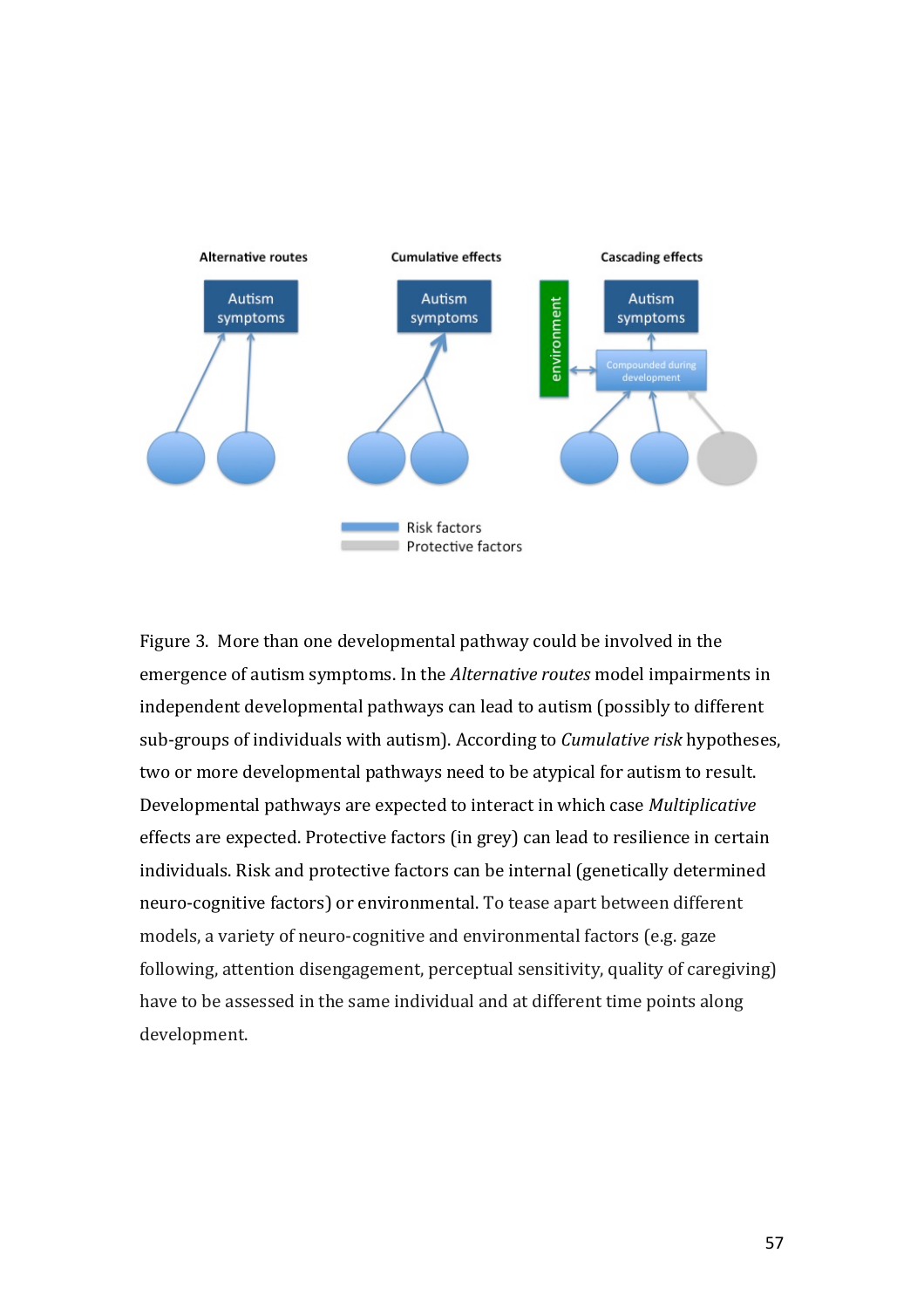Alternative routes

Autism symptoms

Cumulative effects

Autism symptoms

Cascading effects

environment

Autism symptoms

Compounded during development

Risk factors

Protective factors

Figure 3. More than one developmental pathway could be involved in the emergence of autism symptoms. In the *Alternative routes* model impairments in independent developmental pathways can lead to autism (possibly to different sub-groups of individuals with autism). According to *Cumulative risk* hypotheses, two or more developmental pathways need to be atypical for autism to result. Developmental pathways are expected to interact in which case *Multiplicative* effects are expected. Protective factors (in grey) can lead to resilience in certain individuals. Risk and protective factors can be internal (genetically determined neuro-cognitive factors) or environmental. To tease apart between different models, a variety of neuro-cognitive and environmental factors (e.g. gaze following, attention disengagement, perceptual sensitivity, quality of caregiving) have to be assessed in the same individual and at different time points along development.